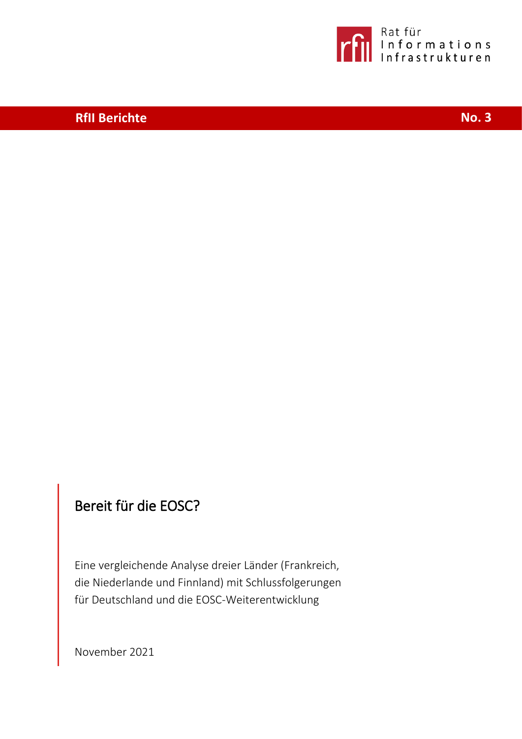Rat für Informations Infrastrukturen

**RfII Berichte** **No. 3**

# Bereit für die EOSC?

Eine vergleichende Analyse dreier Länder (Frankreich, die Niederlande und Finnland) mit Schlussfolgerungen für Deutschland und die EOSC-Weiterentwicklung

November 2021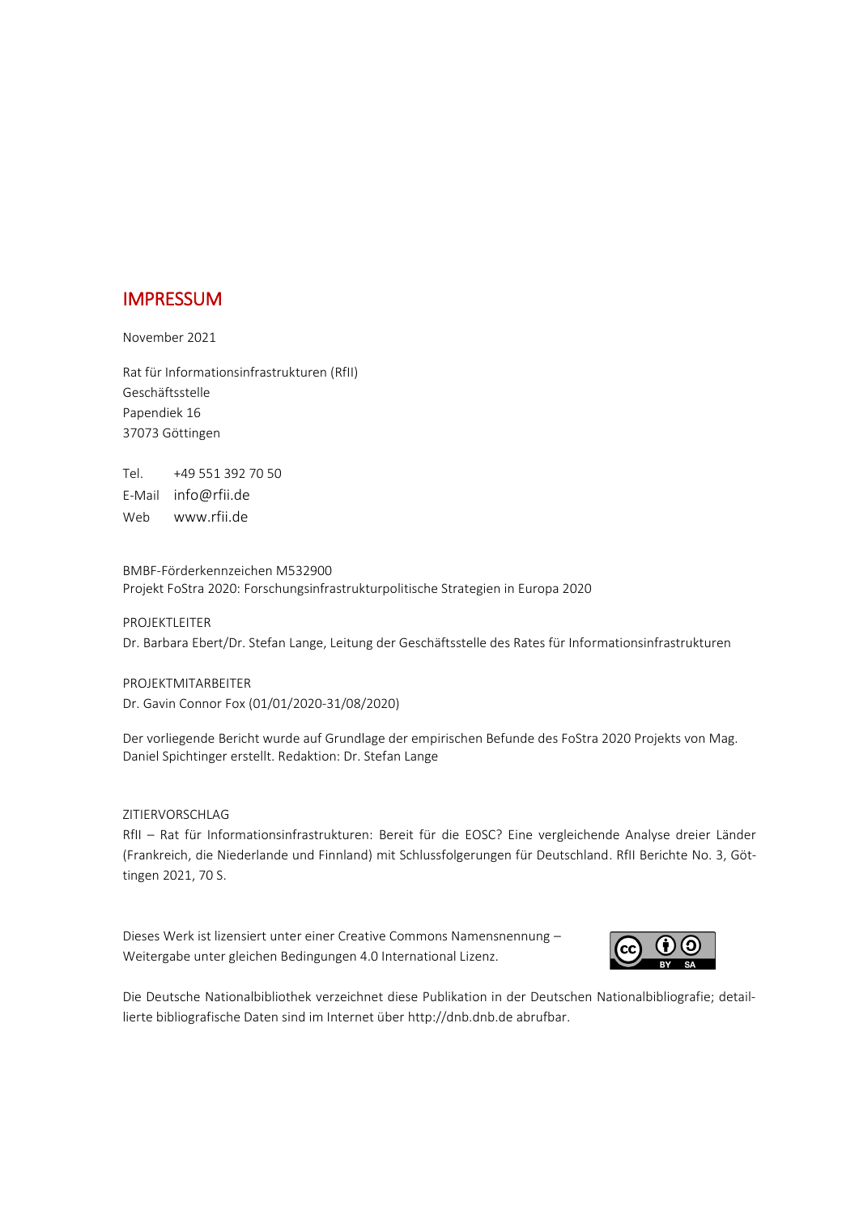# IMPRESSUM

November 2021

Rat für Informationsinfrastrukturen (RfII)
Geschäftsstelle
Papendiek 16
37073 Göttingen

Tel. +49 551 392 70 50
E-Mail info@rfii.de
Web www.rfii.de

BMBF-Förderkennzeichen M532900
Projekt FoStra 2020: Forschungsinfrastrukturpolitische Strategien in Europa 2020

PROJEKTLEITER
Dr. Barbara Ebert/Dr. Stefan Lange, Leitung der Geschäftsstelle des Rates für Informationsinfrastrukturen

PROJEKTMITARBEITER
Dr. Gavin Connor Fox (01/01/2020-31/08/2020)

Der vorliegende Bericht wurde auf Grundlage der empirischen Befunde des FoStra 2020 Projekts von Mag. Daniel Spichtinger erstellt. Redaktion: Dr. Stefan Lange

ZITIERVORSCHLAG
RfII – Rat für Informationsinfrastrukturen: Bereit für die EOSC? Eine vergleichende Analyse dreier Länder (Frankreich, die Niederlande und Finnland) mit Schlussfolgerungen für Deutschland. RfII Berichte No. 3, Göttingen 2021, 70 S.

Dieses Werk ist lizensiert unter einer Creative Commons Namensnennung – Weitergabe unter gleichen Bedingungen 4.0 International Lizenz.

Die Deutsche Nationalbibliothek verzeichnet diese Publikation in der Deutschen Nationalbibliografie; detaillierte bibliografische Daten sind im Internet über http://dnb.dnb.de abrufbar.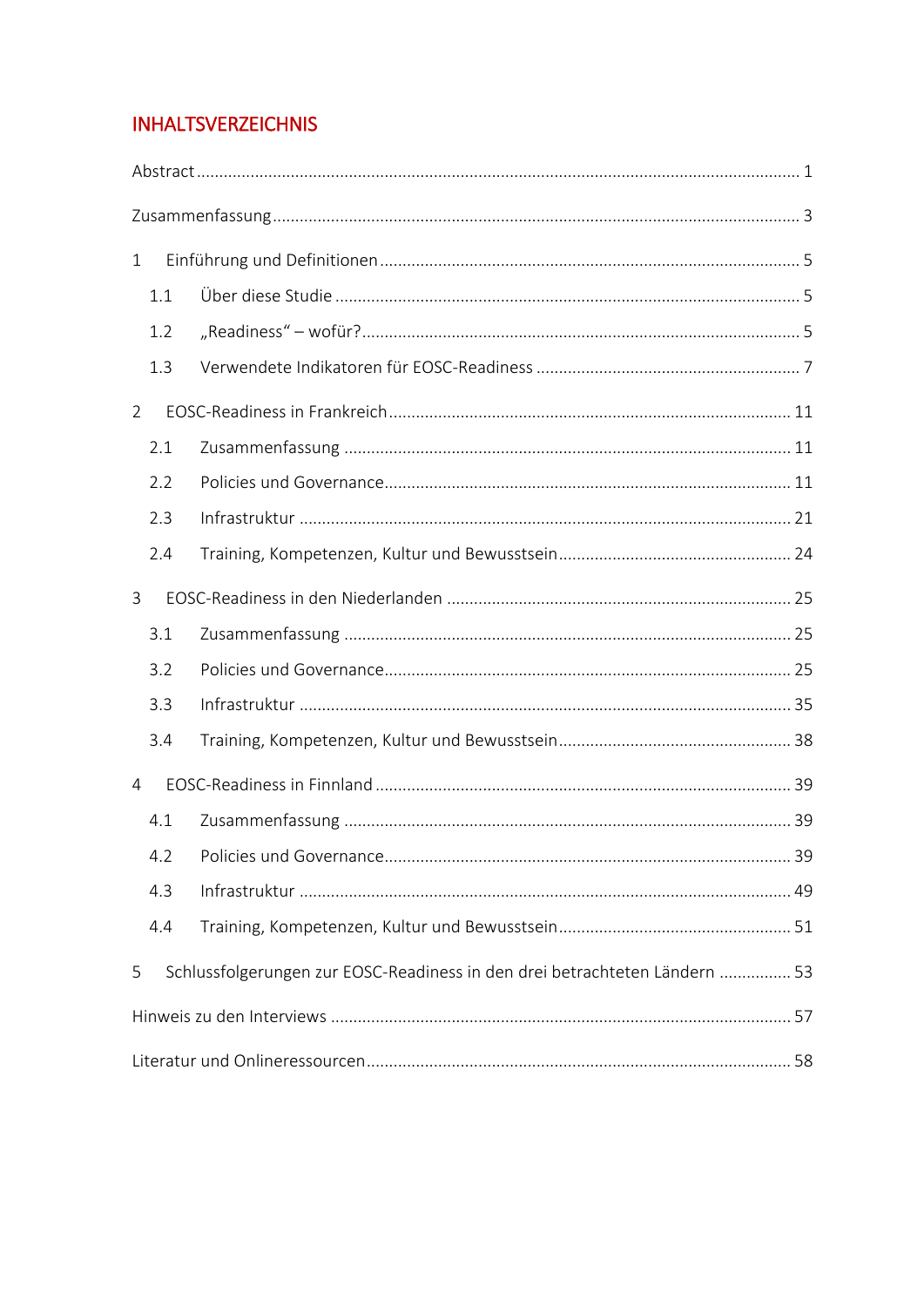# INHALTSVERZEICHNIS

Abstract ..... 1

Zusammenfassung ..... 3

1 Einführung und Definitionen ..... 5

- 1.1 Über diese Studie ..... 5
- 1.2 „Readiness" – wofür? ..... 5
- 1.3 Verwendete Indikatoren für EOSC-Readiness ..... 7

2 EOSC-Readiness in Frankreich ..... 11

- 2.1 Zusammenfassung ..... 11
- 2.2 Policies und Governance ..... 11
- 2.3 Infrastruktur ..... 21
- 2.4 Training, Kompetenzen, Kultur und Bewusstsein ..... 24

3 EOSC-Readiness in den Niederlanden ..... 25

- 3.1 Zusammenfassung ..... 25
- 3.2 Policies und Governance ..... 25
- 3.3 Infrastruktur ..... 35
- 3.4 Training, Kompetenzen, Kultur und Bewusstsein ..... 38

4 EOSC-Readiness in Finnland ..... 39

- 4.1 Zusammenfassung ..... 39
- 4.2 Policies und Governance ..... 39
- 4.3 Infrastruktur ..... 49
- 4.4 Training, Kompetenzen, Kultur und Bewusstsein ..... 51

5 Schlussfolgerungen zur EOSC-Readiness in den drei betrachteten Ländern ..... 53

Hinweis zu den Interviews ..... 57

Literatur und Onlineressourcen ..... 58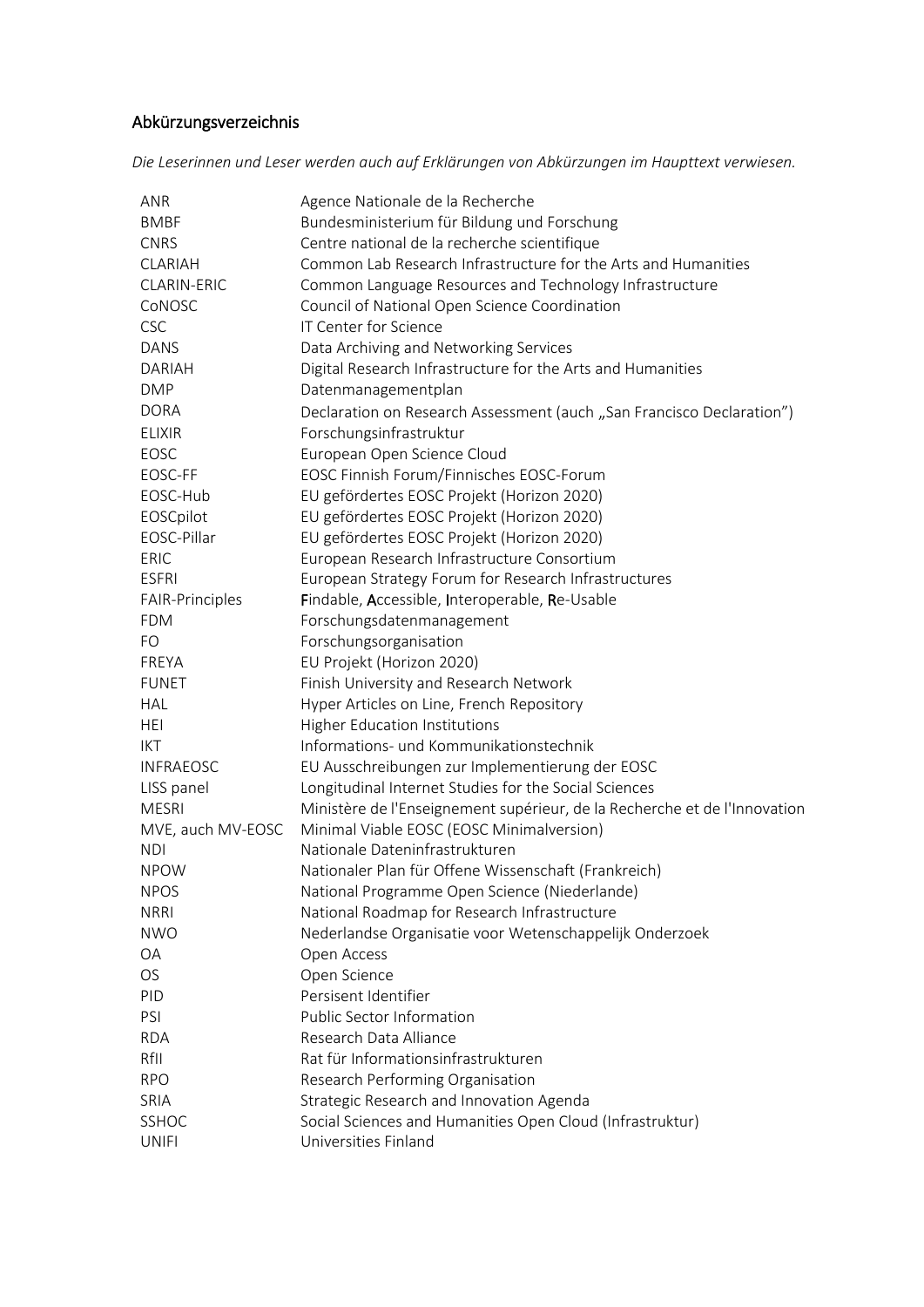## Abkürzungsverzeichnis

*Die Leserinnen und Leser werden auch auf Erklärungen von Abkürzungen im Haupttext verwiesen.*

| | |
|---|---|
| ANR | Agence Nationale de la Recherche |
| BMBF | Bundesministerium für Bildung und Forschung |
| CNRS | Centre national de la recherche scientifique |
| CLARIAH | Common Lab Research Infrastructure for the Arts and Humanities |
| CLARIN-ERIC | Common Language Resources and Technology Infrastructure |
| CoNOSC | Council of National Open Science Coordination |
| CSC | IT Center for Science |
| DANS | Data Archiving and Networking Services |
| DARIAH | Digital Research Infrastructure for the Arts and Humanities |
| DMP | Datenmanagementplan |
| DORA | Declaration on Research Assessment (auch „San Francisco Declaration") |
| ELIXIR | Forschungsinfrastruktur |
| EOSC | European Open Science Cloud |
| EOSC-FF | EOSC Finnish Forum/Finnisches EOSC-Forum |
| EOSC-Hub | EU gefördertes EOSC Projekt (Horizon 2020) |
| EOSCpilot | EU gefördertes EOSC Projekt (Horizon 2020) |
| EOSC-Pillar | EU gefördertes EOSC Projekt (Horizon 2020) |
| ERIC | European Research Infrastructure Consortium |
| ESFRI | European Strategy Forum for Research Infrastructures |
| FAIR-Principles | **F**indable, **A**ccessible, **I**nteroperable, **R**e-Usable |
| FDM | Forschungsdatenmanagement |
| FO | Forschungsorganisation |
| FREYA | EU Projekt (Horizon 2020) |
| FUNET | Finish University and Research Network |
| HAL | Hyper Articles on Line, French Repository |
| HEI | Higher Education Institutions |
| IKT | Informations- und Kommunikationstechnik |
| INFRAEOSC | EU Ausschreibungen zur Implementierung der EOSC |
| LISS panel | Longitudinal Internet Studies for the Social Sciences |
| MESRI | Ministère de l'Enseignement supérieur, de la Recherche et de l'Innovation |
| MVE, auch MV-EOSC | Minimal Viable EOSC (EOSC Minimalversion) |
| NDI | Nationale Dateninfrastrukturen |
| NPOW | Nationaler Plan für Offene Wissenschaft (Frankreich) |
| NPOS | National Programme Open Science (Niederlande) |
| NRRI | National Roadmap for Research Infrastructure |
| NWO | Nederlandse Organisatie voor Wetenschappelijk Onderzoek |
| OA | Open Access |
| OS | Open Science |
| PID | Persisent Identifier |
| PSI | Public Sector Information |
| RDA | Research Data Alliance |
| RfII | Rat für Informationsinfrastrukturen |
| RPO | Research Performing Organisation |
| SRIA | Strategic Research and Innovation Agenda |
| SSHOC | Social Sciences and Humanities Open Cloud (Infrastruktur) |
| UNIFI | Universities Finland |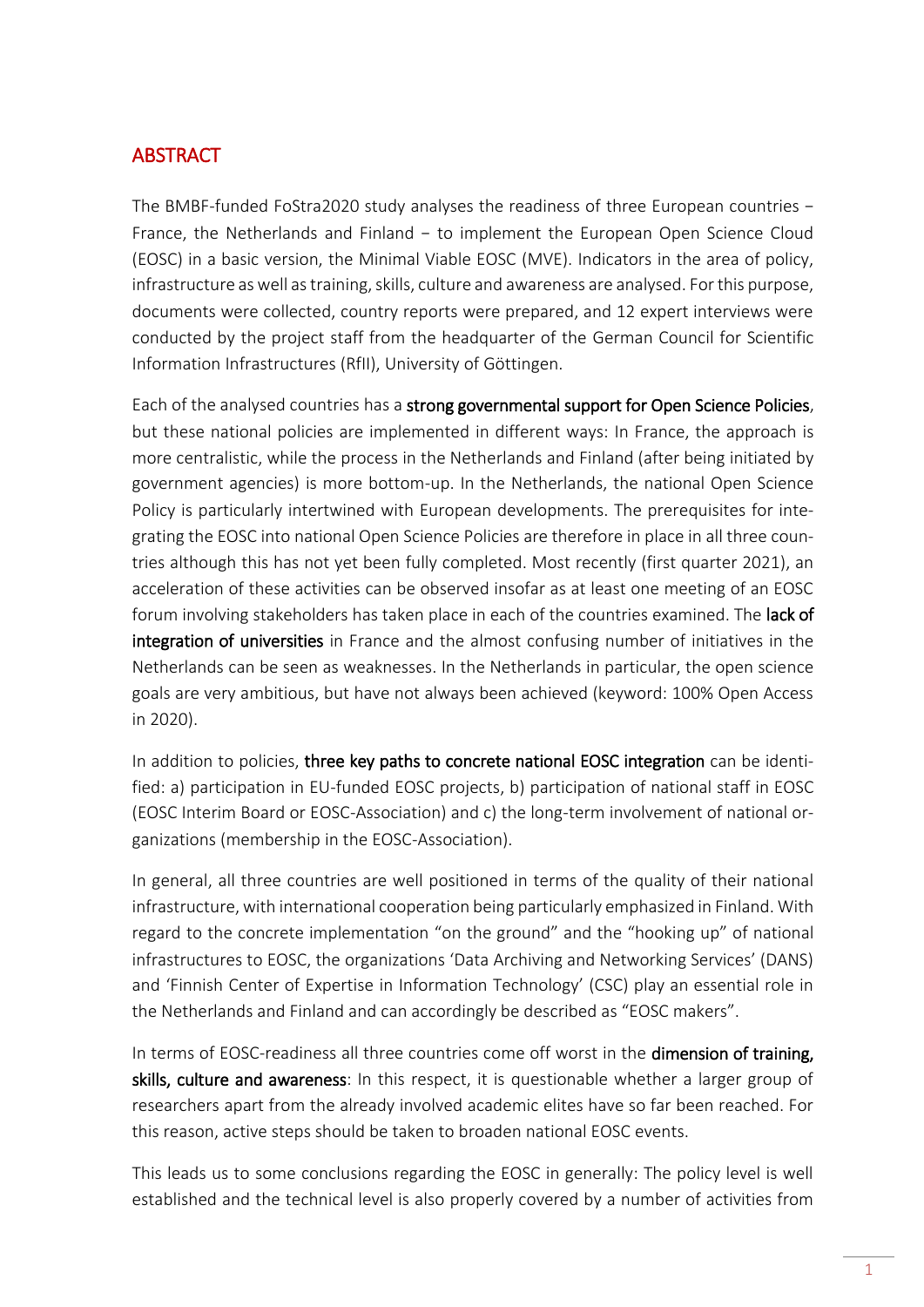## ABSTRACT

The BMBF-funded FoStra2020 study analyses the readiness of three European countries – France, the Netherlands and Finland – to implement the European Open Science Cloud (EOSC) in a basic version, the Minimal Viable EOSC (MVE). Indicators in the area of policy, infrastructure as well as training, skills, culture and awareness are analysed. For this purpose, documents were collected, country reports were prepared, and 12 expert interviews were conducted by the project staff from the headquarter of the German Council for Scientific Information Infrastructures (RfII), University of Göttingen.

Each of the analysed countries has a **strong governmental support for Open Science Policies**, but these national policies are implemented in different ways: In France, the approach is more centralistic, while the process in the Netherlands and Finland (after being initiated by government agencies) is more bottom-up. In the Netherlands, the national Open Science Policy is particularly intertwined with European developments. The prerequisites for integrating the EOSC into national Open Science Policies are therefore in place in all three countries although this has not yet been fully completed. Most recently (first quarter 2021), an acceleration of these activities can be observed insofar as at least one meeting of an EOSC forum involving stakeholders has taken place in each of the countries examined. The **lack of integration of universities** in France and the almost confusing number of initiatives in the Netherlands can be seen as weaknesses. In the Netherlands in particular, the open science goals are very ambitious, but have not always been achieved (keyword: 100% Open Access in 2020).

In addition to policies, **three key paths to concrete national EOSC integration** can be identified: a) participation in EU-funded EOSC projects, b) participation of national staff in EOSC (EOSC Interim Board or EOSC-Association) and c) the long-term involvement of national organizations (membership in the EOSC-Association).

In general, all three countries are well positioned in terms of the quality of their national infrastructure, with international cooperation being particularly emphasized in Finland. With regard to the concrete implementation “on the ground” and the “hooking up” of national infrastructures to EOSC, the organizations ‘Data Archiving and Networking Services’ (DANS) and ‘Finnish Center of Expertise in Information Technology’ (CSC) play an essential role in the Netherlands and Finland and can accordingly be described as “EOSC makers”.

In terms of EOSC-readiness all three countries come off worst in the **dimension of training, skills, culture and awareness**: In this respect, it is questionable whether a larger group of researchers apart from the already involved academic elites have so far been reached. For this reason, active steps should be taken to broaden national EOSC events.

This leads us to some conclusions regarding the EOSC in generally: The policy level is well established and the technical level is also properly covered by a number of activities from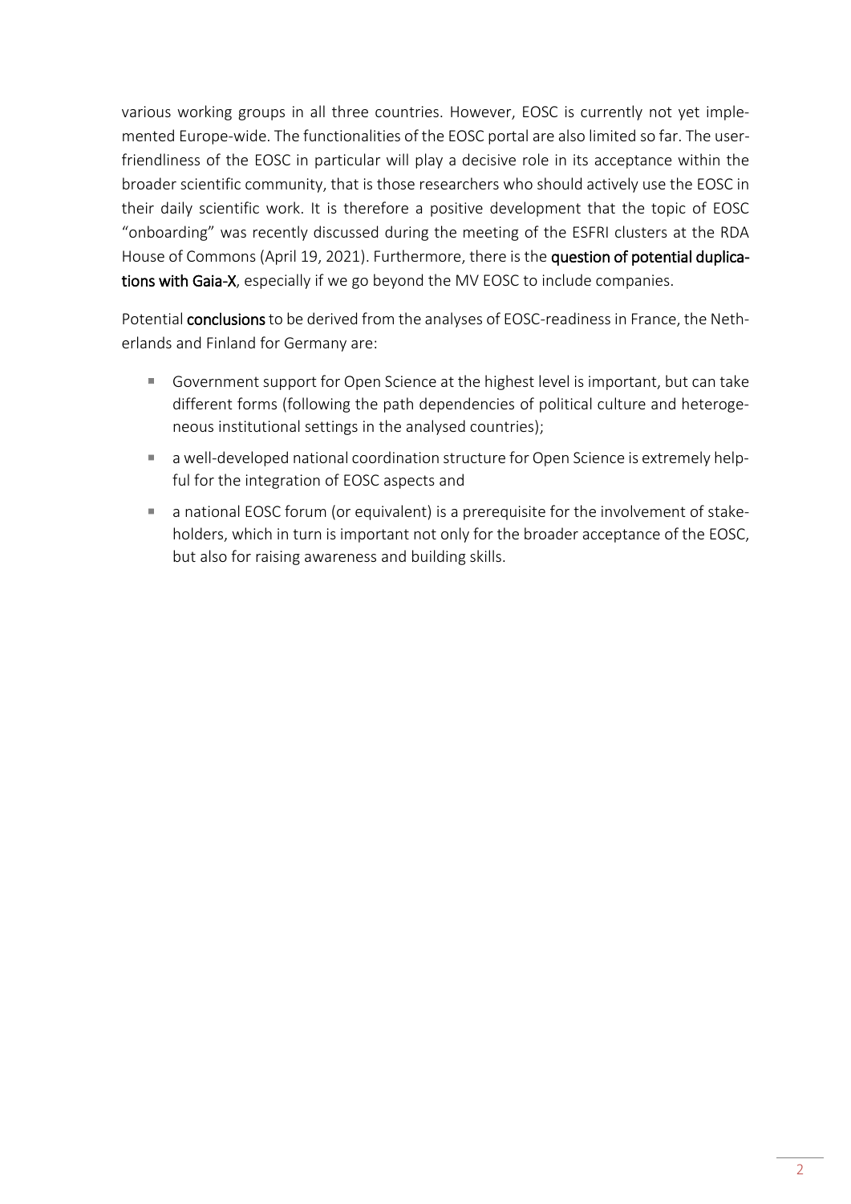various working groups in all three countries. However, EOSC is currently not yet implemented Europe-wide. The functionalities of the EOSC portal are also limited so far. The user-friendliness of the EOSC in particular will play a decisive role in its acceptance within the broader scientific community, that is those researchers who should actively use the EOSC in their daily scientific work. It is therefore a positive development that the topic of EOSC "onboarding" was recently discussed during the meeting of the ESFRI clusters at the RDA House of Commons (April 19, 2021). Furthermore, there is the **question of potential duplications with Gaia-X**, especially if we go beyond the MV EOSC to include companies.

Potential **conclusions** to be derived from the analyses of EOSC-readiness in France, the Netherlands and Finland for Germany are:

- Government support for Open Science at the highest level is important, but can take different forms (following the path dependencies of political culture and heterogeneous institutional settings in the analysed countries);
- a well-developed national coordination structure for Open Science is extremely helpful for the integration of EOSC aspects and
- a national EOSC forum (or equivalent) is a prerequisite for the involvement of stakeholders, which in turn is important not only for the broader acceptance of the EOSC, but also for raising awareness and building skills.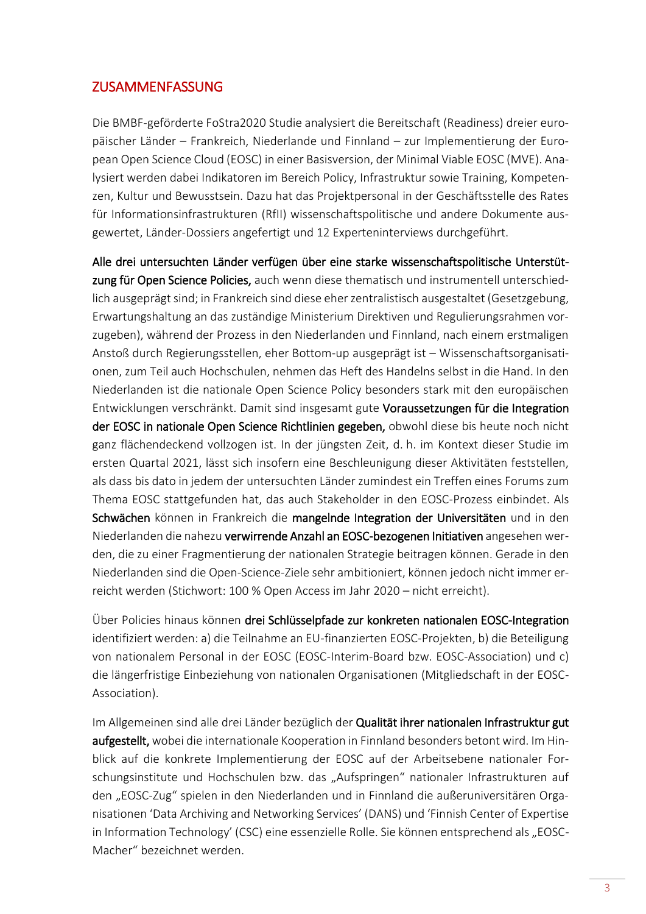## ZUSAMMENFASSUNG

Die BMBF-geförderte FoStra2020 Studie analysiert die Bereitschaft (Readiness) dreier europäischer Länder – Frankreich, Niederlande und Finnland – zur Implementierung der European Open Science Cloud (EOSC) in einer Basisversion, der Minimal Viable EOSC (MVE). Analysiert werden dabei Indikatoren im Bereich Policy, Infrastruktur sowie Training, Kompetenzen, Kultur und Bewusstsein. Dazu hat das Projektpersonal in der Geschäftsstelle des Rates für Informationsinfrastrukturen (RfII) wissenschaftspolitische und andere Dokumente ausgewertet, Länder-Dossiers angefertigt und 12 Experteninterviews durchgeführt.

**Alle drei untersuchten Länder verfügen über eine starke wissenschaftspolitische Unterstützung für Open Science Policies,** auch wenn diese thematisch und instrumentell unterschiedlich ausgeprägt sind; in Frankreich sind diese eher zentralistisch ausgestaltet (Gesetzgebung, Erwartungshaltung an das zuständige Ministerium Direktiven und Regulierungsrahmen vorzugeben), während der Prozess in den Niederlanden und Finnland, nach einem erstmaligen Anstoß durch Regierungsstellen, eher Bottom-up ausgeprägt ist – Wissenschaftsorganisationen, zum Teil auch Hochschulen, nehmen das Heft des Handelns selbst in die Hand. In den Niederlanden ist die nationale Open Science Policy besonders stark mit den europäischen Entwicklungen verschränkt. Damit sind insgesamt gute **Voraussetzungen für die Integration der EOSC in nationale Open Science Richtlinien gegeben,** obwohl diese bis heute noch nicht ganz flächendeckend vollzogen ist. In der jüngsten Zeit, d. h. im Kontext dieser Studie im ersten Quartal 2021, lässt sich insofern eine Beschleunigung dieser Aktivitäten feststellen, als dass bis dato in jedem der untersuchten Länder zumindest ein Treffen eines Forums zum Thema EOSC stattgefunden hat, das auch Stakeholder in den EOSC-Prozess einbindet. Als **Schwächen** können in Frankreich die **mangelnde Integration der Universitäten** und in den Niederlanden die nahezu **verwirrende Anzahl an EOSC-bezogenen Initiativen** angesehen werden, die zu einer Fragmentierung der nationalen Strategie beitragen können. Gerade in den Niederlanden sind die Open-Science-Ziele sehr ambitioniert, können jedoch nicht immer erreicht werden (Stichwort: 100 % Open Access im Jahr 2020 – nicht erreicht).

Über Policies hinaus können **drei Schlüsselpfade zur konkreten nationalen EOSC-Integration** identifiziert werden: a) die Teilnahme an EU-finanzierten EOSC-Projekten, b) die Beteiligung von nationalem Personal in der EOSC (EOSC-Interim-Board bzw. EOSC-Association) und c) die längerfristige Einbeziehung von nationalen Organisationen (Mitgliedschaft in der EOSC-Association).

Im Allgemeinen sind alle drei Länder bezüglich der **Qualität ihrer nationalen Infrastruktur gut aufgestellt,** wobei die internationale Kooperation in Finnland besonders betont wird. Im Hinblick auf die konkrete Implementierung der EOSC auf der Arbeitsebene nationaler Forschungsinstitute und Hochschulen bzw. das „Aufspringen" nationaler Infrastrukturen auf den „EOSC-Zug" spielen in den Niederlanden und in Finnland die außeruniversitären Organisationen 'Data Archiving and Networking Services' (DANS) und 'Finnish Center of Expertise in Information Technology' (CSC) eine essenzielle Rolle. Sie können entsprechend als „EOSC-Macher" bezeichnet werden.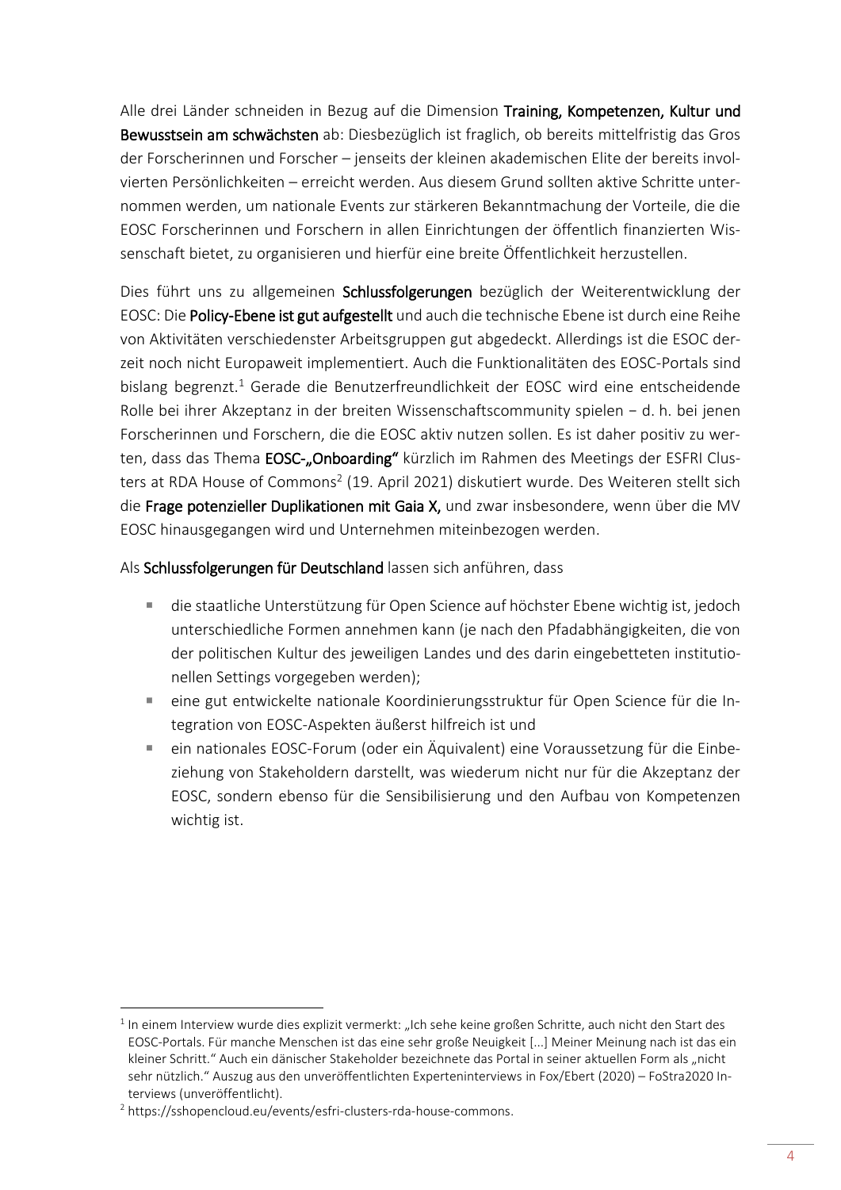Alle drei Länder schneiden in Bezug auf die Dimension **Training, Kompetenzen, Kultur und Bewusstsein am schwächsten** ab: Diesbezüglich ist fraglich, ob bereits mittelfristig das Gros der Forscherinnen und Forscher – jenseits der kleinen akademischen Elite der bereits involvierten Persönlichkeiten – erreicht werden. Aus diesem Grund sollten aktive Schritte unternommen werden, um nationale Events zur stärkeren Bekanntmachung der Vorteile, die die EOSC Forscherinnen und Forschern in allen Einrichtungen der öffentlich finanzierten Wissenschaft bietet, zu organisieren und hierfür eine breite Öffentlichkeit herzustellen.

Dies führt uns zu allgemeinen **Schlussfolgerungen** bezüglich der Weiterentwicklung der EOSC: Die **Policy-Ebene ist gut aufgestellt** und auch die technische Ebene ist durch eine Reihe von Aktivitäten verschiedenster Arbeitsgruppen gut abgedeckt. Allerdings ist die ESOC derzeit noch nicht Europaweit implementiert. Auch die Funktionalitäten des EOSC-Portals sind bislang begrenzt.[1] Gerade die Benutzerfreundlichkeit der EOSC wird eine entscheidende Rolle bei ihrer Akzeptanz in der breiten Wissenschaftscommunity spielen − d. h. bei jenen Forscherinnen und Forschern, die die EOSC aktiv nutzen sollen. Es ist daher positiv zu werten, dass das Thema **EOSC-„Onboarding“** kürzlich im Rahmen des Meetings der ESFRI Clusters at RDA House of Commons[2] (19. April 2021) diskutiert wurde. Des Weiteren stellt sich die **Frage potenzieller Duplikationen mit Gaia X,** und zwar insbesondere, wenn über die MV EOSC hinausgegangen wird und Unternehmen miteinbezogen werden.

Als **Schlussfolgerungen für Deutschland** lassen sich anführen, dass

- die staatliche Unterstützung für Open Science auf höchster Ebene wichtig ist, jedoch unterschiedliche Formen annehmen kann (je nach den Pfadabhängigkeiten, die von der politischen Kultur des jeweiligen Landes und des darin eingebetteten institutionellen Settings vorgegeben werden);
- eine gut entwickelte nationale Koordinierungsstruktur für Open Science für die Integration von EOSC-Aspekten äußerst hilfreich ist und
- ein nationales EOSC-Forum (oder ein Äquivalent) eine Voraussetzung für die Einbeziehung von Stakeholdern darstellt, was wiederum nicht nur für die Akzeptanz der EOSC, sondern ebenso für die Sensibilisierung und den Aufbau von Kompetenzen wichtig ist.

---

[1] In einem Interview wurde dies explizit vermerkt: „Ich sehe keine großen Schritte, auch nicht den Start des EOSC-Portals. Für manche Menschen ist das eine sehr große Neuigkeit [...] Meiner Meinung nach ist das ein kleiner Schritt.“ Auch ein dänischer Stakeholder bezeichnete das Portal in seiner aktuellen Form als „nicht sehr nützlich.“ Auszug aus den unveröffentlichten Experteninterviews in Fox/Ebert (2020) – FoStra2020 Interviews (unveröffentlicht).

[2] https://sshopencloud.eu/events/esfri-clusters-rda-house-commons.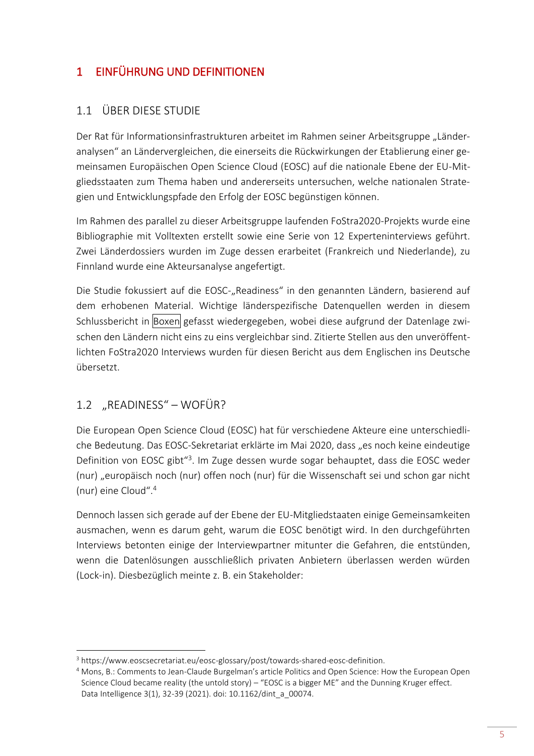# 1 EINFÜHRUNG UND DEFINITIONEN

## 1.1 ÜBER DIESE STUDIE

Der Rat für Informationsinfrastrukturen arbeitet im Rahmen seiner Arbeitsgruppe „Länderanalysen" an Ländervergleichen, die einerseits die Rückwirkungen der Etablierung einer gemeinsamen Europäischen Open Science Cloud (EOSC) auf die nationale Ebene der EU-Mitgliedsstaaten zum Thema haben und andererseits untersuchen, welche nationalen Strategien und Entwicklungspfade den Erfolg der EOSC begünstigen können.

Im Rahmen des parallel zu dieser Arbeitsgruppe laufenden FoStra2020-Projekts wurde eine Bibliographie mit Volltexten erstellt sowie eine Serie von 12 Experteninterviews geführt. Zwei Länderdossiers wurden im Zuge dessen erarbeitet (Frankreich und Niederlande), zu Finnland wurde eine Akteursanalyse angefertigt.

Die Studie fokussiert auf die EOSC-„Readiness" in den genannten Ländern, basierend auf dem erhobenen Material. Wichtige länderspezifische Datenquellen werden in diesem Schlussbericht in Boxen gefasst wiedergegeben, wobei diese aufgrund der Datenlage zwischen den Ländern nicht eins zu eins vergleichbar sind. Zitierte Stellen aus den unveröffentlichten FoStra2020 Interviews wurden für diesen Bericht aus dem Englischen ins Deutsche übersetzt.

## 1.2 „READINESS" – WOFÜR?

Die European Open Science Cloud (EOSC) hat für verschiedene Akteure eine unterschiedliche Bedeutung. Das EOSC-Sekretariat erklärte im Mai 2020, dass „es noch keine eindeutige Definition von EOSC gibt"[3]. Im Zuge dessen wurde sogar behauptet, dass die EOSC weder (nur) „europäisch noch (nur) offen noch (nur) für die Wissenschaft sei und schon gar nicht (nur) eine Cloud".[4]

Dennoch lassen sich gerade auf der Ebene der EU-Mitgliedstaaten einige Gemeinsamkeiten ausmachen, wenn es darum geht, warum die EOSC benötigt wird. In den durchgeführten Interviews betonten einige der Interviewpartner mitunter die Gefahren, die entstünden, wenn die Datenlösungen ausschließlich privaten Anbietern überlassen werden würden (Lock-in). Diesbezüglich meinte z. B. ein Stakeholder:

---

[3] https://www.eoscsecretariat.eu/eosc-glossary/post/towards-shared-eosc-definition.

[4] Mons, B.: Comments to Jean-Claude Burgelman's article Politics and Open Science: How the European Open Science Cloud became reality (the untold story) – "EOSC is a bigger ME" and the Dunning Kruger effect. Data Intelligence 3(1), 32-39 (2021). doi: 10.1162/dint_a_00074.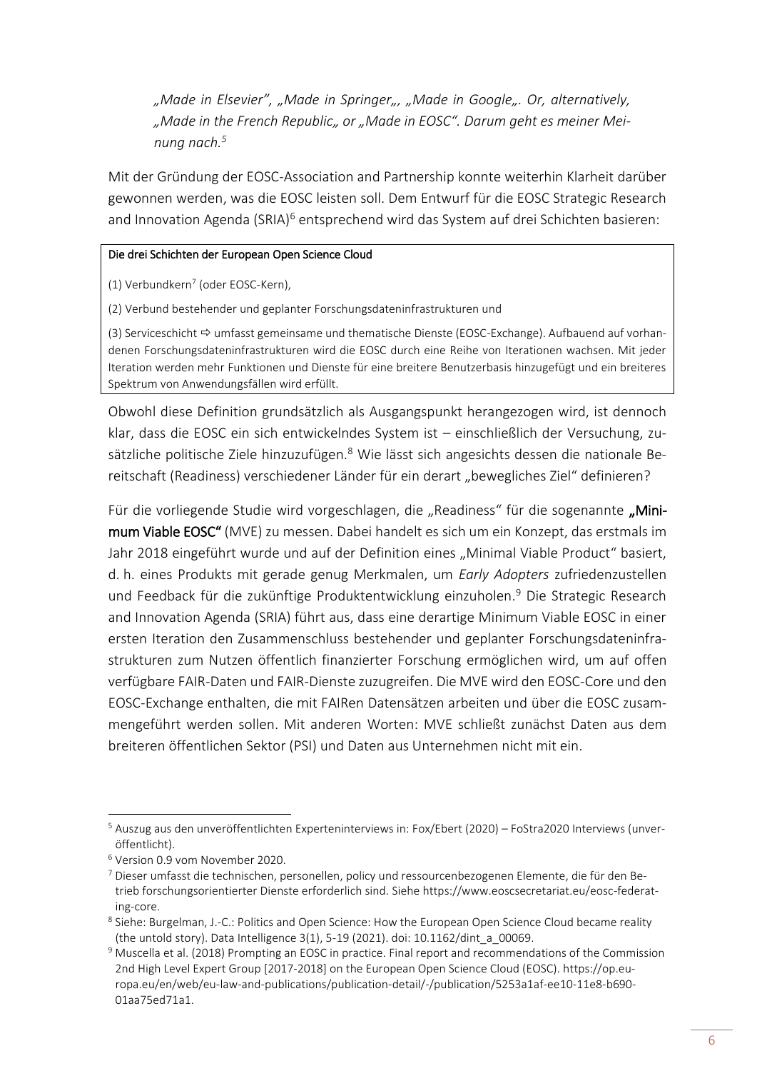*„Made in Elsevier", „Made in Springer„, „Made in Google„. Or, alternatively, „Made in the French Republic„ or „Made in EOSC". Darum geht es meiner Meinung nach.*[5]

Mit der Gründung der EOSC-Association and Partnership konnte weiterhin Klarheit darüber gewonnen werden, was die EOSC leisten soll. Dem Entwurf für die EOSC Strategic Research and Innovation Agenda (SRIA)[6] entsprechend wird das System auf drei Schichten basieren:

> Die drei Schichten der European Open Science Cloud
>
> (1) Verbundkern[7] (oder EOSC-Kern),
>
> (2) Verbund bestehender und geplanter Forschungsdateninfrastrukturen und
>
> (3) Serviceschicht ⇨ umfasst gemeinsame und thematische Dienste (EOSC-Exchange). Aufbauend auf vorhandenen Forschungsdateninfrastrukturen wird die EOSC durch eine Reihe von Iterationen wachsen. Mit jeder Iteration werden mehr Funktionen und Dienste für eine breitere Benutzerbasis hinzugefügt und ein breiteres Spektrum von Anwendungsfällen wird erfüllt.

Obwohl diese Definition grundsätzlich als Ausgangspunkt herangezogen wird, ist dennoch klar, dass die EOSC ein sich entwickelndes System ist – einschließlich der Versuchung, zusätzliche politische Ziele hinzuzufügen.[8] Wie lässt sich angesichts dessen die nationale Bereitschaft (Readiness) verschiedener Länder für ein derart „bewegliches Ziel" definieren?

Für die vorliegende Studie wird vorgeschlagen, die „Readiness" für die sogenannte **„Minimum Viable EOSC"** (MVE) zu messen. Dabei handelt es sich um ein Konzept, das erstmals im Jahr 2018 eingeführt wurde und auf der Definition eines „Minimal Viable Product" basiert, d. h. eines Produkts mit gerade genug Merkmalen, um *Early Adopters* zufriedenzustellen und Feedback für die zukünftige Produktentwicklung einzuholen.[9] Die Strategic Research and Innovation Agenda (SRIA) führt aus, dass eine derartige Minimum Viable EOSC in einer ersten Iteration den Zusammenschluss bestehender und geplanter Forschungsdateninfrastrukturen zum Nutzen öffentlich finanzierter Forschung ermöglichen wird, um auf offen verfügbare FAIR-Daten und FAIR-Dienste zuzugreifen. Die MVE wird den EOSC-Core und den EOSC-Exchange enthalten, die mit FAIRen Datensätzen arbeiten und über die EOSC zusammengeführt werden sollen. Mit anderen Worten: MVE schließt zunächst Daten aus dem breiteren öffentlichen Sektor (PSI) und Daten aus Unternehmen nicht mit ein.

---

[5] Auszug aus den unveröffentlichten Experteninterviews in: Fox/Ebert (2020) – FoStra2020 Interviews (unveröffentlicht).

[6] Version 0.9 vom November 2020.

[7] Dieser umfasst die technischen, personellen, policy und ressourcenbezogenen Elemente, die für den Betrieb forschungsorientierter Dienste erforderlich sind. Siehe https://www.eoscsecretariat.eu/eosc-federating-core.

[8] Siehe: Burgelman, J.-C.: Politics and Open Science: How the European Open Science Cloud became reality (the untold story). Data Intelligence 3(1), 5-19 (2021). doi: 10.1162/dint_a_00069.

[9] Muscella et al. (2018) Prompting an EOSC in practice. Final report and recommendations of the Commission 2nd High Level Expert Group [2017-2018] on the European Open Science Cloud (EOSC). https://op.europa.eu/en/web/eu-law-and-publications/publication-detail/-/publication/5253a1af-ee10-11e8-b690-01aa75ed71a1.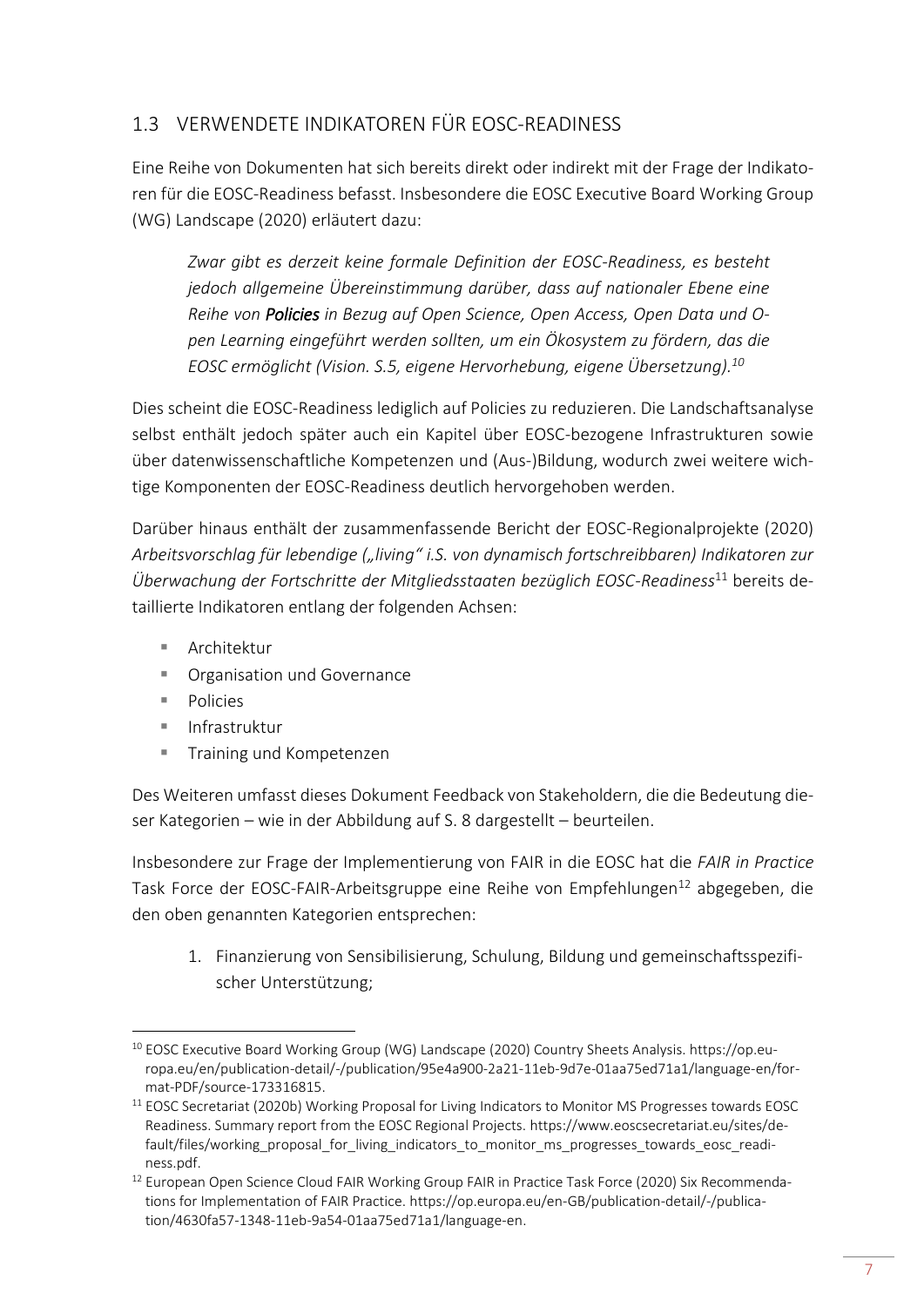## 1.3 VERWENDETE INDIKATOREN FÜR EOSC-READINESS

Eine Reihe von Dokumenten hat sich bereits direkt oder indirekt mit der Frage der Indikatoren für die EOSC-Readiness befasst. Insbesondere die EOSC Executive Board Working Group (WG) Landscape (2020) erläutert dazu:

> *Zwar gibt es derzeit keine formale Definition der EOSC-Readiness, es besteht jedoch allgemeine Übereinstimmung darüber, dass auf nationaler Ebene eine Reihe von* ***Policies*** *in Bezug auf Open Science, Open Access, Open Data und Open Learning eingeführt werden sollten, um ein Ökosystem zu fördern, das die EOSC ermöglicht (Vision. S.5, eigene Hervorhebung, eigene Übersetzung).*[10]

Dies scheint die EOSC-Readiness lediglich auf Policies zu reduzieren. Die Landschaftsanalyse selbst enthält jedoch später auch ein Kapitel über EOSC-bezogene Infrastrukturen sowie über datenwissenschaftliche Kompetenzen und (Aus-)Bildung, wodurch zwei weitere wichtige Komponenten der EOSC-Readiness deutlich hervorgehoben werden.

Darüber hinaus enthält der zusammenfassende Bericht der EOSC-Regionalprojekte (2020) *Arbeitsvorschlag für lebendige („living" i.S. von dynamisch fortschreibbaren) Indikatoren zur Überwachung der Fortschritte der Mitgliedsstaaten bezüglich EOSC-Readiness*[11] bereits detaillierte Indikatoren entlang der folgenden Achsen:

- Architektur
- Organisation und Governance
- Policies
- Infrastruktur
- Training und Kompetenzen

Des Weiteren umfasst dieses Dokument Feedback von Stakeholdern, die die Bedeutung dieser Kategorien – wie in der Abbildung auf S. 8 dargestellt – beurteilen.

Insbesondere zur Frage der Implementierung von FAIR in die EOSC hat die *FAIR in Practice* Task Force der EOSC-FAIR-Arbeitsgruppe eine Reihe von Empfehlungen[12] abgegeben, die den oben genannten Kategorien entsprechen:

1. Finanzierung von Sensibilisierung, Schulung, Bildung und gemeinschaftsspezifischer Unterstützung;

---

[10] EOSC Executive Board Working Group (WG) Landscape (2020) Country Sheets Analysis. https://op.europa.eu/en/publication-detail/-/publication/95e4a900-2a21-11eb-9d7e-01aa75ed71a1/language-en/format-PDF/source-173316815.

[11] EOSC Secretariat (2020b) Working Proposal for Living Indicators to Monitor MS Progresses towards EOSC Readiness. Summary report from the EOSC Regional Projects. https://www.eoscsecretariat.eu/sites/default/files/working_proposal_for_living_indicators_to_monitor_ms_progresses_towards_eosc_readiness.pdf.

[12] European Open Science Cloud FAIR Working Group FAIR in Practice Task Force (2020) Six Recommendations for Implementation of FAIR Practice. https://op.europa.eu/en-GB/publication-detail/-/publication/4630fa57-1348-11eb-9a54-01aa75ed71a1/language-en.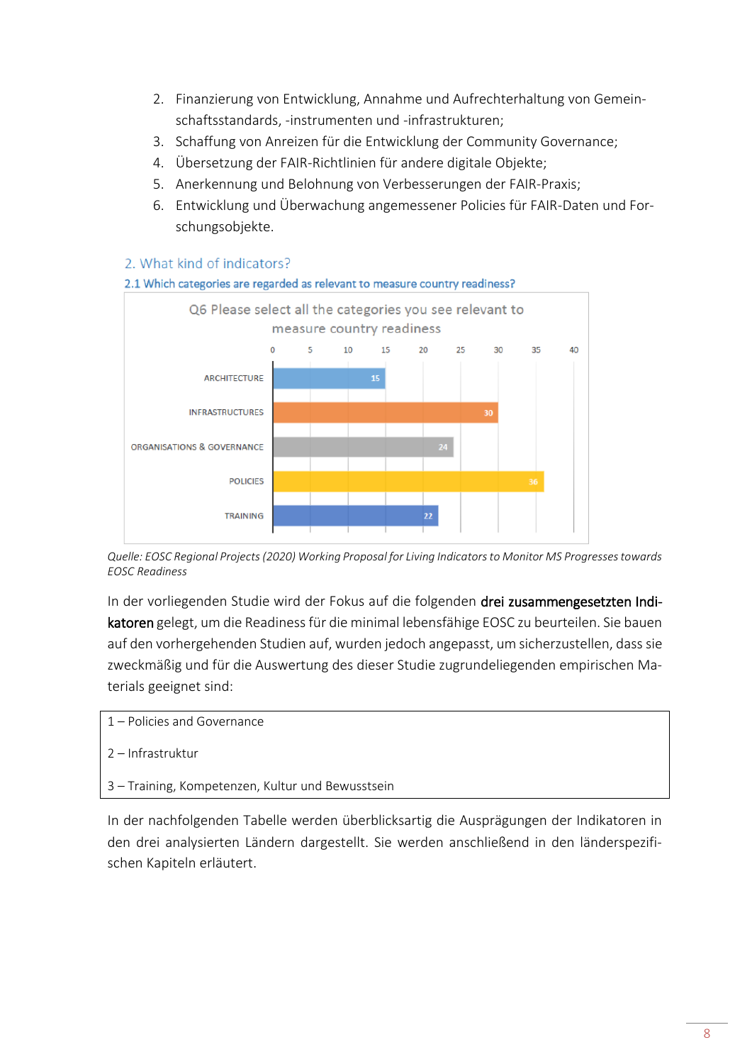2. Finanzierung von Entwicklung, Annahme und Aufrechterhaltung von Gemeinschaftsstandards, -instrumenten und -infrastrukturen;
3. Schaffung von Anreizen für die Entwicklung der Community Governance;
4. Übersetzung der FAIR-Richtlinien für andere digitale Objekte;
5. Anerkennung und Belohnung von Verbesserungen der FAIR-Praxis;
6. Entwicklung und Überwachung angemessener Policies für FAIR-Daten und Forschungsobjekte.

## 2. What kind of indicators?

### 2.1 Which categories are regarded as relevant to measure country readiness?

Q6 Please select all the categories you see relevant to measure country readiness

| Category | Count |
|---|---|
| ARCHITECTURE | 15 |
| INFRASTRUCTURES | 30 |
| ORGANISATIONS & GOVERNANCE | 24 |
| POLICIES | 36 |
| TRAINING | 22 |

*Quelle: EOSC Regional Projects (2020) Working Proposal for Living Indicators to Monitor MS Progresses towards EOSC Readiness*

In der vorliegenden Studie wird der Fokus auf die folgenden **drei zusammengesetzten Indikatoren** gelegt, um die Readiness für die minimal lebensfähige EOSC zu beurteilen. Sie bauen auf den vorhergehenden Studien auf, wurden jedoch angepasst, um sicherzustellen, dass sie zweckmäßig und für die Auswertung des dieser Studie zugrundeliegenden empirischen Materials geeignet sind:

1 – Policies and Governance

2 – Infrastruktur

3 – Training, Kompetenzen, Kultur und Bewusstsein

In der nachfolgenden Tabelle werden überblicksartig die Ausprägungen der Indikatoren in den drei analysierten Ländern dargestellt. Sie werden anschließend in den länderspezifischen Kapiteln erläutert.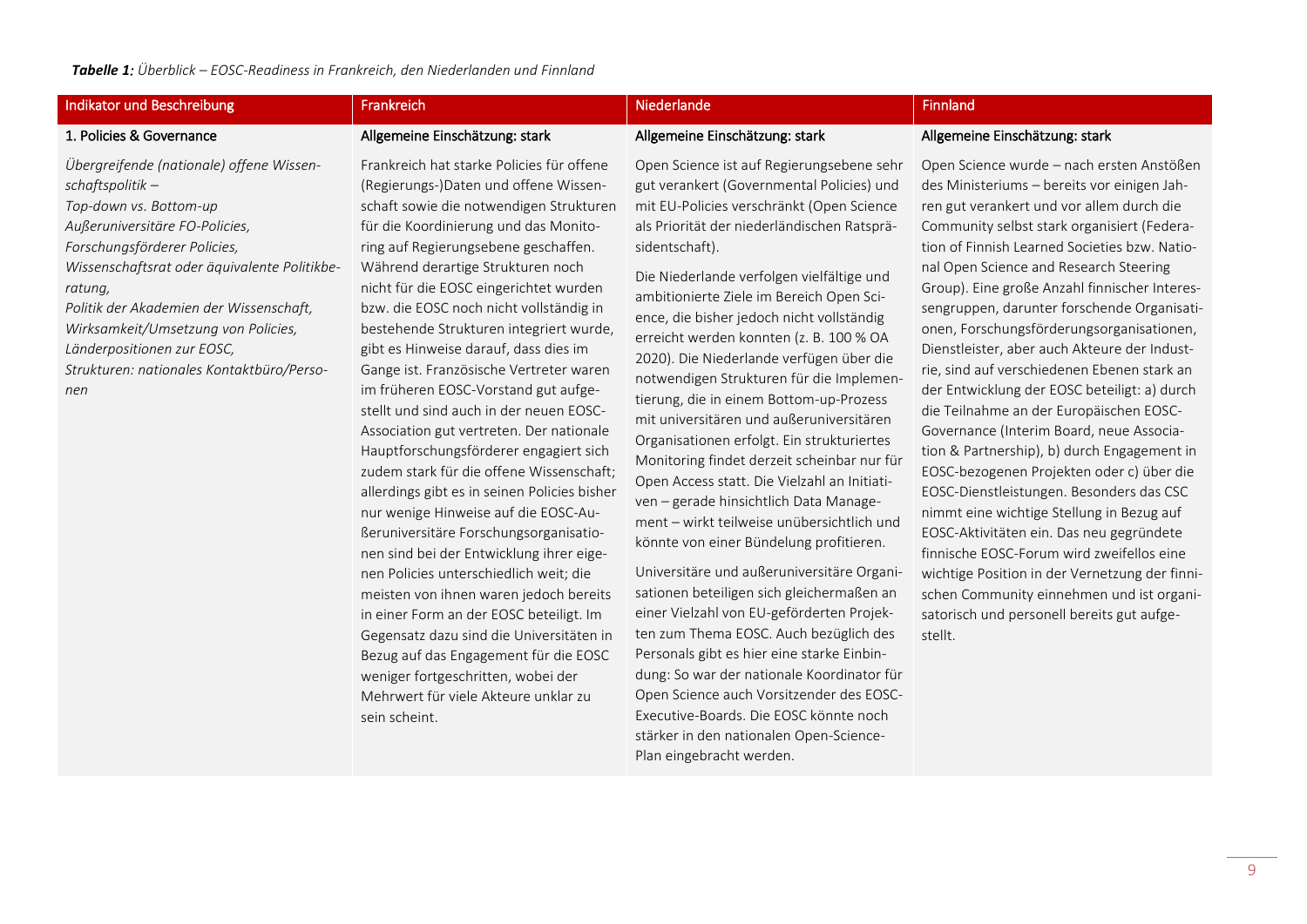***Tabelle 1**: Überblick – EOSC-Readiness in Frankreich, den Niederlanden und Finnland*

| Indikator und Beschreibung | Frankreich | Niederlande | Finnland |
| --- | --- | --- | --- |
| 1. Policies & Governance | Allgemeine Einschätzung: stark | Allgemeine Einschätzung: stark | Allgemeine Einschätzung: stark |
| *Übergreifende (nationale) offene Wissenschaftspolitik –*<br>*Top-down vs. Bottom-up*<br>*Außeruniversitäre FO-Policies,*<br>*Forschungsförderer Policies,*<br>*Wissenschaftsrat oder äquivalente Politikberatung,*<br>*Politik der Akademien der Wissenschaft,*<br>*Wirksamkeit/Umsetzung von Policies,*<br>*Länderpositionen zur EOSC,*<br>*Strukturen: nationales Kontaktbüro/Personen* | Frankreich hat starke Policies für offene (Regierungs-)Daten und offene Wissenschaft sowie die notwendigen Strukturen für die Koordinierung und das Monitoring auf Regierungsebene geschaffen. Während derartige Strukturen noch nicht für die EOSC eingerichtet wurden bzw. die EOSC noch nicht vollständig in bestehende Strukturen integriert wurde, gibt es Hinweise darauf, dass dies im Gange ist. Französische Vertreter waren im früheren EOSC-Vorstand gut aufgestellt und sind auch in der neuen EOSC-Association gut vertreten. Der nationale Hauptforschungsförderer engagiert sich zudem stark für die offene Wissenschaft; allerdings gibt es in seinen Policies bisher nur wenige Hinweise auf die EOSC-Außeruniversitäre Forschungsorganisationen sind bei der Entwicklung ihrer eigenen Policies unterschiedlich weit; die meisten von ihnen waren jedoch bereits in einer Form an der EOSC beteiligt. Im Gegensatz dazu sind die Universitäten in Bezug auf das Engagement für die EOSC weniger fortgeschritten, wobei der Mehrwert für viele Akteure unklar zu sein scheint. | Open Science ist auf Regierungsebene sehr gut verankert (Governmental Policies) und mit EU-Policies verschränkt (Open Science als Priorität der niederländischen Ratspräsidentschaft).<br><br>Die Niederlande verfolgen vielfältige und ambitionierte Ziele im Bereich Open Science, die bisher jedoch nicht vollständig erreicht werden konnten (z. B. 100 % OA 2020). Die Niederlande verfügen über die notwendigen Strukturen für die Implementierung, die in einem Bottom-up-Prozess mit universitären und außeruniversitären Organisationen erfolgt. Ein strukturiertes Monitoring findet derzeit scheinbar nur für Open Access statt. Die Vielzahl an Initiativen – gerade hinsichtlich Data Management – wirkt teilweise unübersichtlich und könnte von einer Bündelung profitieren.<br><br>Universitäre und außeruniversitäre Organisationen beteiligen sich gleichermaßen an einer Vielzahl von EU-geförderten Projekten zum Thema EOSC. Auch bezüglich des Personals gibt es hier eine starke Einbindung: So war der nationale Koordinator für Open Science auch Vorsitzender des EOSC-Executive-Boards. Die EOSC könnte noch stärker in den nationalen Open-Science-Plan eingebracht werden. | Open Science wurde – nach ersten Anstößen des Ministeriums – bereits vor einigen Jahren gut verankert und vor allem durch die Community selbst stark organisiert (Federation of Finnish Learned Societies bzw. National Open Science and Research Steering Group). Eine große Anzahl finnischer Interessengruppen, darunter forschende Organisationen, Forschungsförderungsorganisationen, Dienstleister, aber auch Akteure der Industrie, sind auf verschiedenen Ebenen stark an der Entwicklung der EOSC beteiligt: a) durch die Teilnahme an der Europäischen EOSC-Governance (Interim Board, neue Association & Partnership), b) durch Engagement in EOSC-bezogenen Projekten oder c) über die EOSC-Dienstleistungen. Besonders das CSC nimmt eine wichtige Stellung in Bezug auf EOSC-Aktivitäten ein. Das neu gegründete finnische EOSC-Forum wird zweifellos eine wichtige Position in der Vernetzung der finnischen Community einnehmen und ist organisatorisch und personell bereits gut aufgestellt. |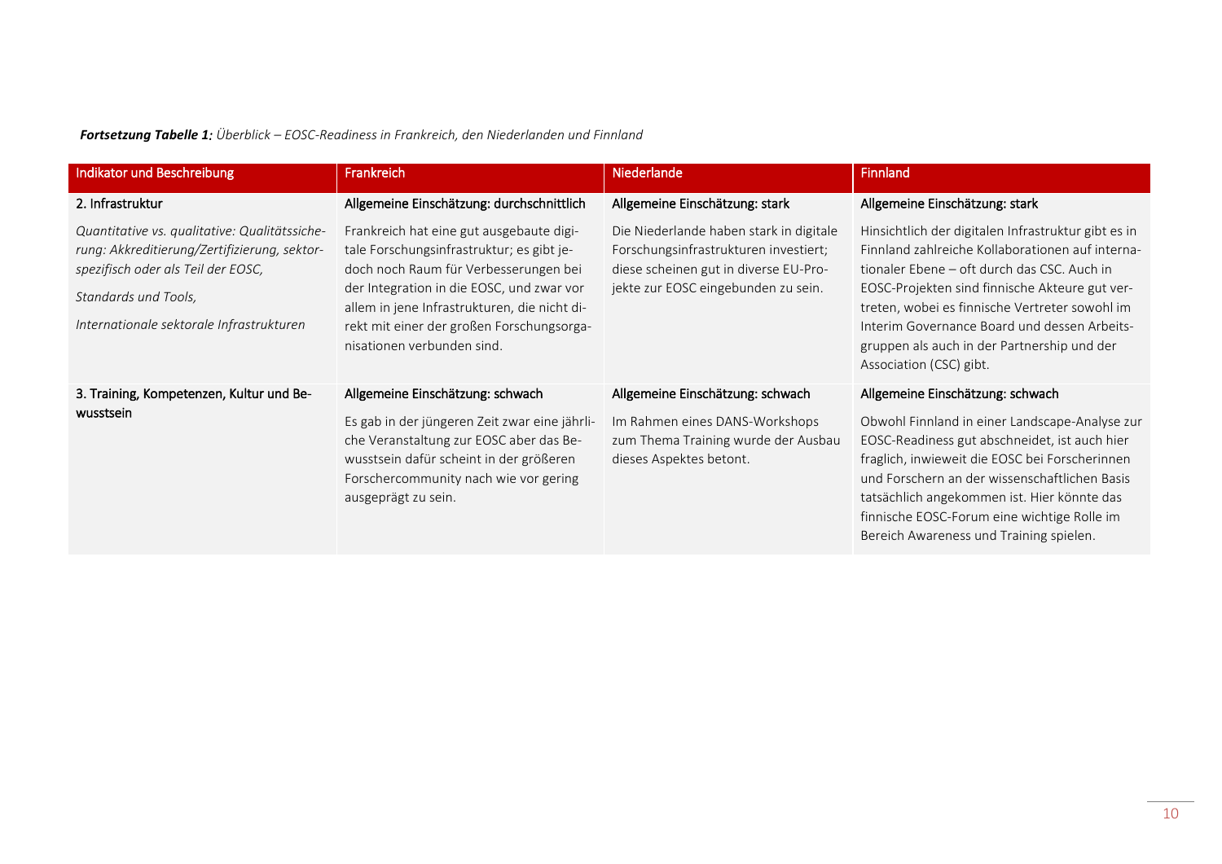***Fortsetzung Tabelle 1**: Überblick – EOSC-Readiness in Frankreich, den Niederlanden und Finnland*

| Indikator und Beschreibung | Frankreich | Niederlande | Finnland |
|---|---|---|---|
| 2. Infrastruktur<br><br>*Quantitative vs. qualitative: Qualitätssicherung: Akkreditierung/Zertifizierung, sektorspezifisch oder als Teil der EOSC,*<br><br>*Standards und Tools,*<br><br>*Internationale sektorale Infrastrukturen* | Allgemeine Einschätzung: durchschnittlich<br><br>Frankreich hat eine gut ausgebaute digitale Forschungsinfrastruktur; es gibt jedoch noch Raum für Verbesserungen bei der Integration in die EOSC, und zwar vor allem in jene Infrastrukturen, die nicht direkt mit einer der großen Forschungsorganisationen verbunden sind. | Allgemeine Einschätzung: stark<br><br>Die Niederlande haben stark in digitale Forschungsinfrastrukturen investiert; diese scheinen gut in diverse EU-Projekte zur EOSC eingebunden zu sein. | Allgemeine Einschätzung: stark<br><br>Hinsichtlich der digitalen Infrastruktur gibt es in Finnland zahlreiche Kollaborationen auf internationaler Ebene – oft durch das CSC. Auch in EOSC-Projekten sind finnische Akteure gut vertreten, wobei es finnische Vertreter sowohl im Interim Governance Board und dessen Arbeitsgruppen als auch in der Partnership und der Association (CSC) gibt. |
| 3. Training, Kompetenzen, Kultur und Bewusstsein | Allgemeine Einschätzung: schwach<br><br>Es gab in der jüngeren Zeit zwar eine jährliche Veranstaltung zur EOSC aber das Bewusstsein dafür scheint in der größeren Forschercommunity nach wie vor gering ausgeprägt zu sein. | Allgemeine Einschätzung: schwach<br><br>Im Rahmen eines DANS-Workshops zum Thema Training wurde der Ausbau dieses Aspektes betont. | Allgemeine Einschätzung: schwach<br><br>Obwohl Finnland in einer Landscape-Analyse zur EOSC-Readiness gut abschneidet, ist auch hier fraglich, inwieweit die EOSC bei Forscherinnen und Forschern an der wissenschaftlichen Basis tatsächlich angekommen ist. Hier könnte das finnische EOSC-Forum eine wichtige Rolle im Bereich Awareness und Training spielen. |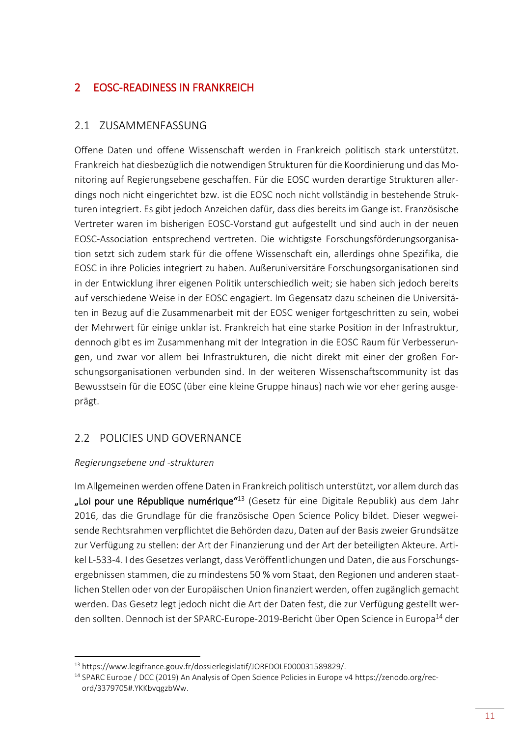# 2 EOSC-READINESS IN FRANKREICH

## 2.1 ZUSAMMENFASSUNG

Offene Daten und offene Wissenschaft werden in Frankreich politisch stark unterstützt. Frankreich hat diesbezüglich die notwendigen Strukturen für die Koordinierung und das Monitoring auf Regierungsebene geschaffen. Für die EOSC wurden derartige Strukturen allerdings noch nicht eingerichtet bzw. ist die EOSC noch nicht vollständig in bestehende Strukturen integriert. Es gibt jedoch Anzeichen dafür, dass dies bereits im Gange ist. Französische Vertreter waren im bisherigen EOSC-Vorstand gut aufgestellt und sind auch in der neuen EOSC-Association entsprechend vertreten. Die wichtigste Forschungsförderungsorganisation setzt sich zudem stark für die offene Wissenschaft ein, allerdings ohne Spezifika, die EOSC in ihre Policies integriert zu haben. Außeruniversitäre Forschungsorganisationen sind in der Entwicklung ihrer eigenen Politik unterschiedlich weit; sie haben sich jedoch bereits auf verschiedene Weise in der EOSC engagiert. Im Gegensatz dazu scheinen die Universitäten in Bezug auf die Zusammenarbeit mit der EOSC weniger fortgeschritten zu sein, wobei der Mehrwert für einige unklar ist. Frankreich hat eine starke Position in der Infrastruktur, dennoch gibt es im Zusammenhang mit der Integration in die EOSC Raum für Verbesserungen, und zwar vor allem bei Infrastrukturen, die nicht direkt mit einer der großen Forschungsorganisationen verbunden sind. In der weiteren Wissenschaftscommunity ist das Bewusstsein für die EOSC (über eine kleine Gruppe hinaus) nach wie vor eher gering ausgeprägt.

## 2.2 POLICIES UND GOVERNANCE

*Regierungsebene und -strukturen*

Im Allgemeinen werden offene Daten in Frankreich politisch unterstützt, vor allem durch das **„Loi pour une République numérique"**[13] (Gesetz für eine Digitale Republik) aus dem Jahr 2016, das die Grundlage für die französische Open Science Policy bildet. Dieser wegweisende Rechtsrahmen verpflichtet die Behörden dazu, Daten auf der Basis zweier Grundsätze zur Verfügung zu stellen: der Art der Finanzierung und der Art der beteiligten Akteure. Artikel L-533-4. I des Gesetzes verlangt, dass Veröffentlichungen und Daten, die aus Forschungsergebnissen stammen, die zu mindestens 50 % vom Staat, den Regionen und anderen staatlichen Stellen oder von der Europäischen Union finanziert werden, offen zugänglich gemacht werden. Das Gesetz legt jedoch nicht die Art der Daten fest, die zur Verfügung gestellt werden sollten. Dennoch ist der SPARC-Europe-2019-Bericht über Open Science in Europa[14] der

[13] https://www.legifrance.gouv.fr/dossierlegislatif/JORFDOLE000031589829/.

[14] SPARC Europe / DCC (2019) An Analysis of Open Science Policies in Europe v4 https://zenodo.org/record/3379705#.YKKbvqgzbWw.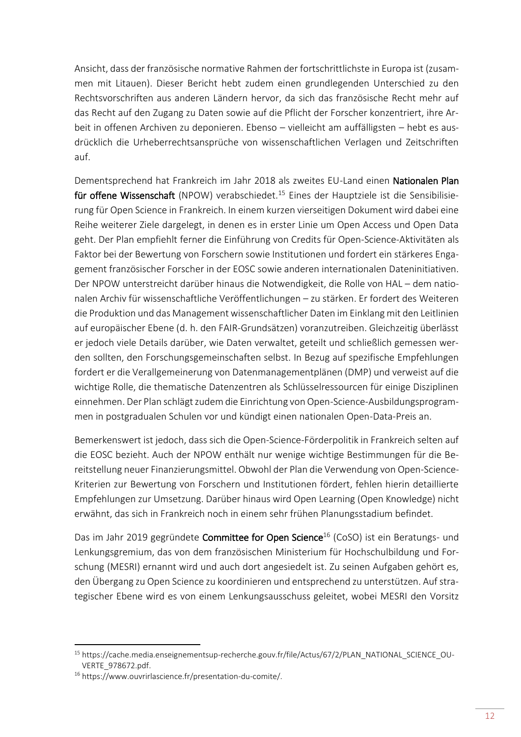Ansicht, dass der französische normative Rahmen der fortschrittlichste in Europa ist (zusammen mit Litauen). Dieser Bericht hebt zudem einen grundlegenden Unterschied zu den Rechtsvorschriften aus anderen Ländern hervor, da sich das französische Recht mehr auf das Recht auf den Zugang zu Daten sowie auf die Pflicht der Forscher konzentriert, ihre Arbeit in offenen Archiven zu deponieren. Ebenso – vielleicht am auffälligsten – hebt es ausdrücklich die Urheberrechtsansprüche von wissenschaftlichen Verlagen und Zeitschriften auf.

Dementsprechend hat Frankreich im Jahr 2018 als zweites EU-Land einen **Nationalen Plan für offene Wissenschaft** (NPOW) verabschiedet.[15] Eines der Hauptziele ist die Sensibilisierung für Open Science in Frankreich. In einem kurzen vierseitigen Dokument wird dabei eine Reihe weiterer Ziele dargelegt, in denen es in erster Linie um Open Access und Open Data geht. Der Plan empfiehlt ferner die Einführung von Credits für Open-Science-Aktivitäten als Faktor bei der Bewertung von Forschern sowie Institutionen und fordert ein stärkeres Engagement französischer Forscher in der EOSC sowie anderen internationalen Dateninitiativen. Der NPOW unterstreicht darüber hinaus die Notwendigkeit, die Rolle von HAL – dem nationalen Archiv für wissenschaftliche Veröffentlichungen – zu stärken. Er fordert des Weiteren die Produktion und das Management wissenschaftlicher Daten im Einklang mit den Leitlinien auf europäischer Ebene (d. h. den FAIR-Grundsätzen) voranzutreiben. Gleichzeitig überlässt er jedoch viele Details darüber, wie Daten verwaltet, geteilt und schließlich gemessen werden sollten, den Forschungsgemeinschaften selbst. In Bezug auf spezifische Empfehlungen fordert er die Verallgemeinerung von Datenmanagementplänen (DMP) und verweist auf die wichtige Rolle, die thematische Datenzentren als Schlüsselressourcen für einige Disziplinen einnehmen. Der Plan schlägt zudem die Einrichtung von Open-Science-Ausbildungsprogrammen in postgradualen Schulen vor und kündigt einen nationalen Open-Data-Preis an.

Bemerkenswert ist jedoch, dass sich die Open-Science-Förderpolitik in Frankreich selten auf die EOSC bezieht. Auch der NPOW enthält nur wenige wichtige Bestimmungen für die Bereitstellung neuer Finanzierungsmittel. Obwohl der Plan die Verwendung von Open-Science-Kriterien zur Bewertung von Forschern und Institutionen fördert, fehlen hierin detaillierte Empfehlungen zur Umsetzung. Darüber hinaus wird Open Learning (Open Knowledge) nicht erwähnt, das sich in Frankreich noch in einem sehr frühen Planungsstadium befindet.

Das im Jahr 2019 gegründete **Committee for Open Science**[16] (CoSO) ist ein Beratungs- und Lenkungsgremium, das von dem französischen Ministerium für Hochschulbildung und Forschung (MESRI) ernannt wird und auch dort angesiedelt ist. Zu seinen Aufgaben gehört es, den Übergang zu Open Science zu koordinieren und entsprechend zu unterstützen. Auf strategischer Ebene wird es von einem Lenkungsausschuss geleitet, wobei MESRI den Vorsitz

---

[15] https://cache.media.enseignementsup-recherche.gouv.fr/file/Actus/67/2/PLAN_NATIONAL_SCIENCE_OUVERTE_978672.pdf.

[16] https://www.ouvrirlascience.fr/presentation-du-comite/.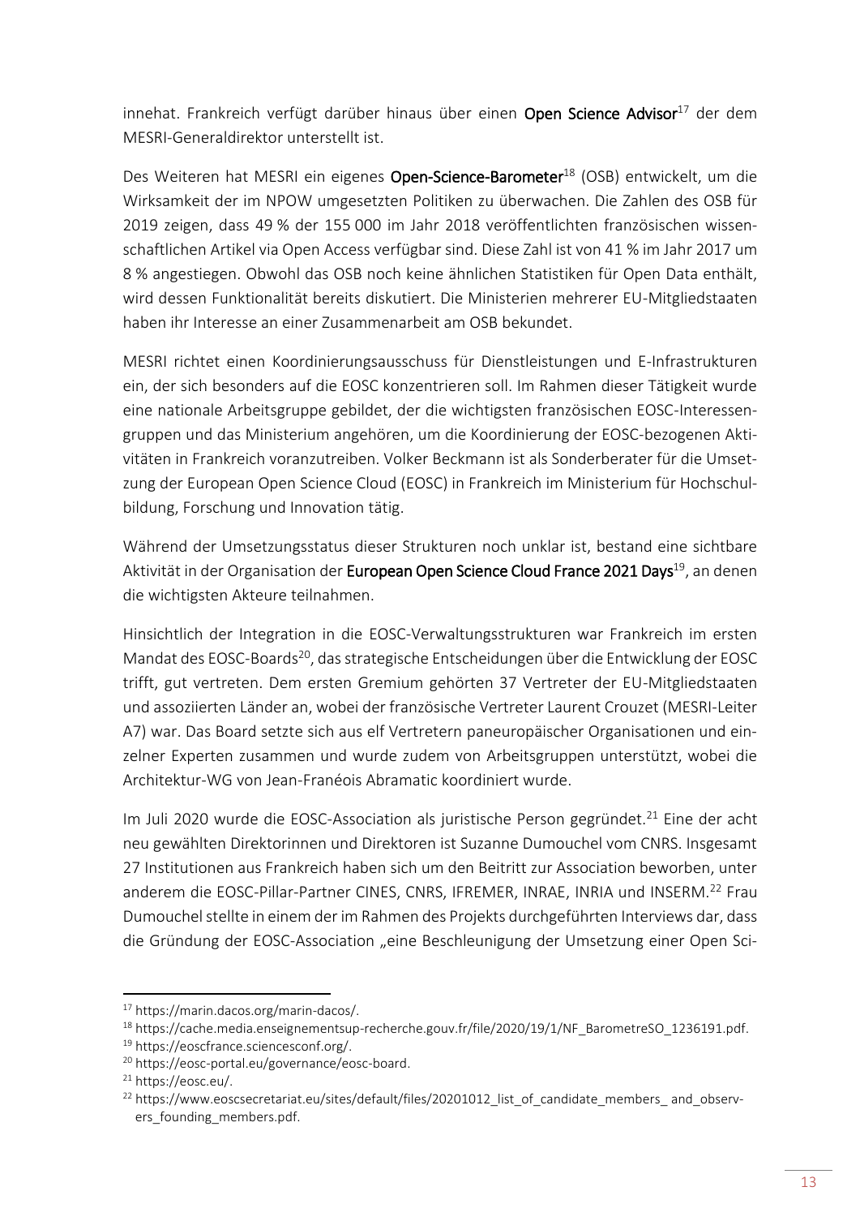innehat. Frankreich verfügt darüber hinaus über einen **Open Science Advisor**[17] der dem MESRI-Generaldirektor unterstellt ist.

Des Weiteren hat MESRI ein eigenes **Open-Science-Barometer**[18] (OSB) entwickelt, um die Wirksamkeit der im NPOW umgesetzten Politiken zu überwachen. Die Zahlen des OSB für 2019 zeigen, dass 49 % der 155 000 im Jahr 2018 veröffentlichten französischen wissenschaftlichen Artikel via Open Access verfügbar sind. Diese Zahl ist von 41 % im Jahr 2017 um 8 % angestiegen. Obwohl das OSB noch keine ähnlichen Statistiken für Open Data enthält, wird dessen Funktionalität bereits diskutiert. Die Ministerien mehrerer EU-Mitgliedstaaten haben ihr Interesse an einer Zusammenarbeit am OSB bekundet.

MESRI richtet einen Koordinierungsausschuss für Dienstleistungen und E-Infrastrukturen ein, der sich besonders auf die EOSC konzentrieren soll. Im Rahmen dieser Tätigkeit wurde eine nationale Arbeitsgruppe gebildet, der die wichtigsten französischen EOSC-Interessengruppen und das Ministerium angehören, um die Koordinierung der EOSC-bezogenen Aktivitäten in Frankreich voranzutreiben. Volker Beckmann ist als Sonderberater für die Umsetzung der European Open Science Cloud (EOSC) in Frankreich im Ministerium für Hochschulbildung, Forschung und Innovation tätig.

Während der Umsetzungsstatus dieser Strukturen noch unklar ist, bestand eine sichtbare Aktivität in der Organisation der **European Open Science Cloud France 2021 Days**[19], an denen die wichtigsten Akteure teilnahmen.

Hinsichtlich der Integration in die EOSC-Verwaltungsstrukturen war Frankreich im ersten Mandat des EOSC-Boards[20], das strategische Entscheidungen über die Entwicklung der EOSC trifft, gut vertreten. Dem ersten Gremium gehörten 37 Vertreter der EU-Mitgliedstaaten und assoziierten Länder an, wobei der französische Vertreter Laurent Crouzet (MESRI-Leiter A7) war. Das Board setzte sich aus elf Vertretern paneuropäischer Organisationen und einzelner Experten zusammen und wurde zudem von Arbeitsgruppen unterstützt, wobei die Architektur-WG von Jean-Franéois Abramatic koordiniert wurde.

Im Juli 2020 wurde die EOSC-Association als juristische Person gegründet.[21] Eine der acht neu gewählten Direktorinnen und Direktoren ist Suzanne Dumouchel vom CNRS. Insgesamt 27 Institutionen aus Frankreich haben sich um den Beitritt zur Association beworben, unter anderem die EOSC-Pillar-Partner CINES, CNRS, IFREMER, INRAE, INRIA und INSERM.[22] Frau Dumouchel stellte in einem der im Rahmen des Projekts durchgeführten Interviews dar, dass die Gründung der EOSC-Association „eine Beschleunigung der Umsetzung einer Open Sci-

---

[17] https://marin.dacos.org/marin-dacos/.

[18] https://cache.media.enseignementsup-recherche.gouv.fr/file/2020/19/1/NF_BarometreSO_1236191.pdf.

[19] https://eoscfrance.sciencesconf.org/.

[20] https://eosc-portal.eu/governance/eosc-board.

[21] https://eosc.eu/.

[22] https://www.eoscsecretariat.eu/sites/default/files/20201012_list_of_candidate_members_ and_observers_founding_members.pdf.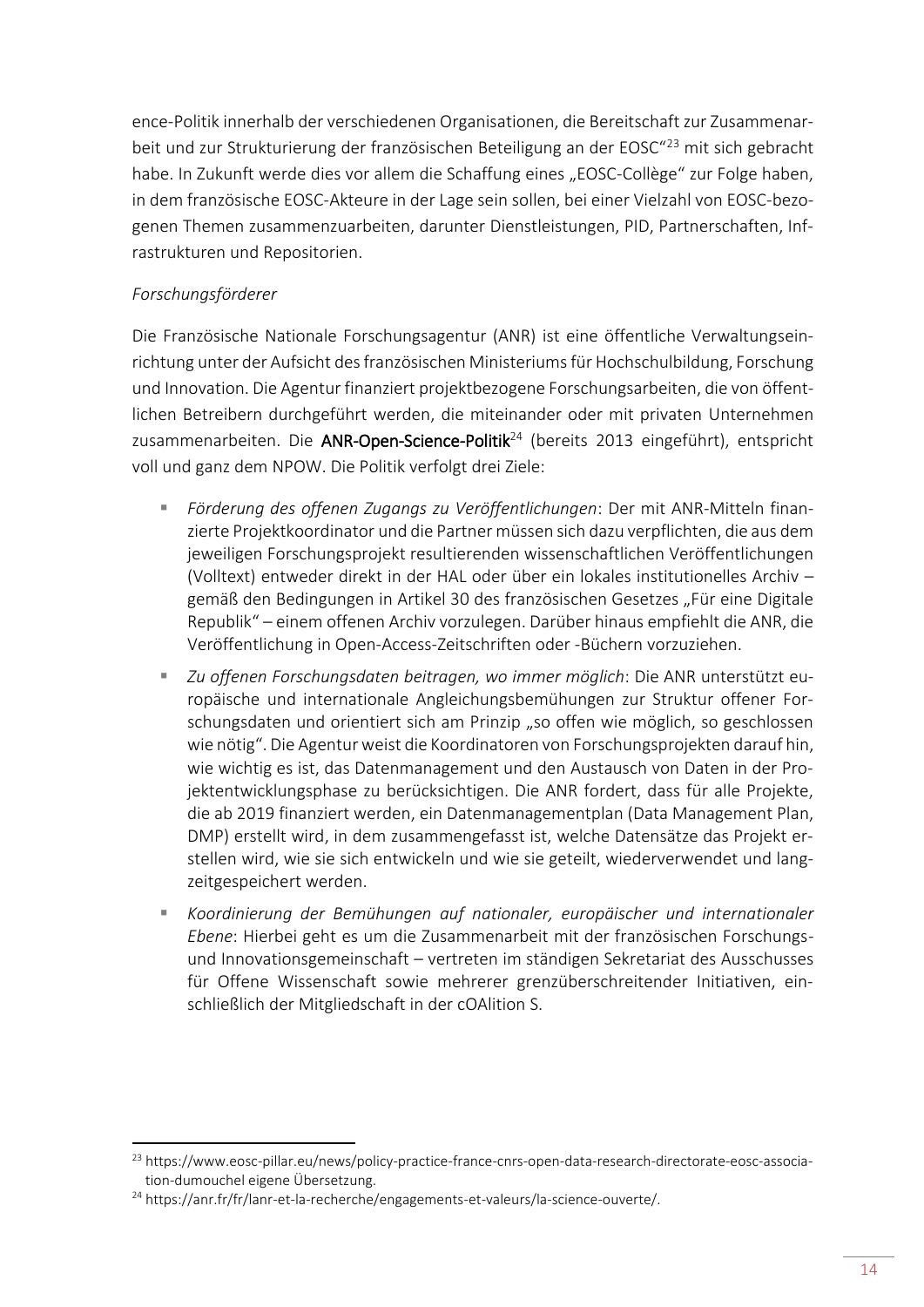ence-Politik innerhalb der verschiedenen Organisationen, die Bereitschaft zur Zusammenarbeit und zur Strukturierung der französischen Beteiligung an der EOSC“[23] mit sich gebracht habe. In Zukunft werde dies vor allem die Schaffung eines „EOSC-Collège“ zur Folge haben, in dem französische EOSC-Akteure in der Lage sein sollen, bei einer Vielzahl von EOSC-bezogenen Themen zusammenzuarbeiten, darunter Dienstleistungen, PID, Partnerschaften, Infrastrukturen und Repositorien.

*Forschungsförderer*

Die Französische Nationale Forschungsagentur (ANR) ist eine öffentliche Verwaltungseinrichtung unter der Aufsicht des französischen Ministeriums für Hochschulbildung, Forschung und Innovation. Die Agentur finanziert projektbezogene Forschungsarbeiten, die von öffentlichen Betreibern durchgeführt werden, die miteinander oder mit privaten Unternehmen zusammenarbeiten. Die **ANR-Open-Science-Politik**[24] (bereits 2013 eingeführt), entspricht voll und ganz dem NPOW. Die Politik verfolgt drei Ziele:

- *Förderung des offenen Zugangs zu Veröffentlichungen*: Der mit ANR-Mitteln finanzierte Projektkoordinator und die Partner müssen sich dazu verpflichten, die aus dem jeweiligen Forschungsprojekt resultierenden wissenschaftlichen Veröffentlichungen (Volltext) entweder direkt in der HAL oder über ein lokales institutionelles Archiv – gemäß den Bedingungen in Artikel 30 des französischen Gesetzes „Für eine Digitale Republik“ – einem offenen Archiv vorzulegen. Darüber hinaus empfiehlt die ANR, die Veröffentlichung in Open-Access-Zeitschriften oder -Büchern vorzuziehen.
- *Zu offenen Forschungsdaten beitragen, wo immer möglich*: Die ANR unterstützt europäische und internationale Angleichungsbemühungen zur Struktur offener Forschungsdaten und orientiert sich am Prinzip „so offen wie möglich, so geschlossen wie nötig“. Die Agentur weist die Koordinatoren von Forschungsprojekten darauf hin, wie wichtig es ist, das Datenmanagement und den Austausch von Daten in der Projektentwicklungsphase zu berücksichtigen. Die ANR fordert, dass für alle Projekte, die ab 2019 finanziert werden, ein Datenmanagementplan (Data Management Plan, DMP) erstellt wird, in dem zusammengefasst ist, welche Datensätze das Projekt erstellen wird, wie sie sich entwickeln und wie sie geteilt, wiederverwendet und langzeitgespeichert werden.
- *Koordinierung der Bemühungen auf nationaler, europäischer und internationaler Ebene*: Hierbei geht es um die Zusammenarbeit mit der französischen Forschungs- und Innovationsgemeinschaft – vertreten im ständigen Sekretariat des Ausschusses für Offene Wissenschaft sowie mehrerer grenzüberschreitender Initiativen, einschließlich der Mitgliedschaft in der cOAlition S.

---

[23] https://www.eosc-pillar.eu/news/policy-practice-france-cnrs-open-data-research-directorate-eosc-association-dumouchel eigene Übersetzung.

[24] https://anr.fr/fr/lanr-et-la-recherche/engagements-et-valeurs/la-science-ouverte/.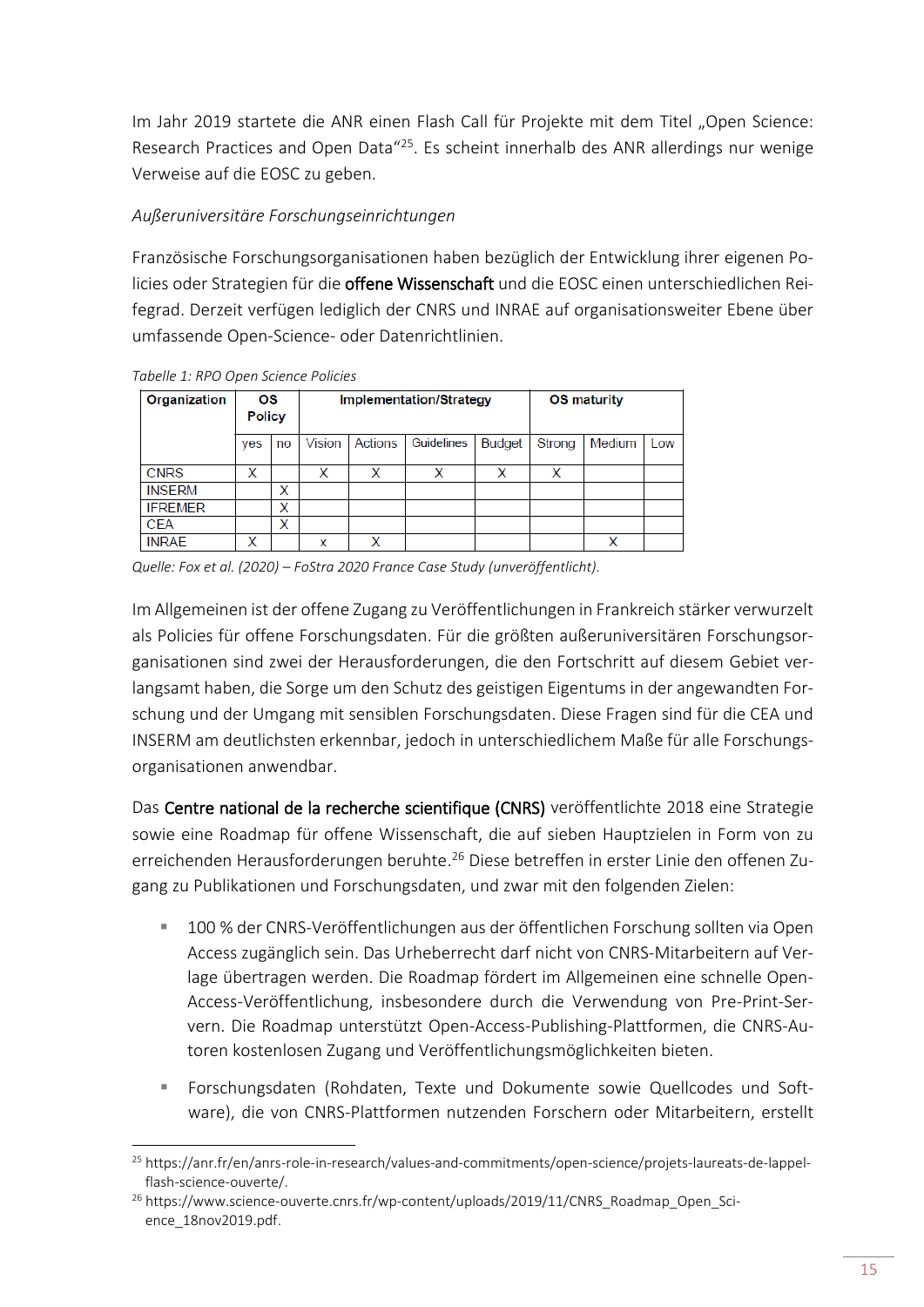Im Jahr 2019 startete die ANR einen Flash Call für Projekte mit dem Titel „Open Science: Research Practices and Open Data"[25]. Es scheint innerhalb des ANR allerdings nur wenige Verweise auf die EOSC zu geben.

*Außeruniversitäre Forschungseinrichtungen*

Französische Forschungsorganisationen haben bezüglich der Entwicklung ihrer eigenen Policies oder Strategien für die offene Wissenschaft und die EOSC einen unterschiedlichen Reifegrad. Derzeit verfügen lediglich der CNRS und INRAE auf organisationsweiter Ebene über umfassende Open-Science- oder Datenrichtlinien.

*Tabelle 1: RPO Open Science Policies*

| Organization | OS Policy | | Implementation/Strategy | | | | OS maturity | | |
|---|---|---|---|---|---|---|---|---|---|
| | yes | no | Vision | Actions | Guidelines | Budget | Strong | Medium | Low |
| CNRS | X | | X | X | X | X | X | | |
| INSERM | | X | | | | | | | |
| IFREMER | | X | | | | | | | |
| CEA | | X | | | | | | | |
| INRAE | X | | x | X | | | | X | |

*Quelle: Fox et al. (2020) – FoStra 2020 France Case Study (unveröffentlicht).*

Im Allgemeinen ist der offene Zugang zu Veröffentlichungen in Frankreich stärker verwurzelt als Policies für offene Forschungsdaten. Für die größten außeruniversitären Forschungsorganisationen sind zwei der Herausforderungen, die den Fortschritt auf diesem Gebiet verlangsamt haben, die Sorge um den Schutz des geistigen Eigentums in der angewandten Forschung und der Umgang mit sensiblen Forschungsdaten. Diese Fragen sind für die CEA und INSERM am deutlichsten erkennbar, jedoch in unterschiedlichem Maße für alle Forschungsorganisationen anwendbar.

Das Centre national de la recherche scientifique (CNRS) veröffentlichte 2018 eine Strategie sowie eine Roadmap für offene Wissenschaft, die auf sieben Hauptzielen in Form von zu erreichenden Herausforderungen beruhte.[26] Diese betreffen in erster Linie den offenen Zugang zu Publikationen und Forschungsdaten, und zwar mit den folgenden Zielen:

- 100 % der CNRS-Veröffentlichungen aus der öffentlichen Forschung sollten via Open Access zugänglich sein. Das Urheberrecht darf nicht von CNRS-Mitarbeitern auf Verlage übertragen werden. Die Roadmap fördert im Allgemeinen eine schnelle Open-Access-Veröffentlichung, insbesondere durch die Verwendung von Pre-Print-Servern. Die Roadmap unterstützt Open-Access-Publishing-Plattformen, die CNRS-Autoren kostenlosen Zugang und Veröffentlichungsmöglichkeiten bieten.
- Forschungsdaten (Rohdaten, Texte und Dokumente sowie Quellcodes und Software), die von CNRS-Plattformen nutzenden Forschern oder Mitarbeitern, erstellt

[25] https://anr.fr/en/anrs-role-in-research/values-and-commitments/open-science/projets-laureats-de-lappel-flash-science-ouverte/.

[26] https://www.science-ouverte.cnrs.fr/wp-content/uploads/2019/11/CNRS_Roadmap_Open_Science_18nov2019.pdf.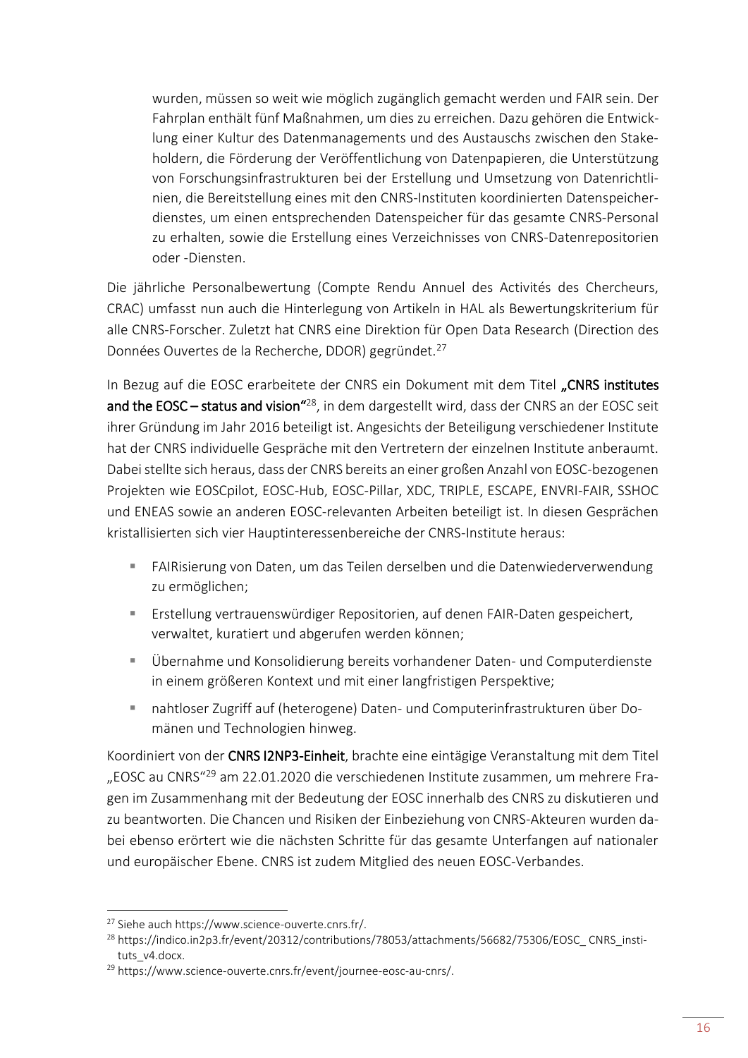wurden, müssen so weit wie möglich zugänglich gemacht werden und FAIR sein. Der Fahrplan enthält fünf Maßnahmen, um dies zu erreichen. Dazu gehören die Entwicklung einer Kultur des Datenmanagements und des Austauschs zwischen den Stakeholdern, die Förderung der Veröffentlichung von Datenpapieren, die Unterstützung von Forschungsinfrastrukturen bei der Erstellung und Umsetzung von Datenrichtlinien, die Bereitstellung eines mit den CNRS-Instituten koordinierten Datenspeicherdienstes, um einen entsprechenden Datenspeicher für das gesamte CNRS-Personal zu erhalten, sowie die Erstellung eines Verzeichnisses von CNRS-Datenrepositorien oder -Diensten.

Die jährliche Personalbewertung (Compte Rendu Annuel des Activités des Chercheurs, CRAC) umfasst nun auch die Hinterlegung von Artikeln in HAL als Bewertungskriterium für alle CNRS-Forscher. Zuletzt hat CNRS eine Direktion für Open Data Research (Direction des Données Ouvertes de la Recherche, DDOR) gegründet.[27]

In Bezug auf die EOSC erarbeitete der CNRS ein Dokument mit dem Titel **„CNRS institutes and the EOSC – status and vision"**[28], in dem dargestellt wird, dass der CNRS an der EOSC seit ihrer Gründung im Jahr 2016 beteiligt ist. Angesichts der Beteiligung verschiedener Institute hat der CNRS individuelle Gespräche mit den Vertretern der einzelnen Institute anberaumt. Dabei stellte sich heraus, dass der CNRS bereits an einer großen Anzahl von EOSC-bezogenen Projekten wie EOSCpilot, EOSC-Hub, EOSC-Pillar, XDC, TRIPLE, ESCAPE, ENVRI-FAIR, SSHOC und ENEAS sowie an anderen EOSC-relevanten Arbeiten beteiligt ist. In diesen Gesprächen kristallisierten sich vier Hauptinteressenbereiche der CNRS-Institute heraus:

- FAIRisierung von Daten, um das Teilen derselben und die Datenwiederverwendung zu ermöglichen;
- Erstellung vertrauenswürdiger Repositorien, auf denen FAIR-Daten gespeichert, verwaltet, kuratiert und abgerufen werden können;
- Übernahme und Konsolidierung bereits vorhandener Daten- und Computerdienste in einem größeren Kontext und mit einer langfristigen Perspektive;
- nahtloser Zugriff auf (heterogene) Daten- und Computerinfrastrukturen über Domänen und Technologien hinweg.

Koordiniert von der **CNRS I2NP3-Einheit**, brachte eine eintägige Veranstaltung mit dem Titel „EOSC au CNRS"[29] am 22.01.2020 die verschiedenen Institute zusammen, um mehrere Fragen im Zusammenhang mit der Bedeutung der EOSC innerhalb des CNRS zu diskutieren und zu beantworten. Die Chancen und Risiken der Einbeziehung von CNRS-Akteuren wurden dabei ebenso erörtert wie die nächsten Schritte für das gesamte Unterfangen auf nationaler und europäischer Ebene. CNRS ist zudem Mitglied des neuen EOSC-Verbandes.

---

[27] Siehe auch https://www.science-ouverte.cnrs.fr/.

[28] https://indico.in2p3.fr/event/20312/contributions/78053/attachments/56682/75306/EOSC_ CNRS_instituts_v4.docx.

[29] https://www.science-ouverte.cnrs.fr/event/journee-eosc-au-cnrs/.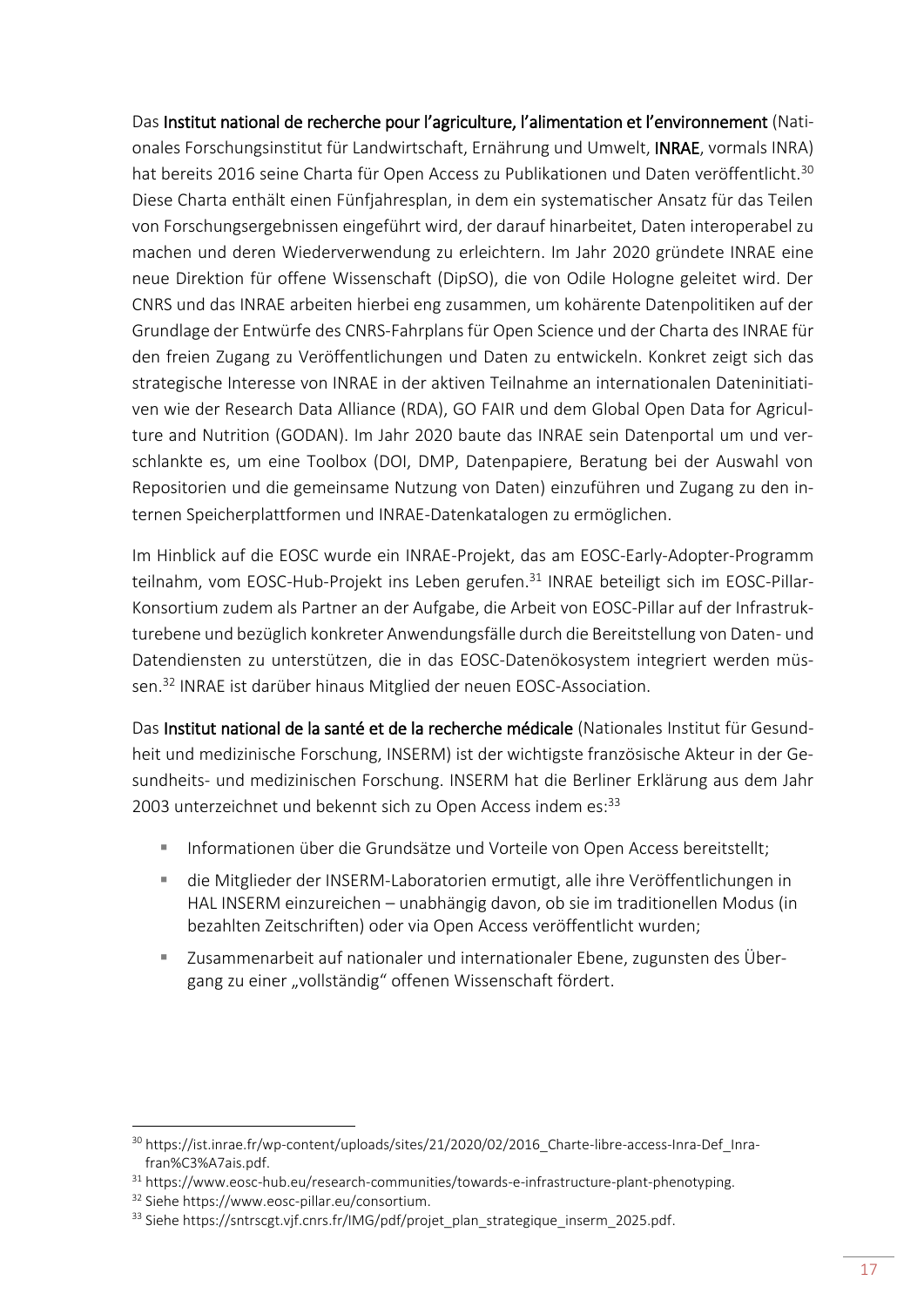Das **Institut national de recherche pour l'agriculture, l'alimentation et l'environnement** (Nationales Forschungsinstitut für Landwirtschaft, Ernährung und Umwelt, **INRAE**, vormals INRA) hat bereits 2016 seine Charta für Open Access zu Publikationen und Daten veröffentlicht.[30] Diese Charta enthält einen Fünfjahresplan, in dem ein systematischer Ansatz für das Teilen von Forschungsergebnissen eingeführt wird, der darauf hinarbeitet, Daten interoperabel zu machen und deren Wiederverwendung zu erleichtern. Im Jahr 2020 gründete INRAE eine neue Direktion für offene Wissenschaft (DipSO), die von Odile Hologne geleitet wird. Der CNRS und das INRAE arbeiten hierbei eng zusammen, um kohärente Datenpolitiken auf der Grundlage der Entwürfe des CNRS-Fahrplans für Open Science und der Charta des INRAE für den freien Zugang zu Veröffentlichungen und Daten zu entwickeln. Konkret zeigt sich das strategische Interesse von INRAE in der aktiven Teilnahme an internationalen Dateninitiativen wie der Research Data Alliance (RDA), GO FAIR und dem Global Open Data for Agriculture and Nutrition (GODAN). Im Jahr 2020 baute das INRAE sein Datenportal um und verschlankte es, um eine Toolbox (DOI, DMP, Datenpapiere, Beratung bei der Auswahl von Repositorien und die gemeinsame Nutzung von Daten) einzuführen und Zugang zu den internen Speicherplattformen und INRAE-Datenkatalogen zu ermöglichen.

Im Hinblick auf die EOSC wurde ein INRAE-Projekt, das am EOSC-Early-Adopter-Programm teilnahm, vom EOSC-Hub-Projekt ins Leben gerufen.[31] INRAE beteiligt sich im EOSC-Pillar-Konsortium zudem als Partner an der Aufgabe, die Arbeit von EOSC-Pillar auf der Infrastrukturebene und bezüglich konkreter Anwendungsfälle durch die Bereitstellung von Daten- und Datendiensten zu unterstützen, die in das EOSC-Datenökosystem integriert werden müssen.[32] INRAE ist darüber hinaus Mitglied der neuen EOSC-Association.

Das **Institut national de la santé et de la recherche médicale** (Nationales Institut für Gesundheit und medizinische Forschung, INSERM) ist der wichtigste französische Akteur in der Gesundheits- und medizinischen Forschung. INSERM hat die Berliner Erklärung aus dem Jahr 2003 unterzeichnet und bekennt sich zu Open Access indem es:[33]

- Informationen über die Grundsätze und Vorteile von Open Access bereitstellt;
- die Mitglieder der INSERM-Laboratorien ermutigt, alle ihre Veröffentlichungen in HAL INSERM einzureichen – unabhängig davon, ob sie im traditionellen Modus (in bezahlten Zeitschriften) oder via Open Access veröffentlicht wurden;
- Zusammenarbeit auf nationaler und internationaler Ebene, zugunsten des Übergang zu einer „vollständig" offenen Wissenschaft fördert.

---

[30] https://ist.inrae.fr/wp-content/uploads/sites/21/2020/02/2016_Charte-libre-access-Inra-Def_Inra-fran%C3%A7ais.pdf.

[31] https://www.eosc-hub.eu/research-communities/towards-e-infrastructure-plant-phenotyping.

[32] Siehe https://www.eosc-pillar.eu/consortium.

[33] Siehe https://sntrscgt.vjf.cnrs.fr/IMG/pdf/projet_plan_strategique_inserm_2025.pdf.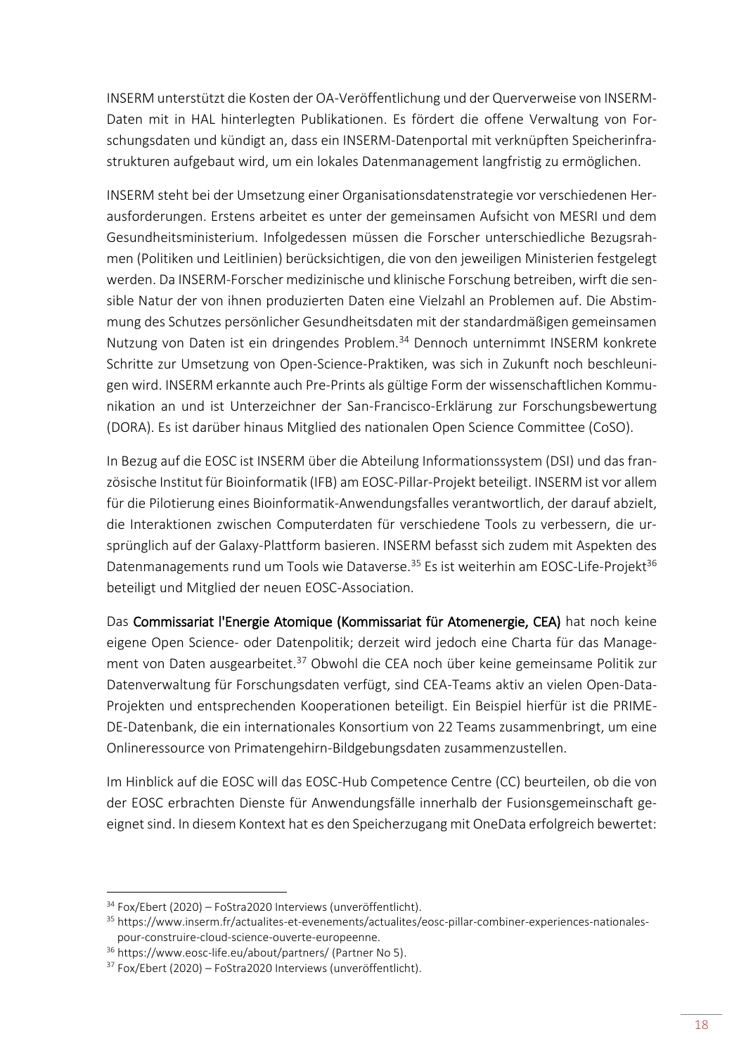INSERM unterstützt die Kosten der OA-Veröffentlichung und der Querverweise von INSERM-Daten mit in HAL hinterlegten Publikationen. Es fördert die offene Verwaltung von Forschungsdaten und kündigt an, dass ein INSERM-Datenportal mit verknüpften Speicherinfrastrukturen aufgebaut wird, um ein lokales Datenmanagement langfristig zu ermöglichen.

INSERM steht bei der Umsetzung einer Organisationsdatenstrategie vor verschiedenen Herausforderungen. Erstens arbeitet es unter der gemeinsamen Aufsicht von MESRI und dem Gesundheitsministerium. Infolgedessen müssen die Forscher unterschiedliche Bezugsrahmen (Politiken und Leitlinien) berücksichtigen, die von den jeweiligen Ministerien festgelegt werden. Da INSERM-Forscher medizinische und klinische Forschung betreiben, wirft die sensible Natur der von ihnen produzierten Daten eine Vielzahl an Problemen auf. Die Abstimmung des Schutzes persönlicher Gesundheitsdaten mit der standardmäßigen gemeinsamen Nutzung von Daten ist ein dringendes Problem.[34] Dennoch unternimmt INSERM konkrete Schritte zur Umsetzung von Open-Science-Praktiken, was sich in Zukunft noch beschleunigen wird. INSERM erkannte auch Pre-Prints als gültige Form der wissenschaftlichen Kommunikation an und ist Unterzeichner der San-Francisco-Erklärung zur Forschungsbewertung (DORA). Es ist darüber hinaus Mitglied des nationalen Open Science Committee (CoSO).

In Bezug auf die EOSC ist INSERM über die Abteilung Informationssystem (DSI) und das französische Institut für Bioinformatik (IFB) am EOSC-Pillar-Projekt beteiligt. INSERM ist vor allem für die Pilotierung eines Bioinformatik-Anwendungsfalles verantwortlich, der darauf abzielt, die Interaktionen zwischen Computerdaten für verschiedene Tools zu verbessern, die ursprünglich auf der Galaxy-Plattform basieren. INSERM befasst sich zudem mit Aspekten des Datenmanagements rund um Tools wie Dataverse.[35] Es ist weiterhin am EOSC-Life-Projekt[36] beteiligt und Mitglied der neuen EOSC-Association.

Das **Commissariat l'Energie Atomique (Kommissariat für Atomenergie, CEA)** hat noch keine eigene Open Science- oder Datenpolitik; derzeit wird jedoch eine Charta für das Management von Daten ausgearbeitet.[37] Obwohl die CEA noch über keine gemeinsame Politik zur Datenverwaltung für Forschungsdaten verfügt, sind CEA-Teams aktiv an vielen Open-Data-Projekten und entsprechenden Kooperationen beteiligt. Ein Beispiel hierfür ist die PRIME-DE-Datenbank, die ein internationales Konsortium von 22 Teams zusammenbringt, um eine Onlineressource von Primatengehirn-Bildgebungsdaten zusammenzustellen.

Im Hinblick auf die EOSC will das EOSC-Hub Competence Centre (CC) beurteilen, ob die von der EOSC erbrachten Dienste für Anwendungsfälle innerhalb der Fusionsgemeinschaft geeignet sind. In diesem Kontext hat es den Speicherzugang mit OneData erfolgreich bewertet:

---

[34] Fox/Ebert (2020) – FoStra2020 Interviews (unveröffentlicht).

[35] https://www.inserm.fr/actualites-et-evenements/actualites/eosc-pillar-combiner-experiences-nationales-pour-construire-cloud-science-ouverte-europeenne.

[36] https://www.eosc-life.eu/about/partners/ (Partner No 5).

[37] Fox/Ebert (2020) – FoStra2020 Interviews (unveröffentlicht).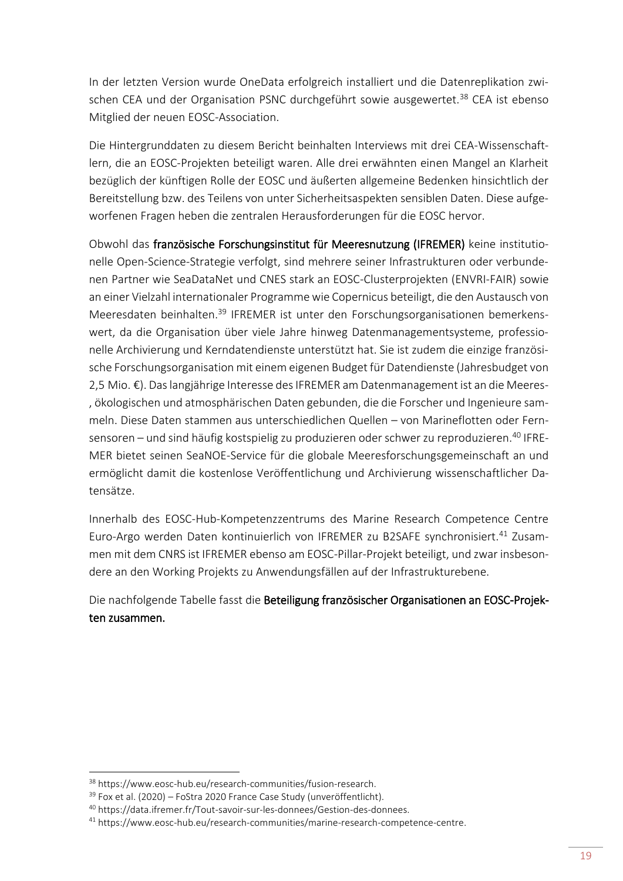In der letzten Version wurde OneData erfolgreich installiert und die Datenreplikation zwischen CEA und der Organisation PSNC durchgeführt sowie ausgewertet.[38] CEA ist ebenso Mitglied der neuen EOSC-Association.

Die Hintergrunddaten zu diesem Bericht beinhalten Interviews mit drei CEA-Wissenschaftlern, die an EOSC-Projekten beteiligt waren. Alle drei erwähnten einen Mangel an Klarheit bezüglich der künftigen Rolle der EOSC und äußerten allgemeine Bedenken hinsichtlich der Bereitstellung bzw. des Teilens von unter Sicherheitsaspekten sensiblen Daten. Diese aufgeworfenen Fragen heben die zentralen Herausforderungen für die EOSC hervor.

Obwohl das **französische Forschungsinstitut für Meeresnutzung (IFREMER)** keine institutionelle Open-Science-Strategie verfolgt, sind mehrere seiner Infrastrukturen oder verbundenen Partner wie SeaDataNet und CNES stark an EOSC-Clusterprojekten (ENVRI-FAIR) sowie an einer Vielzahl internationaler Programme wie Copernicus beteiligt, die den Austausch von Meeresdaten beinhalten.[39] IFREMER ist unter den Forschungsorganisationen bemerkenswert, da die Organisation über viele Jahre hinweg Datenmanagementsysteme, professionelle Archivierung und Kerndatendienste unterstützt hat. Sie ist zudem die einzige französische Forschungsorganisation mit einem eigenen Budget für Datendienste (Jahresbudget von 2,5 Mio. €). Das langjährige Interesse des IFREMER am Datenmanagement ist an die Meeres-, ökologischen und atmosphärischen Daten gebunden, die die Forscher und Ingenieure sammeln. Diese Daten stammen aus unterschiedlichen Quellen – von Marineflotten oder Fernsensoren – und sind häufig kostspielig zu produzieren oder schwer zu reproduzieren.[40] IFREMER bietet seinen SeaNOE-Service für die globale Meeresforschungsgemeinschaft an und ermöglicht damit die kostenlose Veröffentlichung und Archivierung wissenschaftlicher Datensätze.

Innerhalb des EOSC-Hub-Kompetenzzentrums des Marine Research Competence Centre Euro-Argo werden Daten kontinuierlich von IFREMER zu B2SAFE synchronisiert.[41] Zusammen mit dem CNRS ist IFREMER ebenso am EOSC-Pillar-Projekt beteiligt, und zwar insbesondere an den Working Projekts zu Anwendungsfällen auf der Infrastrukturebene.

Die nachfolgende Tabelle fasst die **Beteiligung französischer Organisationen an EOSC-Projekten zusammen.**

---

[38] https://www.eosc-hub.eu/research-communities/fusion-research.

[39] Fox et al. (2020) – FoStra 2020 France Case Study (unveröffentlicht).

[40] https://data.ifremer.fr/Tout-savoir-sur-les-donnees/Gestion-des-donnees.

[41] https://www.eosc-hub.eu/research-communities/marine-research-competence-centre.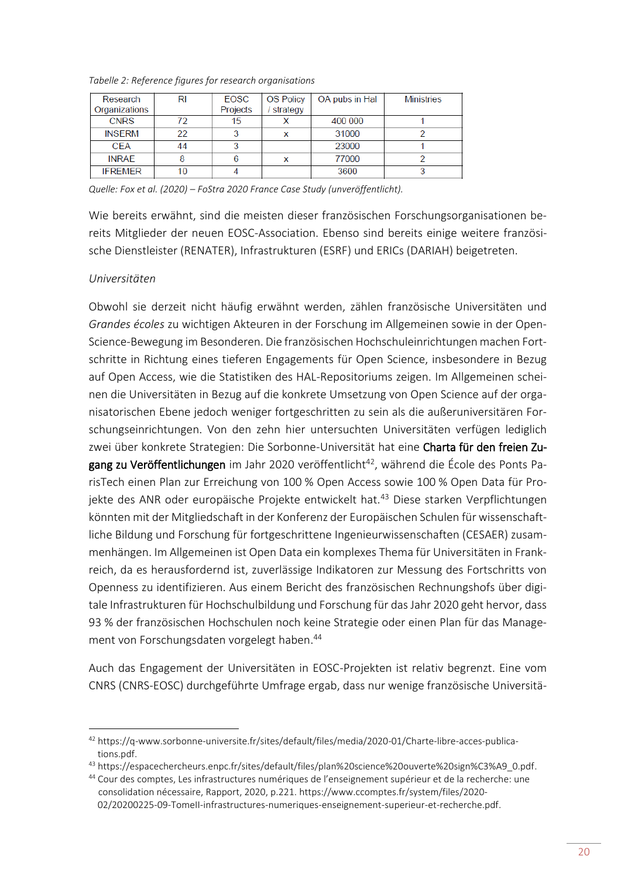*Tabelle 2: Reference figures for research organisations*

| Research Organizations | RI | EOSC Projects | OS Policy / strategy | OA pubs in Hal | Ministries |
|---|---|---|---|---|---|
| CNRS | 72 | 15 | X | 400 000 | 1 |
| INSERM | 22 | 3 | x | 31000 | 2 |
| CEA | 44 | 3 | | 23000 | 1 |
| INRAE | 8 | 6 | x | 77000 | 2 |
| IFREMER | 10 | 4 | | 3600 | 3 |

*Quelle: Fox et al. (2020) – FoStra 2020 France Case Study (unveröffentlicht).*

Wie bereits erwähnt, sind die meisten dieser französischen Forschungsorganisationen bereits Mitglieder der neuen EOSC-Association. Ebenso sind bereits einige weitere französische Dienstleister (RENATER), Infrastrukturen (ESRF) und ERICs (DARIAH) beigetreten.

*Universitäten*

Obwohl sie derzeit nicht häufig erwähnt werden, zählen französische Universitäten und *Grandes écoles* zu wichtigen Akteuren in der Forschung im Allgemeinen sowie in der Open-Science-Bewegung im Besonderen. Die französischen Hochschuleinrichtungen machen Fortschritte in Richtung eines tieferen Engagements für Open Science, insbesondere in Bezug auf Open Access, wie die Statistiken des HAL-Repositoriums zeigen. Im Allgemeinen scheinen die Universitäten in Bezug auf die konkrete Umsetzung von Open Science auf der organisatorischen Ebene jedoch weniger fortgeschritten zu sein als die außeruniversitären Forschungseinrichtungen. Von den zehn hier untersuchten Universitäten verfügen lediglich zwei über konkrete Strategien: Die Sorbonne-Universität hat eine **Charta für den freien Zugang zu Veröffentlichungen** im Jahr 2020 veröffentlicht[42], während die École des Ponts ParisTech einen Plan zur Erreichung von 100 % Open Access sowie 100 % Open Data für Projekte des ANR oder europäische Projekte entwickelt hat.[43] Diese starken Verpflichtungen könnten mit der Mitgliedschaft in der Konferenz der Europäischen Schulen für wissenschaftliche Bildung und Forschung für fortgeschrittene Ingenieurwissenschaften (CESAER) zusammenhängen. Im Allgemeinen ist Open Data ein komplexes Thema für Universitäten in Frankreich, da es herausfordernd ist, zuverlässige Indikatoren zur Messung des Fortschritts von Openness zu identifizieren. Aus einem Bericht des französischen Rechnungshofs über digitale Infrastrukturen für Hochschulbildung und Forschung für das Jahr 2020 geht hervor, dass 93 % der französischen Hochschulen noch keine Strategie oder einen Plan für das Management von Forschungsdaten vorgelegt haben.[44]

Auch das Engagement der Universitäten in EOSC-Projekten ist relativ begrenzt. Eine vom CNRS (CNRS-EOSC) durchgeführte Umfrage ergab, dass nur wenige französische Universitä-

---

[42] https://q-www.sorbonne-universite.fr/sites/default/files/media/2020-01/Charte-libre-acces-publications.pdf.

[43] https://espacechercheurs.enpc.fr/sites/default/files/plan%20science%20ouverte%20sign%C3%A9_0.pdf.

[44] Cour des comptes, Les infrastructures numériques de l'enseignement supérieur et de la recherche: une consolidation nécessaire, Rapport, 2020, p.221. https://www.ccomptes.fr/system/files/2020-02/20200225-09-TomeII-infrastructures-numeriques-enseignement-superieur-et-recherche.pdf.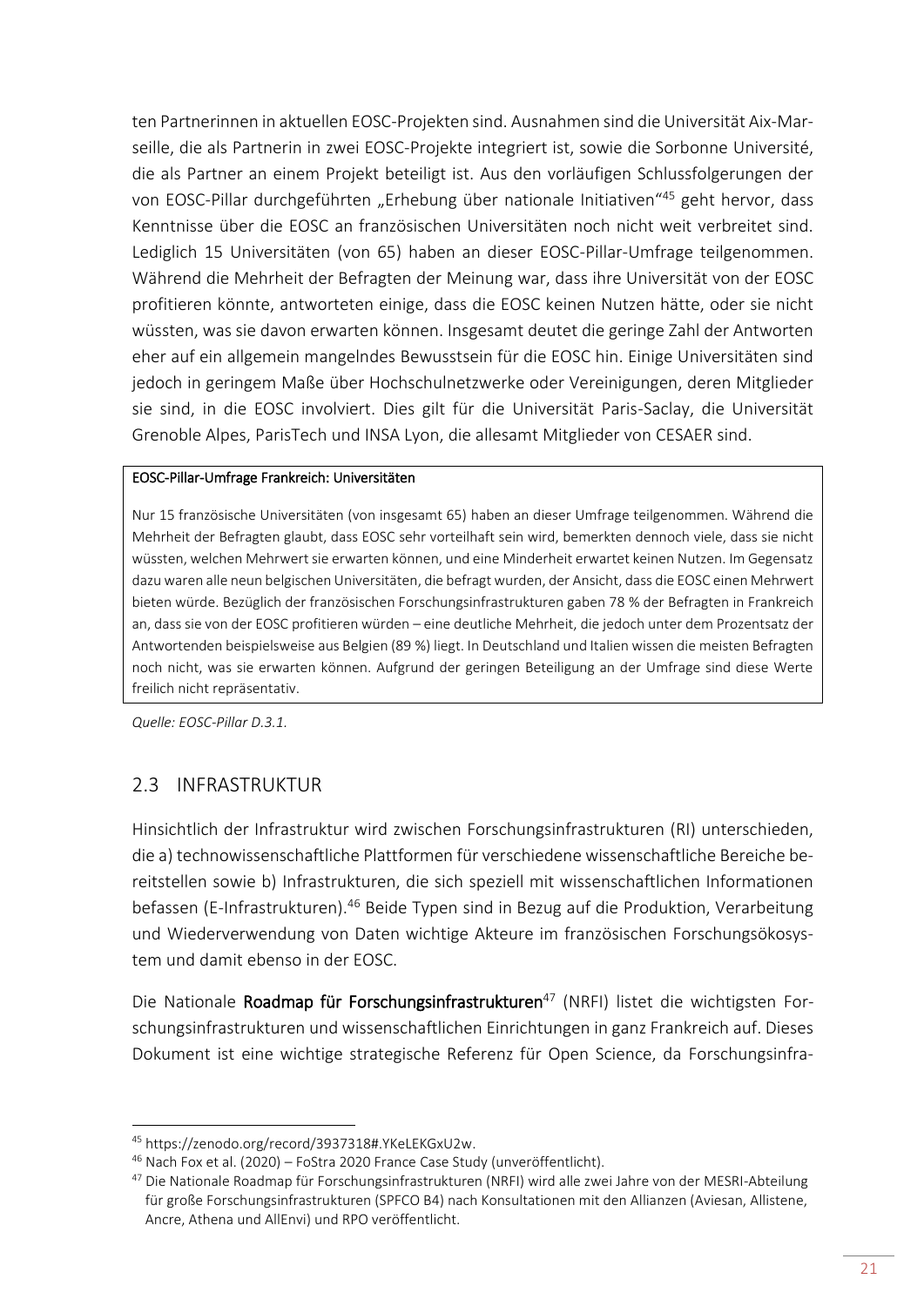ten Partnerinnen in aktuellen EOSC-Projekten sind. Ausnahmen sind die Universität Aix-Marseille, die als Partnerin in zwei EOSC-Projekte integriert ist, sowie die Sorbonne Université, die als Partner an einem Projekt beteiligt ist. Aus den vorläufigen Schlussfolgerungen der von EOSC-Pillar durchgeführten „Erhebung über nationale Initiativen"[45] geht hervor, dass Kenntnisse über die EOSC an französischen Universitäten noch nicht weit verbreitet sind. Lediglich 15 Universitäten (von 65) haben an dieser EOSC-Pillar-Umfrage teilgenommen. Während die Mehrheit der Befragten der Meinung war, dass ihre Universität von der EOSC profitieren könnte, antworteten einige, dass die EOSC keinen Nutzen hätte, oder sie nicht wüssten, was sie davon erwarten können. Insgesamt deutet die geringe Zahl der Antworten eher auf ein allgemein mangelndes Bewusstsein für die EOSC hin. Einige Universitäten sind jedoch in geringem Maße über Hochschulnetzwerke oder Vereinigungen, deren Mitglieder sie sind, in die EOSC involviert. Dies gilt für die Universität Paris-Saclay, die Universität Grenoble Alpes, ParisTech und INSA Lyon, die allesamt Mitglieder von CESAER sind.

**EOSC-Pillar-Umfrage Frankreich: Universitäten**

Nur 15 französische Universitäten (von insgesamt 65) haben an dieser Umfrage teilgenommen. Während die Mehrheit der Befragten glaubt, dass EOSC sehr vorteilhaft sein wird, bemerkten dennoch viele, dass sie nicht wüssten, welchen Mehrwert sie erwarten können, und eine Minderheit erwartet keinen Nutzen. Im Gegensatz dazu waren alle neun belgischen Universitäten, die befragt wurden, der Ansicht, dass die EOSC einen Mehrwert bieten würde. Bezüglich der französischen Forschungsinfrastrukturen gaben 78 % der Befragten in Frankreich an, dass sie von der EOSC profitieren würden – eine deutliche Mehrheit, die jedoch unter dem Prozentsatz der Antwortenden beispielsweise aus Belgien (89 %) liegt. In Deutschland und Italien wissen die meisten Befragten noch nicht, was sie erwarten können. Aufgrund der geringen Beteiligung an der Umfrage sind diese Werte freilich nicht repräsentativ.

*Quelle: EOSC-Pillar D.3.1.*

## 2.3 INFRASTRUKTUR

Hinsichtlich der Infrastruktur wird zwischen Forschungsinfrastrukturen (RI) unterschieden, die a) technowissenschaftliche Plattformen für verschiedene wissenschaftliche Bereiche bereitstellen sowie b) Infrastrukturen, die sich speziell mit wissenschaftlichen Informationen befassen (E-Infrastrukturen).[46] Beide Typen sind in Bezug auf die Produktion, Verarbeitung und Wiederverwendung von Daten wichtige Akteure im französischen Forschungsökosystem und damit ebenso in der EOSC.

Die Nationale **Roadmap für Forschungsinfrastrukturen**[47] (NRFI) listet die wichtigsten Forschungsinfrastrukturen und wissenschaftlichen Einrichtungen in ganz Frankreich auf. Dieses Dokument ist eine wichtige strategische Referenz für Open Science, da Forschungsinfra-

---

[45] https://zenodo.org/record/3937318#.YKeLEKGxU2w.

[46] Nach Fox et al. (2020) – FoStra 2020 France Case Study (unveröffentlicht).

[47] Die Nationale Roadmap für Forschungsinfrastrukturen (NRFI) wird alle zwei Jahre von der MESRI-Abteilung für große Forschungsinfrastrukturen (SPFCO B4) nach Konsultationen mit den Allianzen (Aviesan, Allistene, Ancre, Athena und AllEnvi) und RPO veröffentlicht.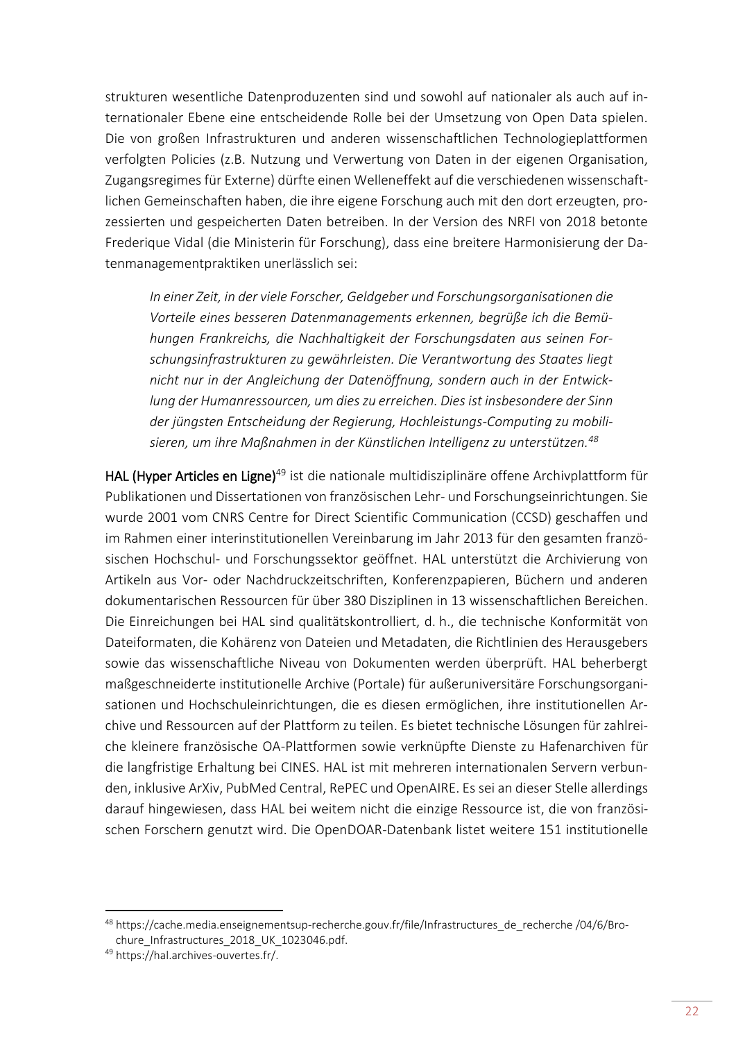strukturen wesentliche Datenproduzenten sind und sowohl auf nationaler als auch auf internationaler Ebene eine entscheidende Rolle bei der Umsetzung von Open Data spielen. Die von großen Infrastrukturen und anderen wissenschaftlichen Technologieplattformen verfolgten Policies (z.B. Nutzung und Verwertung von Daten in der eigenen Organisation, Zugangsregimes für Externe) dürfte einen Welleneffekt auf die verschiedenen wissenschaftlichen Gemeinschaften haben, die ihre eigene Forschung auch mit den dort erzeugten, prozessierten und gespeicherten Daten betreiben. In der Version des NRFI von 2018 betonte Frederique Vidal (die Ministerin für Forschung), dass eine breitere Harmonisierung der Datenmanagementpraktiken unerlässlich sei:

> *In einer Zeit, in der viele Forscher, Geldgeber und Forschungsorganisationen die Vorteile eines besseren Datenmanagements erkennen, begrüße ich die Bemühungen Frankreichs, die Nachhaltigkeit der Forschungsdaten aus seinen Forschungsinfrastrukturen zu gewährleisten. Die Verantwortung des Staates liegt nicht nur in der Angleichung der Datenöffnung, sondern auch in der Entwicklung der Humanressourcen, um dies zu erreichen. Dies ist insbesondere der Sinn der jüngsten Entscheidung der Regierung, Hochleistungs-Computing zu mobilisieren, um ihre Maßnahmen in der Künstlichen Intelligenz zu unterstützen.*[48]

**HAL (Hyper Articles en Ligne)**[49] ist die nationale multidisziplinäre offene Archivplattform für Publikationen und Dissertationen von französischen Lehr- und Forschungseinrichtungen. Sie wurde 2001 vom CNRS Centre for Direct Scientific Communication (CCSD) geschaffen und im Rahmen einer interinstitutionellen Vereinbarung im Jahr 2013 für den gesamten französischen Hochschul- und Forschungssektor geöffnet. HAL unterstützt die Archivierung von Artikeln aus Vor- oder Nachdruckzeitschriften, Konferenzpapieren, Büchern und anderen dokumentarischen Ressourcen für über 380 Disziplinen in 13 wissenschaftlichen Bereichen. Die Einreichungen bei HAL sind qualitätskontrolliert, d. h., die technische Konformität von Dateiformaten, die Kohärenz von Dateien und Metadaten, die Richtlinien des Herausgebers sowie das wissenschaftliche Niveau von Dokumenten werden überprüft. HAL beherbergt maßgeschneiderte institutionelle Archive (Portale) für außeruniversitäre Forschungsorganisationen und Hochschuleinrichtungen, die es diesen ermöglichen, ihre institutionellen Archive und Ressourcen auf der Plattform zu teilen. Es bietet technische Lösungen für zahlreiche kleinere französische OA-Plattformen sowie verknüpfte Dienste zu Hafenarchiven für die langfristige Erhaltung bei CINES. HAL ist mit mehreren internationalen Servern verbunden, inklusive ArXiv, PubMed Central, RePEC und OpenAIRE. Es sei an dieser Stelle allerdings darauf hingewiesen, dass HAL bei weitem nicht die einzige Ressource ist, die von französischen Forschern genutzt wird. Die OpenDOAR-Datenbank listet weitere 151 institutionelle

---

[48] https://cache.media.enseignementsup-recherche.gouv.fr/file/Infrastructures_de_recherche /04/6/Brochure_Infrastructures_2018_UK_1023046.pdf.

[49] https://hal.archives-ouvertes.fr/.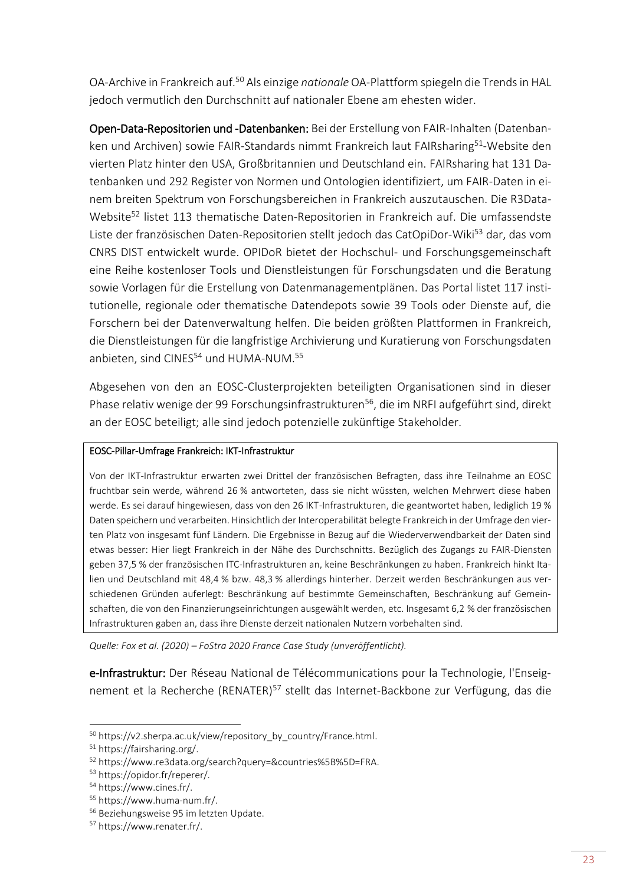OA-Archive in Frankreich auf.[50] Als einzige *nationale* OA-Plattform spiegeln die Trends in HAL jedoch vermutlich den Durchschnitt auf nationaler Ebene am ehesten wider.

**Open-Data-Repositorien und -Datenbanken:** Bei der Erstellung von FAIR-Inhalten (Datenbanken und Archiven) sowie FAIR-Standards nimmt Frankreich laut FAIRsharing[51]-Website den vierten Platz hinter den USA, Großbritannien und Deutschland ein. FAIRsharing hat 131 Datenbanken und 292 Register von Normen und Ontologien identifiziert, um FAIR-Daten in einem breiten Spektrum von Forschungsbereichen in Frankreich auszutauschen. Die R3Data-Website[52] listet 113 thematische Daten-Repositorien in Frankreich auf. Die umfassendste Liste der französischen Daten-Repositorien stellt jedoch das CatOpiDor-Wiki[53] dar, das vom CNRS DIST entwickelt wurde. OPIDoR bietet der Hochschul- und Forschungsgemeinschaft eine Reihe kostenloser Tools und Dienstleistungen für Forschungsdaten und die Beratung sowie Vorlagen für die Erstellung von Datenmanagementplänen. Das Portal listet 117 institutionelle, regionale oder thematische Datendepots sowie 39 Tools oder Dienste auf, die Forschern bei der Datenverwaltung helfen. Die beiden größten Plattformen in Frankreich, die Dienstleistungen für die langfristige Archivierung und Kuratierung von Forschungsdaten anbieten, sind CINES[54] und HUMA-NUM.[55]

Abgesehen von den an EOSC-Clusterprojekten beteiligten Organisationen sind in dieser Phase relativ wenige der 99 Forschungsinfrastrukturen[56], die im NRFI aufgeführt sind, direkt an der EOSC beteiligt; alle sind jedoch potenzielle zukünftige Stakeholder.

**EOSC-Pillar-Umfrage Frankreich: IKT-Infrastruktur**

Von der IKT-Infrastruktur erwarten zwei Drittel der französischen Befragten, dass ihre Teilnahme an EOSC fruchtbar sein werde, während 26 % antworteten, dass sie nicht wüssten, welchen Mehrwert diese haben werde. Es sei darauf hingewiesen, dass von den 26 IKT-Infrastrukturen, die geantwortet haben, lediglich 19 % Daten speichern und verarbeiten. Hinsichtlich der Interoperabilität belegte Frankreich in der Umfrage den vierten Platz von insgesamt fünf Ländern. Die Ergebnisse in Bezug auf die Wiederverwendbarkeit der Daten sind etwas besser: Hier liegt Frankreich in der Nähe des Durchschnitts. Bezüglich des Zugangs zu FAIR-Diensten geben 37,5 % der französischen ITC-Infrastrukturen an, keine Beschränkungen zu haben. Frankreich hinkt Italien und Deutschland mit 48,4 % bzw. 48,3 % allerdings hinterher. Derzeit werden Beschränkungen aus verschiedenen Gründen auferlegt: Beschränkung auf bestimmte Gemeinschaften, Beschränkung auf Gemeinschaften, die von den Finanzierungseinrichtungen ausgewählt werden, etc. Insgesamt 6,2 % der französischen Infrastrukturen gaben an, dass ihre Dienste derzeit nationalen Nutzern vorbehalten sind.

*Quelle: Fox et al. (2020) – FoStra 2020 France Case Study (unveröffentlicht).*

**e-Infrastruktur:** Der Réseau National de Télécommunications pour la Technologie, l'Enseignement et la Recherche (RENATER)[57] stellt das Internet-Backbone zur Verfügung, das die

---

[50] https://v2.sherpa.ac.uk/view/repository_by_country/France.html.

[51] https://fairsharing.org/.

[52] https://www.re3data.org/search?query=&countries%5B%5D=FRA.

[53] https://opidor.fr/reperer/.

[54] https://www.cines.fr/.

[55] https://www.huma-num.fr/.

[56] Beziehungsweise 95 im letzten Update.

[57] https://www.renater.fr/.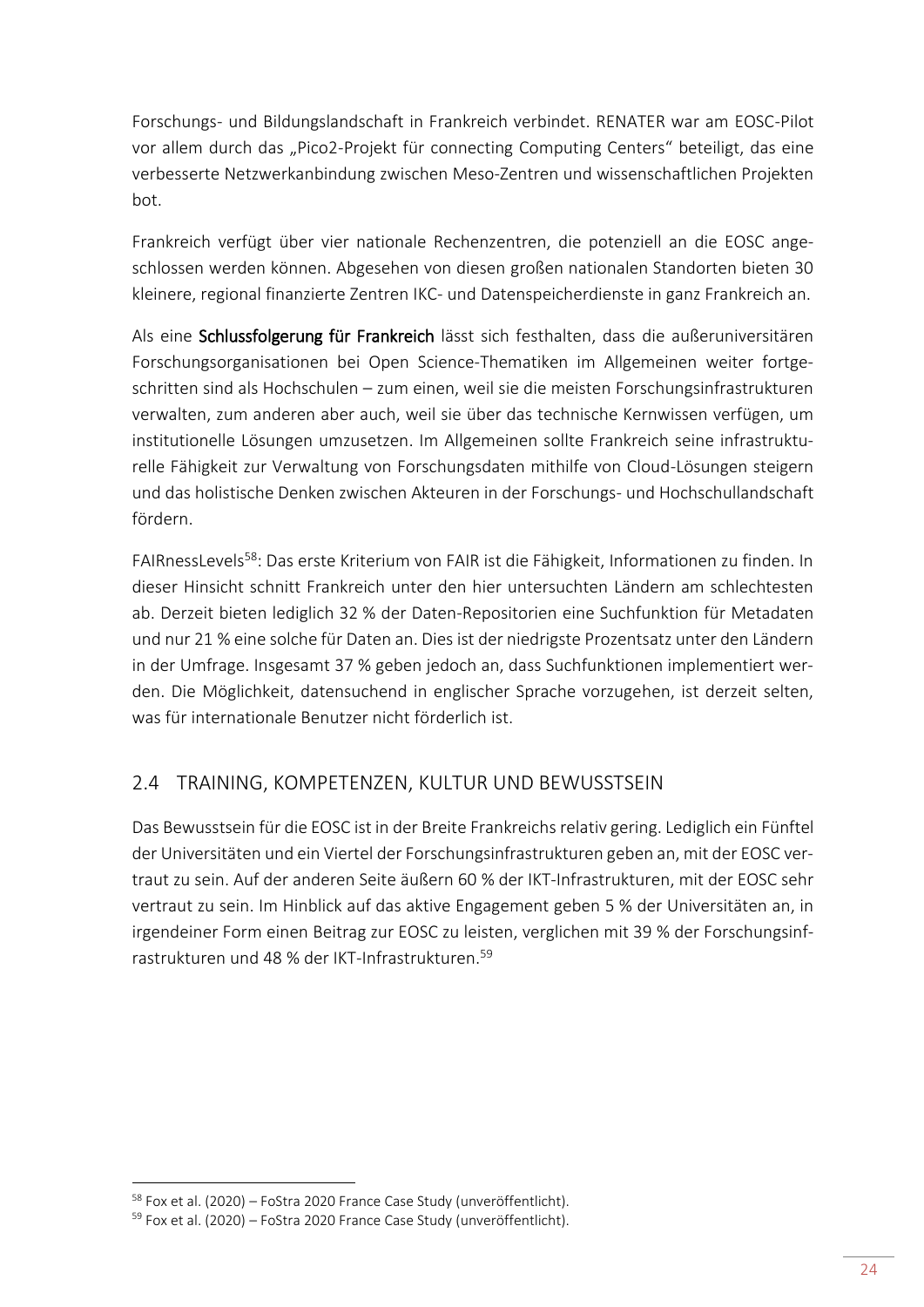Forschungs- und Bildungslandschaft in Frankreich verbindet. RENATER war am EOSC-Pilot vor allem durch das „Pico2-Projekt für connecting Computing Centers" beteiligt, das eine verbesserte Netzwerkanbindung zwischen Meso-Zentren und wissenschaftlichen Projekten bot.

Frankreich verfügt über vier nationale Rechenzentren, die potenziell an die EOSC angeschlossen werden können. Abgesehen von diesen großen nationalen Standorten bieten 30 kleinere, regional finanzierte Zentren IKC- und Datenspeicherdienste in ganz Frankreich an.

Als eine **Schlussfolgerung für Frankreich** lässt sich festhalten, dass die außeruniversitären Forschungsorganisationen bei Open Science-Thematiken im Allgemeinen weiter fortgeschritten sind als Hochschulen – zum einen, weil sie die meisten Forschungsinfrastrukturen verwalten, zum anderen aber auch, weil sie über das technische Kernwissen verfügen, um institutionelle Lösungen umzusetzen. Im Allgemeinen sollte Frankreich seine infrastrukturelle Fähigkeit zur Verwaltung von Forschungsdaten mithilfe von Cloud-Lösungen steigern und das holistische Denken zwischen Akteuren in der Forschungs- und Hochschullandschaft fördern.

FAIRnessLevels[58]: Das erste Kriterium von FAIR ist die Fähigkeit, Informationen zu finden. In dieser Hinsicht schnitt Frankreich unter den hier untersuchten Ländern am schlechtesten ab. Derzeit bieten lediglich 32 % der Daten-Repositorien eine Suchfunktion für Metadaten und nur 21 % eine solche für Daten an. Dies ist der niedrigste Prozentsatz unter den Ländern in der Umfrage. Insgesamt 37 % geben jedoch an, dass Suchfunktionen implementiert werden. Die Möglichkeit, datensuchend in englischer Sprache vorzugehen, ist derzeit selten, was für internationale Benutzer nicht förderlich ist.

## 2.4 TRAINING, KOMPETENZEN, KULTUR UND BEWUSSTSEIN

Das Bewusstsein für die EOSC ist in der Breite Frankreichs relativ gering. Lediglich ein Fünftel der Universitäten und ein Viertel der Forschungsinfrastrukturen geben an, mit der EOSC vertraut zu sein. Auf der anderen Seite äußern 60 % der IKT-Infrastrukturen, mit der EOSC sehr vertraut zu sein. Im Hinblick auf das aktive Engagement geben 5 % der Universitäten an, in irgendeiner Form einen Beitrag zur EOSC zu leisten, verglichen mit 39 % der Forschungsinfrastrukturen und 48 % der IKT-Infrastrukturen.[59]

---

[58] Fox et al. (2020) – FoStra 2020 France Case Study (unveröffentlicht).

[59] Fox et al. (2020) – FoStra 2020 France Case Study (unveröffentlicht).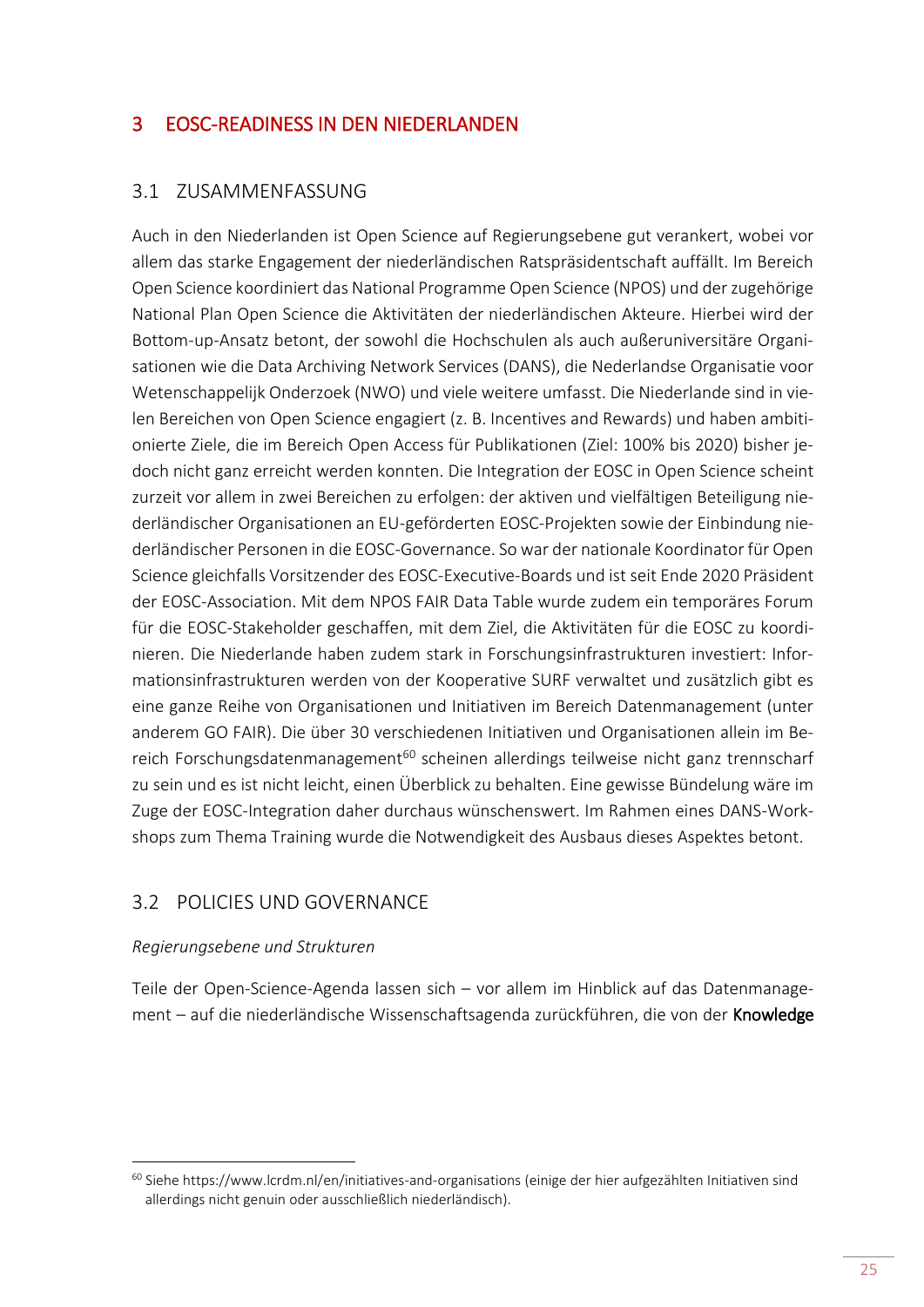# 3 EOSC-READINESS IN DEN NIEDERLANDEN

## 3.1 ZUSAMMENFASSUNG

Auch in den Niederlanden ist Open Science auf Regierungsebene gut verankert, wobei vor allem das starke Engagement der niederländischen Ratspräsidentschaft auffällt. Im Bereich Open Science koordiniert das National Programme Open Science (NPOS) und der zugehörige National Plan Open Science die Aktivitäten der niederländischen Akteure. Hierbei wird der Bottom-up-Ansatz betont, der sowohl die Hochschulen als auch außeruniversitäre Organisationen wie die Data Archiving Network Services (DANS), die Nederlandse Organisatie voor Wetenschappelijk Onderzoek (NWO) und viele weitere umfasst. Die Niederlande sind in vielen Bereichen von Open Science engagiert (z. B. Incentives and Rewards) und haben ambitionierte Ziele, die im Bereich Open Access für Publikationen (Ziel: 100% bis 2020) bisher jedoch nicht ganz erreicht werden konnten. Die Integration der EOSC in Open Science scheint zurzeit vor allem in zwei Bereichen zu erfolgen: der aktiven und vielfältigen Beteiligung niederländischer Organisationen an EU-geförderten EOSC-Projekten sowie der Einbindung niederländischer Personen in die EOSC-Governance. So war der nationale Koordinator für Open Science gleichfalls Vorsitzender des EOSC-Executive-Boards und ist seit Ende 2020 Präsident der EOSC-Association. Mit dem NPOS FAIR Data Table wurde zudem ein temporäres Forum für die EOSC-Stakeholder geschaffen, mit dem Ziel, die Aktivitäten für die EOSC zu koordinieren. Die Niederlande haben zudem stark in Forschungsinfrastrukturen investiert: Informationsinfrastrukturen werden von der Kooperative SURF verwaltet und zusätzlich gibt es eine ganze Reihe von Organisationen und Initiativen im Bereich Datenmanagement (unter anderem GO FAIR). Die über 30 verschiedenen Initiativen und Organisationen allein im Bereich Forschungsdatenmanagement[60] scheinen allerdings teilweise nicht ganz trennscharf zu sein und es ist nicht leicht, einen Überblick zu behalten. Eine gewisse Bündelung wäre im Zuge der EOSC-Integration daher durchaus wünschenswert. Im Rahmen eines DANS-Workshops zum Thema Training wurde die Notwendigkeit des Ausbaus dieses Aspektes betont.

## 3.2 POLICIES UND GOVERNANCE

*Regierungsebene und Strukturen*

Teile der Open-Science-Agenda lassen sich – vor allem im Hinblick auf das Datenmanagement – auf die niederländische Wissenschaftsagenda zurückführen, die von der Knowledge

---

[60] Siehe https://www.lcrdm.nl/en/initiatives-and-organisations (einige der hier aufgezählten Initiativen sind allerdings nicht genuin oder ausschließlich niederländisch).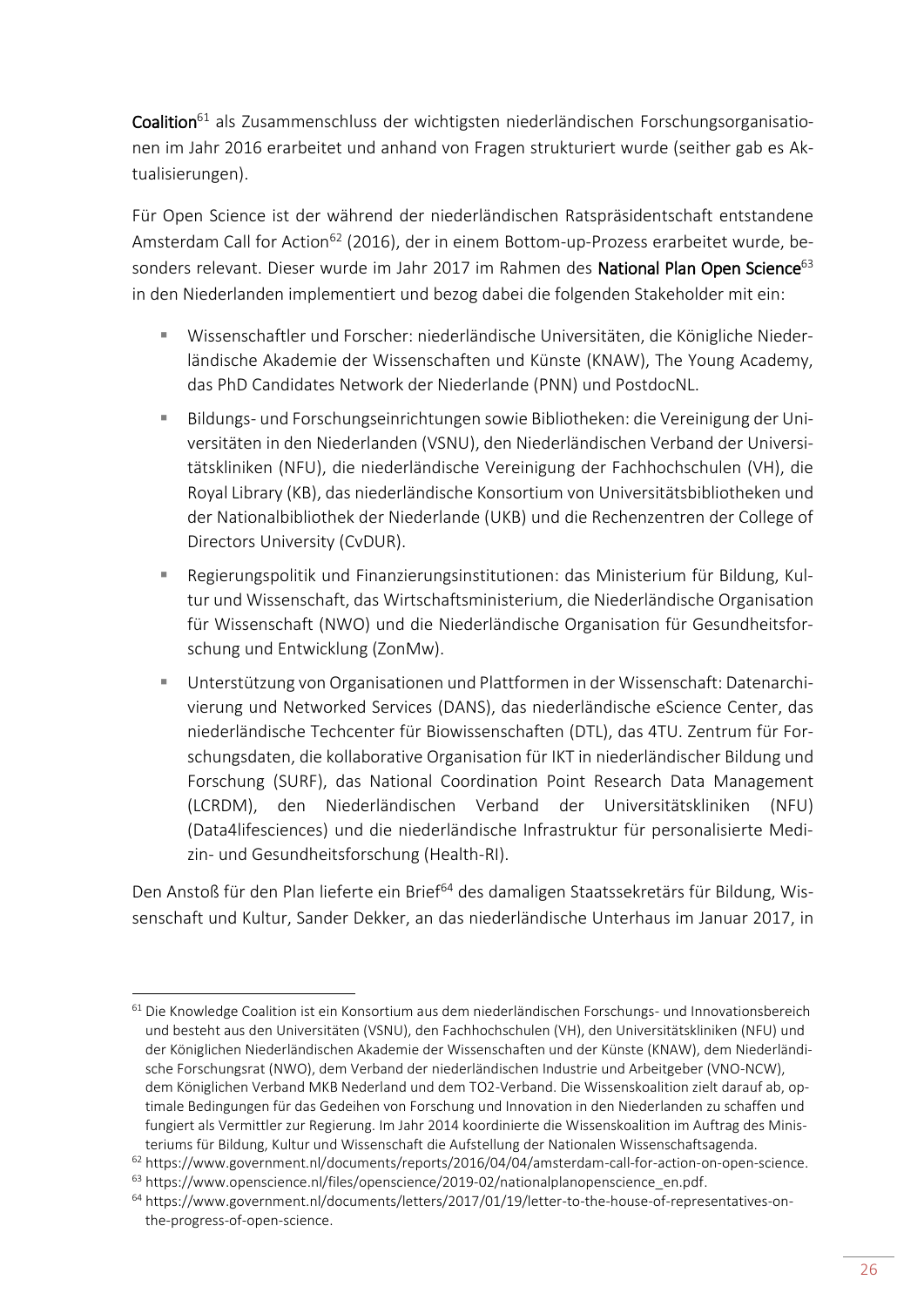**Coalition**[61] als Zusammenschluss der wichtigsten niederländischen Forschungsorganisationen im Jahr 2016 erarbeitet und anhand von Fragen strukturiert wurde (seither gab es Aktualisierungen).

Für Open Science ist der während der niederländischen Ratspräsidentschaft entstandene Amsterdam Call for Action[62] (2016), der in einem Bottom-up-Prozess erarbeitet wurde, besonders relevant. Dieser wurde im Jahr 2017 im Rahmen des **National Plan Open Science**[63] in den Niederlanden implementiert und bezog dabei die folgenden Stakeholder mit ein:

- Wissenschaftler und Forscher: niederländische Universitäten, die Königliche Niederländische Akademie der Wissenschaften und Künste (KNAW), The Young Academy, das PhD Candidates Network der Niederlande (PNN) und PostdocNL.
- Bildungs- und Forschungseinrichtungen sowie Bibliotheken: die Vereinigung der Universitäten in den Niederlanden (VSNU), den Niederländischen Verband der Universitätskliniken (NFU), die niederländische Vereinigung der Fachhochschulen (VH), die Royal Library (KB), das niederländische Konsortium von Universitätsbibliotheken und der Nationalbibliothek der Niederlande (UKB) und die Rechenzentren der College of Directors University (CvDUR).
- Regierungspolitik und Finanzierungsinstitutionen: das Ministerium für Bildung, Kultur und Wissenschaft, das Wirtschaftsministerium, die Niederländische Organisation für Wissenschaft (NWO) und die Niederländische Organisation für Gesundheitsforschung und Entwicklung (ZonMw).
- Unterstützung von Organisationen und Plattformen in der Wissenschaft: Datenarchivierung und Networked Services (DANS), das niederländische eScience Center, das niederländische Techcenter für Biowissenschaften (DTL), das 4TU. Zentrum für Forschungsdaten, die kollaborative Organisation für IKT in niederländischer Bildung und Forschung (SURF), das National Coordination Point Research Data Management (LCRDM), den Niederländischen Verband der Universitätskliniken (NFU) (Data4lifesciences) und die niederländische Infrastruktur für personalisierte Medizin- und Gesundheitsforschung (Health-RI).

Den Anstoß für den Plan lieferte ein Brief[64] des damaligen Staatssekretärs für Bildung, Wissenschaft und Kultur, Sander Dekker, an das niederländische Unterhaus im Januar 2017, in

---

[61] Die Knowledge Coalition ist ein Konsortium aus dem niederländischen Forschungs- und Innovationsbereich und besteht aus den Universitäten (VSNU), den Fachhochschulen (VH), den Universitätskliniken (NFU) und der Königlichen Niederländischen Akademie der Wissenschaften und der Künste (KNAW), dem Niederländische Forschungsrat (NWO), dem Verband der niederländischen Industrie und Arbeitgeber (VNO-NCW), dem Königlichen Verband MKB Nederland und dem TO2-Verband. Die Wissenskoalition zielt darauf ab, optimale Bedingungen für das Gedeihen von Forschung und Innovation in den Niederlanden zu schaffen und fungiert als Vermittler zur Regierung. Im Jahr 2014 koordinierte die Wissenskoalition im Auftrag des Ministeriums für Bildung, Kultur und Wissenschaft die Aufstellung der Nationalen Wissenschaftsagenda.

[62] https://www.government.nl/documents/reports/2016/04/04/amsterdam-call-for-action-on-open-science.

[63] https://www.openscience.nl/files/openscience/2019-02/nationalplanopenscience_en.pdf.

[64] https://www.government.nl/documents/letters/2017/01/19/letter-to-the-house-of-representatives-on-the-progress-of-open-science.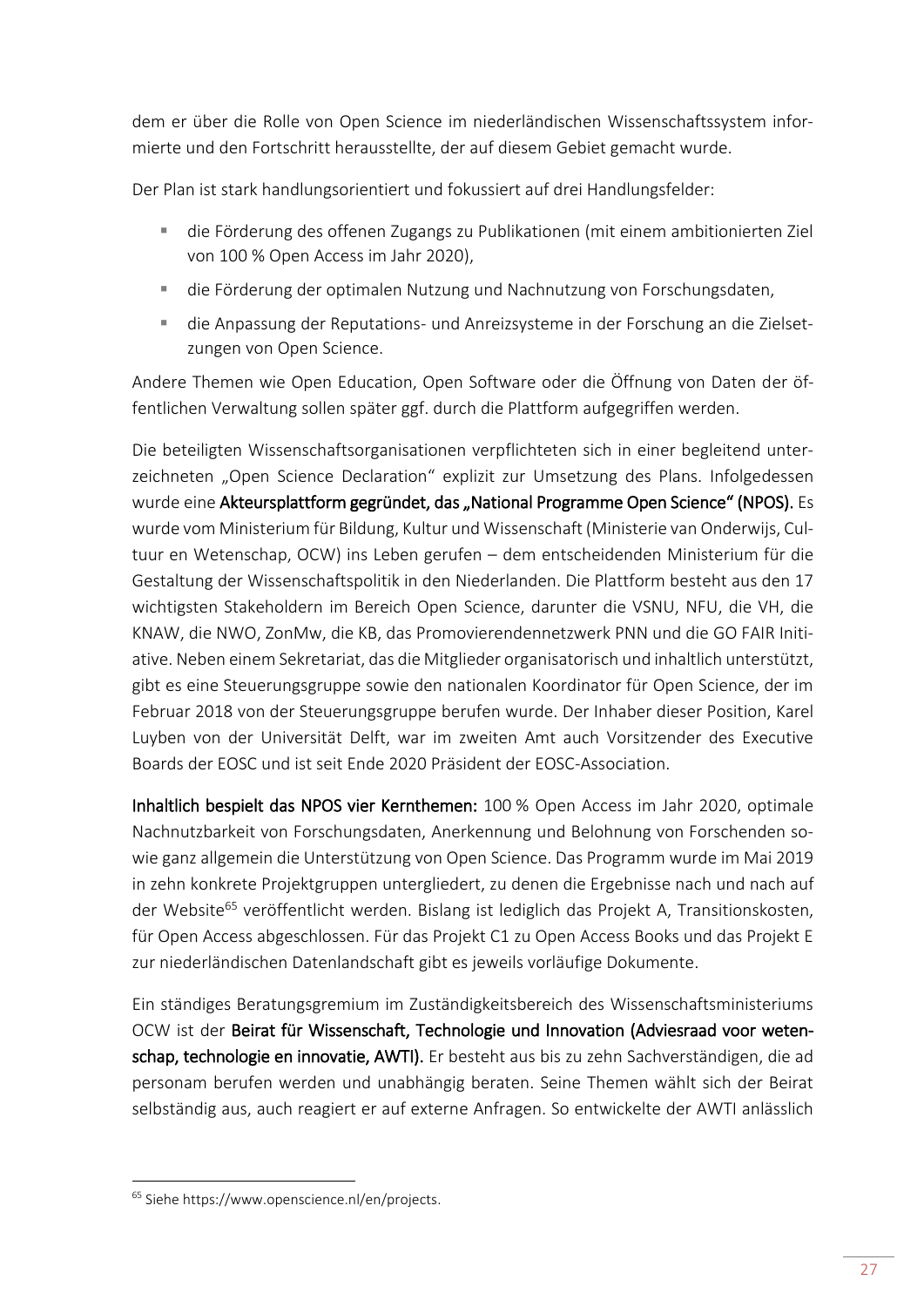dem er über die Rolle von Open Science im niederländischen Wissenschaftssystem informierte und den Fortschritt herausstellte, der auf diesem Gebiet gemacht wurde.

Der Plan ist stark handlungsorientiert und fokussiert auf drei Handlungsfelder:

- die Förderung des offenen Zugangs zu Publikationen (mit einem ambitionierten Ziel von 100 % Open Access im Jahr 2020),
- die Förderung der optimalen Nutzung und Nachnutzung von Forschungsdaten,
- die Anpassung der Reputations- und Anreizsysteme in der Forschung an die Zielsetzungen von Open Science.

Andere Themen wie Open Education, Open Software oder die Öffnung von Daten der öffentlichen Verwaltung sollen später ggf. durch die Plattform aufgegriffen werden.

Die beteiligten Wissenschaftsorganisationen verpflichteten sich in einer begleitend unterzeichneten „Open Science Declaration" explizit zur Umsetzung des Plans. Infolgedessen wurde eine **Akteursplattform gegründet, das „National Programme Open Science" (NPOS).** Es wurde vom Ministerium für Bildung, Kultur und Wissenschaft (Ministerie van Onderwijs, Cultuur en Wetenschap, OCW) ins Leben gerufen – dem entscheidenden Ministerium für die Gestaltung der Wissenschaftspolitik in den Niederlanden. Die Plattform besteht aus den 17 wichtigsten Stakeholdern im Bereich Open Science, darunter die VSNU, NFU, die VH, die KNAW, die NWO, ZonMw, die KB, das Promovierendennetzwerk PNN und die GO FAIR Initiative. Neben einem Sekretariat, das die Mitglieder organisatorisch und inhaltlich unterstützt, gibt es eine Steuerungsgruppe sowie den nationalen Koordinator für Open Science, der im Februar 2018 von der Steuerungsgruppe berufen wurde. Der Inhaber dieser Position, Karel Luyben von der Universität Delft, war im zweiten Amt auch Vorsitzender des Executive Boards der EOSC und ist seit Ende 2020 Präsident der EOSC-Association.

**Inhaltlich bespielt das NPOS vier Kernthemen:** 100 % Open Access im Jahr 2020, optimale Nachnutzbarkeit von Forschungsdaten, Anerkennung und Belohnung von Forschenden sowie ganz allgemein die Unterstützung von Open Science. Das Programm wurde im Mai 2019 in zehn konkrete Projektgruppen untergliedert, zu denen die Ergebnisse nach und nach auf der Website[65] veröffentlicht werden. Bislang ist lediglich das Projekt A, Transitionskosten, für Open Access abgeschlossen. Für das Projekt C1 zu Open Access Books und das Projekt E zur niederländischen Datenlandschaft gibt es jeweils vorläufige Dokumente.

Ein ständiges Beratungsgremium im Zuständigkeitsbereich des Wissenschaftsministeriums OCW ist der **Beirat für Wissenschaft, Technologie und Innovation (Adviesraad voor wetenschap, technologie en innovatie, AWTI).** Er besteht aus bis zu zehn Sachverständigen, die ad personam berufen werden und unabhängig beraten. Seine Themen wählt sich der Beirat selbständig aus, auch reagiert er auf externe Anfragen. So entwickelte der AWTI anlässlich

---

[65] Siehe https://www.openscience.nl/en/projects.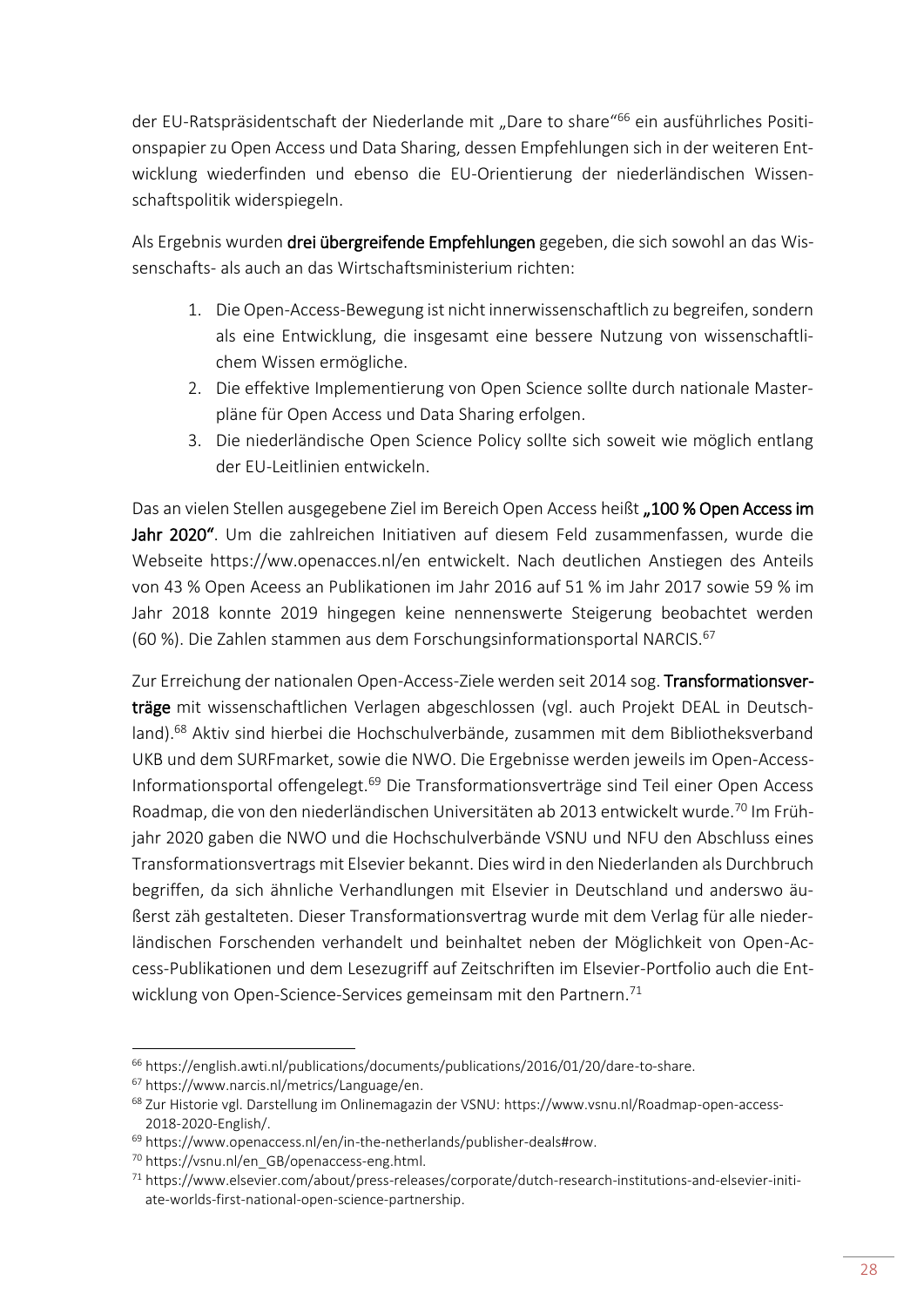der EU-Ratspräsidentschaft der Niederlande mit „Dare to share“[66] ein ausführliches Positionspapier zu Open Access und Data Sharing, dessen Empfehlungen sich in der weiteren Entwicklung wiederfinden und ebenso die EU-Orientierung der niederländischen Wissenschaftspolitik widerspiegeln.

Als Ergebnis wurden **drei übergreifende Empfehlungen** gegeben, die sich sowohl an das Wissenschafts- als auch an das Wirtschaftsministerium richten:

1. Die Open-Access-Bewegung ist nicht innerwissenschaftlich zu begreifen, sondern als eine Entwicklung, die insgesamt eine bessere Nutzung von wissenschaftlichem Wissen ermögliche.
2. Die effektive Implementierung von Open Science sollte durch nationale Masterpläne für Open Access und Data Sharing erfolgen.
3. Die niederländische Open Science Policy sollte sich soweit wie möglich entlang der EU-Leitlinien entwickeln.

Das an vielen Stellen ausgegebene Ziel im Bereich Open Access heißt **„100 % Open Access im Jahr 2020“**. Um die zahlreichen Initiativen auf diesem Feld zusammenfassen, wurde die Webseite https://ww.openacces.nl/en entwickelt. Nach deutlichen Anstiegen des Anteils von 43 % Open Aceess an Publikationen im Jahr 2016 auf 51 % im Jahr 2017 sowie 59 % im Jahr 2018 konnte 2019 hingegen keine nennenswerte Steigerung beobachtet werden (60 %). Die Zahlen stammen aus dem Forschungsinformationsportal NARCIS.[67]

Zur Erreichung der nationalen Open-Access-Ziele werden seit 2014 sog. **Transformationsverträge** mit wissenschaftlichen Verlagen abgeschlossen (vgl. auch Projekt DEAL in Deutschland).[68] Aktiv sind hierbei die Hochschulverbände, zusammen mit dem Bibliotheksverband UKB und dem SURFmarket, sowie die NWO. Die Ergebnisse werden jeweils im Open-Access-Informationsportal offengelegt.[69] Die Transformationsverträge sind Teil einer Open Access Roadmap, die von den niederländischen Universitäten ab 2013 entwickelt wurde.[70] Im Frühjahr 2020 gaben die NWO und die Hochschulverbände VSNU und NFU den Abschluss eines Transformationsvertrags mit Elsevier bekannt. Dies wird in den Niederlanden als Durchbruch begriffen, da sich ähnliche Verhandlungen mit Elsevier in Deutschland und anderswo äußerst zäh gestalteten. Dieser Transformationsvertrag wurde mit dem Verlag für alle niederländischen Forschenden verhandelt und beinhaltet neben der Möglichkeit von Open-Access-Publikationen und dem Lesezugriff auf Zeitschriften im Elsevier-Portfolio auch die Entwicklung von Open-Science-Services gemeinsam mit den Partnern.[71]

---

[66] https://english.awti.nl/publications/documents/publications/2016/01/20/dare-to-share.

[67] https://www.narcis.nl/metrics/Language/en.

[68] Zur Historie vgl. Darstellung im Onlinemagazin der VSNU: https://www.vsnu.nl/Roadmap-open-access-2018-2020-English/.

[69] https://www.openaccess.nl/en/in-the-netherlands/publisher-deals#row.

[70] https://vsnu.nl/en_GB/openaccess-eng.html.

[71] https://www.elsevier.com/about/press-releases/corporate/dutch-research-institutions-and-elsevier-initiate-worlds-first-national-open-science-partnership.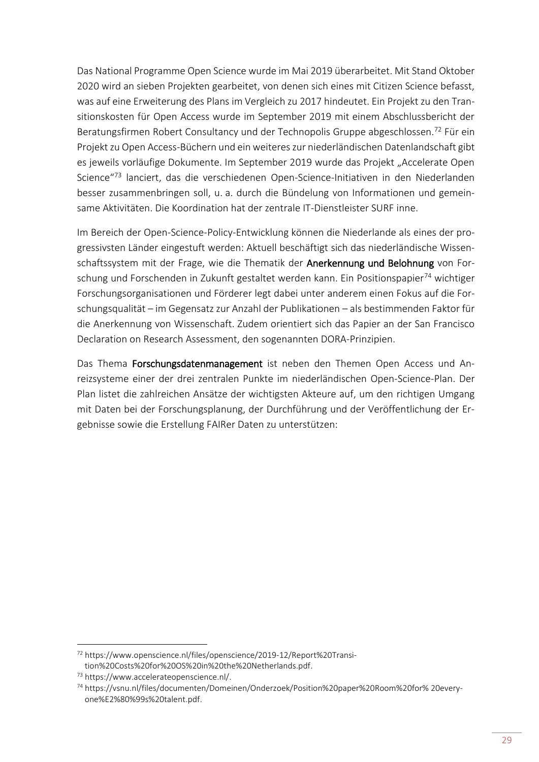Das National Programme Open Science wurde im Mai 2019 überarbeitet. Mit Stand Oktober 2020 wird an sieben Projekten gearbeitet, von denen sich eines mit Citizen Science befasst, was auf eine Erweiterung des Plans im Vergleich zu 2017 hindeutet. Ein Projekt zu den Transitionskosten für Open Access wurde im September 2019 mit einem Abschlussbericht der Beratungsfirmen Robert Consultancy und der Technopolis Gruppe abgeschlossen.[72] Für ein Projekt zu Open Access-Büchern und ein weiteres zur niederländischen Datenlandschaft gibt es jeweils vorläufige Dokumente. Im September 2019 wurde das Projekt „Accelerate Open Science"[73] lanciert, das die verschiedenen Open-Science-Initiativen in den Niederlanden besser zusammenbringen soll, u. a. durch die Bündelung von Informationen und gemeinsame Aktivitäten. Die Koordination hat der zentrale IT-Dienstleister SURF inne.

Im Bereich der Open-Science-Policy-Entwicklung können die Niederlande als eines der progressivsten Länder eingestuft werden: Aktuell beschäftigt sich das niederländische Wissenschaftssystem mit der Frage, wie die Thematik der **Anerkennung und Belohnung** von Forschung und Forschenden in Zukunft gestaltet werden kann. Ein Positionspapier[74] wichtiger Forschungsorganisationen und Förderer legt dabei unter anderem einen Fokus auf die Forschungsqualität – im Gegensatz zur Anzahl der Publikationen – als bestimmenden Faktor für die Anerkennung von Wissenschaft. Zudem orientiert sich das Papier an der San Francisco Declaration on Research Assessment, den sogenannten DORA-Prinzipien.

Das Thema **Forschungsdatenmanagement** ist neben den Themen Open Access und Anreizsysteme einer der drei zentralen Punkte im niederländischen Open-Science-Plan. Der Plan listet die zahlreichen Ansätze der wichtigsten Akteure auf, um den richtigen Umgang mit Daten bei der Forschungsplanung, der Durchführung und der Veröffentlichung der Ergebnisse sowie die Erstellung FAIRer Daten zu unterstützen:

---

[72] https://www.openscience.nl/files/openscience/2019-12/Report%20Transition%20Costs%20for%20OS%20in%20the%20Netherlands.pdf.

[73] https://www.accelerateopenscience.nl/.

[74] https://vsnu.nl/files/documenten/Domeinen/Onderzoek/Position%20paper%20Room%20for% 20everyone%E2%80%99s%20talent.pdf.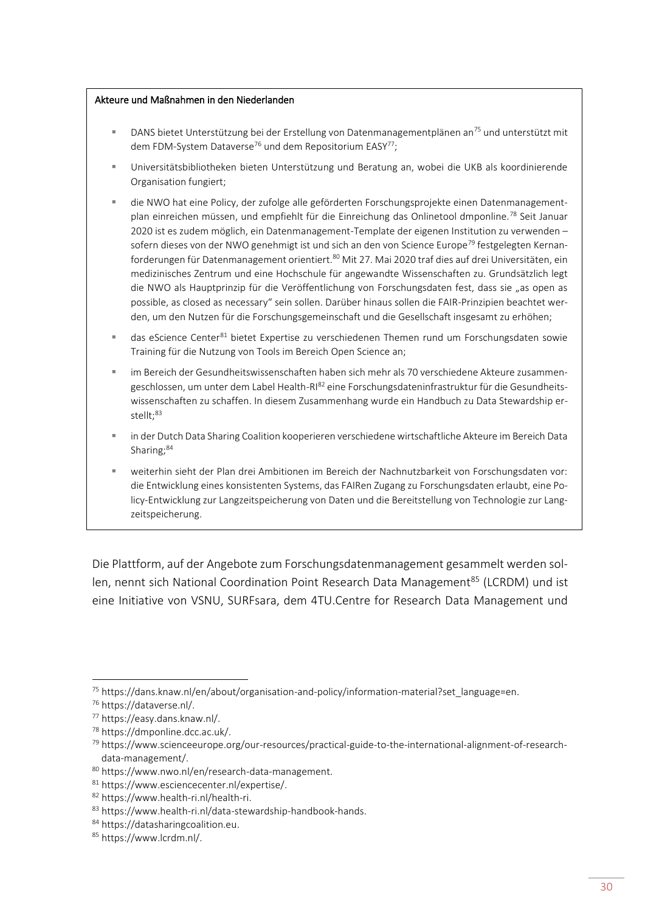**Akteure und Maßnahmen in den Niederlanden**

- DANS bietet Unterstützung bei der Erstellung von Datenmanagementplänen an[75] und unterstützt mit dem FDM-System Dataverse[76] und dem Repositorium EASY[77];
- Universitätsbibliotheken bieten Unterstützung und Beratung an, wobei die UKB als koordinierende Organisation fungiert;
- die NWO hat eine Policy, der zufolge alle geförderten Forschungsprojekte einen Datenmanagementplan einreichen müssen, und empfiehlt für die Einreichung das Onlinetool dmponline.[78] Seit Januar 2020 ist es zudem möglich, ein Datenmanagement-Template der eigenen Institution zu verwenden – sofern dieses von der NWO genehmigt ist und sich an den von Science Europe[79] festgelegten Kernanforderungen für Datenmanagement orientiert.[80] Mit 27. Mai 2020 traf dies auf drei Universitäten, ein medizinisches Zentrum und eine Hochschule für angewandte Wissenschaften zu. Grundsätzlich legt die NWO als Hauptprinzip für die Veröffentlichung von Forschungsdaten fest, dass sie „as open as possible, as closed as necessary" sein sollen. Darüber hinaus sollen die FAIR-Prinzipien beachtet werden, um den Nutzen für die Forschungsgemeinschaft und die Gesellschaft insgesamt zu erhöhen;
- das eScience Center[81] bietet Expertise zu verschiedenen Themen rund um Forschungsdaten sowie Training für die Nutzung von Tools im Bereich Open Science an;
- im Bereich der Gesundheitswissenschaften haben sich mehr als 70 verschiedene Akteure zusammengeschlossen, um unter dem Label Health-RI[82] eine Forschungsdateninfrastruktur für die Gesundheitswissenschaften zu schaffen. In diesem Zusammenhang wurde ein Handbuch zu Data Stewardship erstellt;[83]
- in der Dutch Data Sharing Coalition kooperieren verschiedene wirtschaftliche Akteure im Bereich Data Sharing;[84]
- weiterhin sieht der Plan drei Ambitionen im Bereich der Nachnutzbarkeit von Forschungsdaten vor: die Entwicklung eines konsistenten Systems, das FAIRen Zugang zu Forschungsdaten erlaubt, eine Policy-Entwicklung zur Langzeitspeicherung von Daten und die Bereitstellung von Technologie zur Langzeitspeicherung.

Die Plattform, auf der Angebote zum Forschungsdatenmanagement gesammelt werden sollen, nennt sich National Coordination Point Research Data Management[85] (LCRDM) und ist eine Initiative von VSNU, SURFsara, dem 4TU.Centre for Research Data Management und

---

[75] https://dans.knaw.nl/en/about/organisation-and-policy/information-material?set_language=en.

[76] https://dataverse.nl/.

[77] https://easy.dans.knaw.nl/.

[78] https://dmponline.dcc.ac.uk/.

[79] https://www.scienceeurope.org/our-resources/practical-guide-to-the-international-alignment-of-research-data-management/.

[80] https://www.nwo.nl/en/research-data-management.

[81] https://www.esciencecenter.nl/expertise/.

[82] https://www.health-ri.nl/health-ri.

[83] https://www.health-ri.nl/data-stewardship-handbook-hands.

[84] https://datasharingcoalition.eu.

[85] https://www.lcrdm.nl/.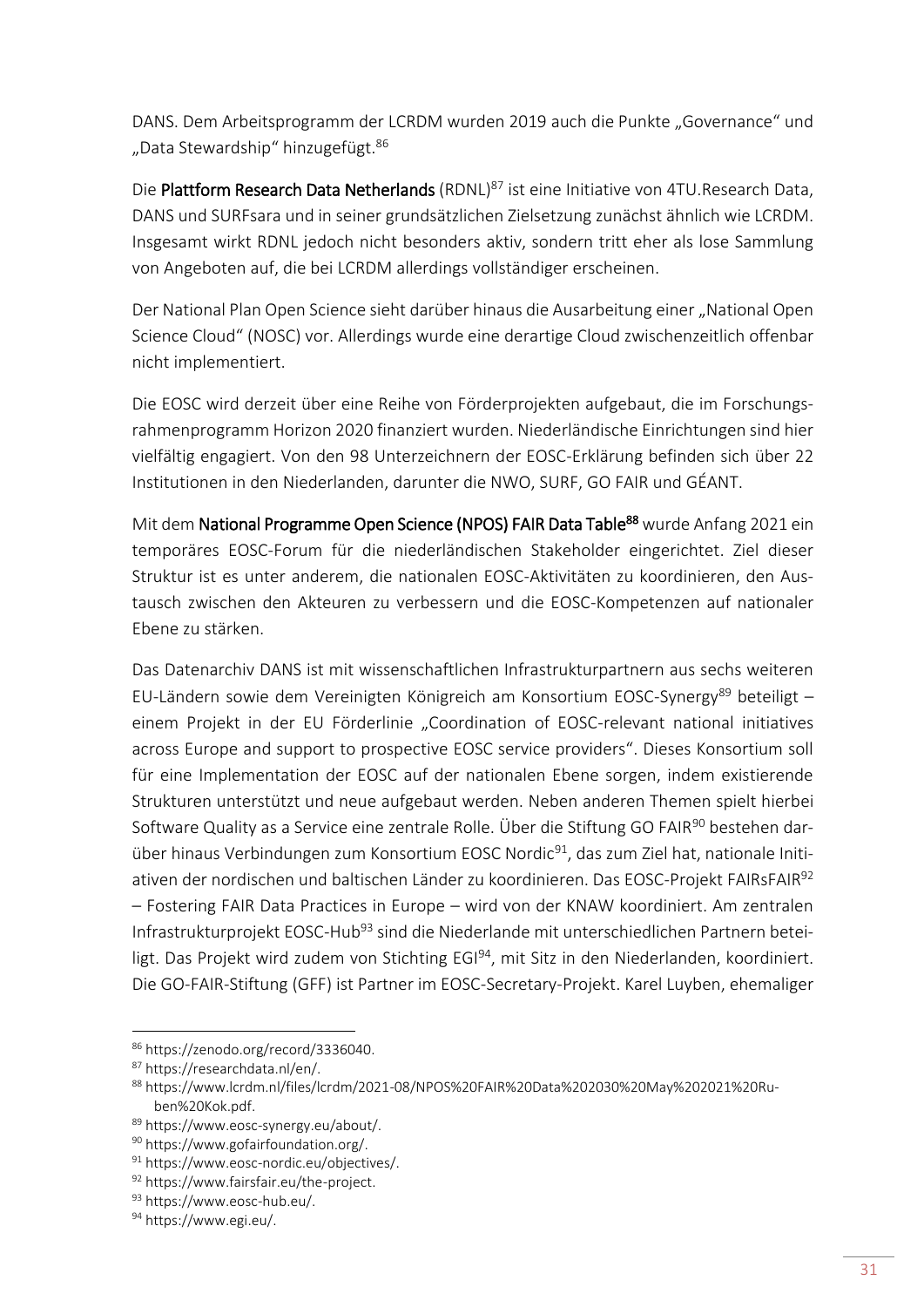DANS. Dem Arbeitsprogramm der LCRDM wurden 2019 auch die Punkte „Governance" und „Data Stewardship" hinzugefügt.[86]

Die **Plattform Research Data Netherlands** (RDNL)[87] ist eine Initiative von 4TU.Research Data, DANS und SURFsara und in seiner grundsätzlichen Zielsetzung zunächst ähnlich wie LCRDM. Insgesamt wirkt RDNL jedoch nicht besonders aktiv, sondern tritt eher als lose Sammlung von Angeboten auf, die bei LCRDM allerdings vollständiger erscheinen.

Der National Plan Open Science sieht darüber hinaus die Ausarbeitung einer „National Open Science Cloud" (NOSC) vor. Allerdings wurde eine derartige Cloud zwischenzeitlich offenbar nicht implementiert.

Die EOSC wird derzeit über eine Reihe von Förderprojekten aufgebaut, die im Forschungsrahmenprogramm Horizon 2020 finanziert wurden. Niederländische Einrichtungen sind hier vielfältig engagiert. Von den 98 Unterzeichnern der EOSC-Erklärung befinden sich über 22 Institutionen in den Niederlanden, darunter die NWO, SURF, GO FAIR und GÉANT.

Mit dem **National Programme Open Science (NPOS) FAIR Data Table**[88] wurde Anfang 2021 ein temporäres EOSC-Forum für die niederländischen Stakeholder eingerichtet. Ziel dieser Struktur ist es unter anderem, die nationalen EOSC-Aktivitäten zu koordinieren, den Austausch zwischen den Akteuren zu verbessern und die EOSC-Kompetenzen auf nationaler Ebene zu stärken.

Das Datenarchiv DANS ist mit wissenschaftlichen Infrastrukturpartnern aus sechs weiteren EU-Ländern sowie dem Vereinigten Königreich am Konsortium EOSC-Synergy[89] beteiligt – einem Projekt in der EU Förderlinie „Coordination of EOSC-relevant national initiatives across Europe and support to prospective EOSC service providers". Dieses Konsortium soll für eine Implementation der EOSC auf der nationalen Ebene sorgen, indem existierende Strukturen unterstützt und neue aufgebaut werden. Neben anderen Themen spielt hierbei Software Quality as a Service eine zentrale Rolle. Über die Stiftung GO FAIR[90] bestehen darüber hinaus Verbindungen zum Konsortium EOSC Nordic[91], das zum Ziel hat, nationale Initiativen der nordischen und baltischen Länder zu koordinieren. Das EOSC-Projekt FAIRsFAIR[92] – Fostering FAIR Data Practices in Europe – wird von der KNAW koordiniert. Am zentralen Infrastrukturprojekt EOSC-Hub[93] sind die Niederlande mit unterschiedlichen Partnern beteiligt. Das Projekt wird zudem von Stichting EGI[94], mit Sitz in den Niederlanden, koordiniert. Die GO-FAIR-Stiftung (GFF) ist Partner im EOSC-Secretary-Projekt. Karel Luyben, ehemaliger

---

[86] https://zenodo.org/record/3336040.

[87] https://researchdata.nl/en/.

[88] https://www.lcrdm.nl/files/lcrdm/2021-08/NPOS%20FAIR%20Data%2030%20May%202021%20Ruben%20Kok.pdf.

[89] https://www.eosc-synergy.eu/about/.

[90] https://www.gofairfoundation.org/.

[91] https://www.eosc-nordic.eu/objectives/.

[92] https://www.fairsfair.eu/the-project.

[93] https://www.eosc-hub.eu/.

[94] https://www.egi.eu/.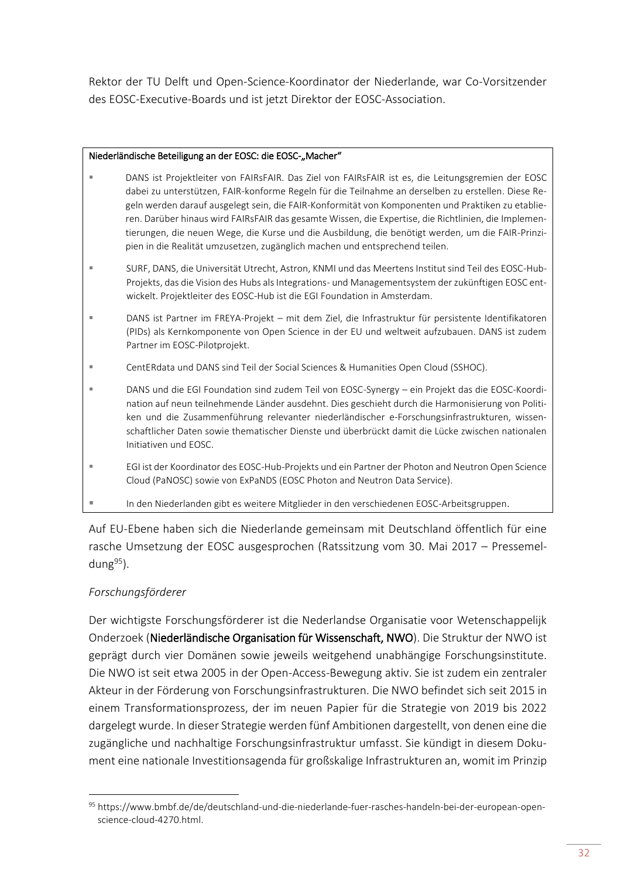Rektor der TU Delft und Open-Science-Koordinator der Niederlande, war Co-Vorsitzender des EOSC-Executive-Boards und ist jetzt Direktor der EOSC-Association.

**Niederländische Beteiligung an der EOSC: die EOSC-„Macher“**

- DANS ist Projektleiter von FAIRsFAIR. Das Ziel von FAIRsFAIR ist es, die Leitungsgremien der EOSC dabei zu unterstützen, FAIR-konforme Regeln für die Teilnahme an derselben zu erstellen. Diese Regeln werden darauf ausgelegt sein, die FAIR-Konformität von Komponenten und Praktiken zu etablieren. Darüber hinaus wird FAIRsFAIR das gesamte Wissen, die Expertise, die Richtlinien, die Implementierungen, die neuen Wege, die Kurse und die Ausbildung, die benötigt werden, um die FAIR-Prinzipien in die Realität umzusetzen, zugänglich machen und entsprechend teilen.
- SURF, DANS, die Universität Utrecht, Astron, KNMI und das Meertens Institut sind Teil des EOSC-Hub-Projekts, das die Vision des Hubs als Integrations- und Managementsystem der zukünftigen EOSC entwickelt. Projektleiter des EOSC-Hub ist die EGI Foundation in Amsterdam.
- DANS ist Partner im FREYA-Projekt – mit dem Ziel, die Infrastruktur für persistente Identifikatoren (PIDs) als Kernkomponente von Open Science in der EU und weltweit aufzubauen. DANS ist zudem Partner im EOSC-Pilotprojekt.
- CentERdata und DANS sind Teil der Social Sciences & Humanities Open Cloud (SSHOC).
- DANS und die EGI Foundation sind zudem Teil von EOSC-Synergy – ein Projekt das die EOSC-Koordination auf neun teilnehmende Länder ausdehnt. Dies geschieht durch die Harmonisierung von Politiken und die Zusammenführung relevanter niederländischer e-Forschungsinfrastrukturen, wissenschaftlicher Daten sowie thematischer Dienste und überbrückt damit die Lücke zwischen nationalen Initiativen und EOSC.
- EGI ist der Koordinator des EOSC-Hub-Projekts und ein Partner der Photon and Neutron Open Science Cloud (PaNOSC) sowie von ExPaNDS (EOSC Photon and Neutron Data Service).
- In den Niederlanden gibt es weitere Mitglieder in den verschiedenen EOSC-Arbeitsgruppen.

Auf EU-Ebene haben sich die Niederlande gemeinsam mit Deutschland öffentlich für eine rasche Umsetzung der EOSC ausgesprochen (Ratssitzung vom 30. Mai 2017 – Pressemeldung[95]).

*Forschungsförderer*

Der wichtigste Forschungsförderer ist die Nederlandse Organisatie voor Wetenschappelijk Onderzoek (**Niederländische Organisation für Wissenschaft, NWO**). Die Struktur der NWO ist geprägt durch vier Domänen sowie jeweils weitgehend unabhängige Forschungsinstitute. Die NWO ist seit etwa 2005 in der Open-Access-Bewegung aktiv. Sie ist zudem ein zentraler Akteur in der Förderung von Forschungsinfrastrukturen. Die NWO befindet sich seit 2015 in einem Transformationsprozess, der im neuen Papier für die Strategie von 2019 bis 2022 dargelegt wurde. In dieser Strategie werden fünf Ambitionen dargestellt, von denen eine die zugängliche und nachhaltige Forschungsinfrastruktur umfasst. Sie kündigt in diesem Dokument eine nationale Investitionsagenda für großskalige Infrastrukturen an, womit im Prinzip

[95] https://www.bmbf.de/de/deutschland-und-die-niederlande-fuer-rasches-handeln-bei-der-european-open-science-cloud-4270.html.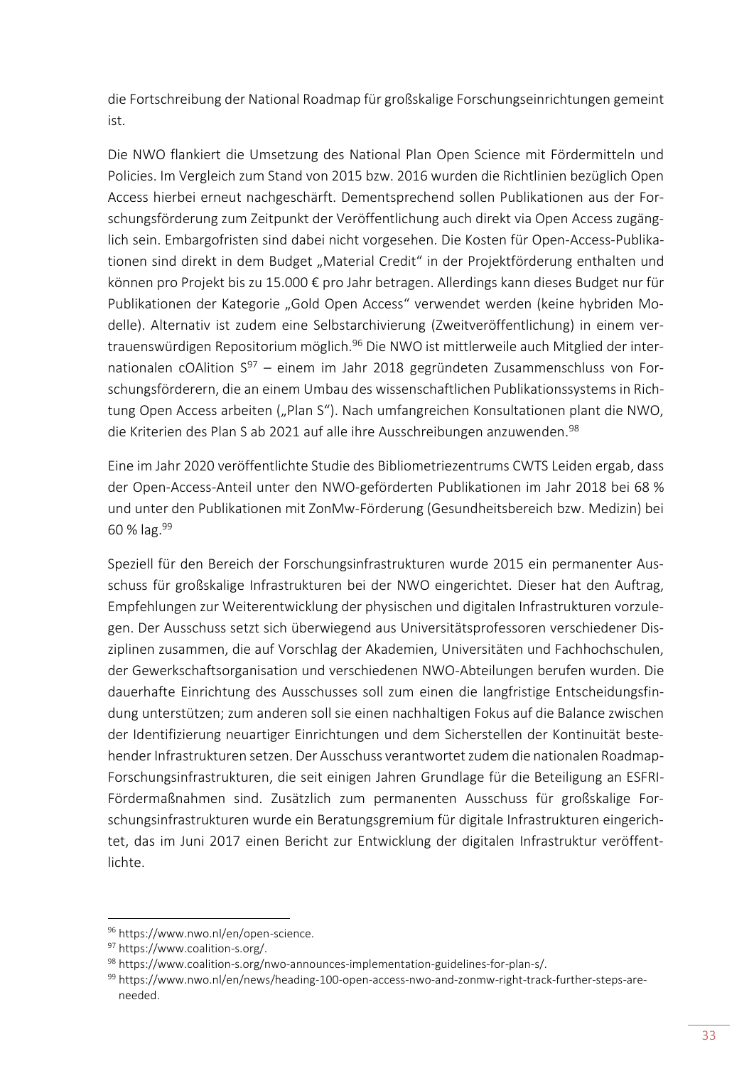die Fortschreibung der National Roadmap für großskalige Forschungseinrichtungen gemeint ist.

Die NWO flankiert die Umsetzung des National Plan Open Science mit Fördermitteln und Policies. Im Vergleich zum Stand von 2015 bzw. 2016 wurden die Richtlinien bezüglich Open Access hierbei erneut nachgeschärft. Dementsprechend sollen Publikationen aus der Forschungsförderung zum Zeitpunkt der Veröffentlichung auch direkt via Open Access zugänglich sein. Embargofristen sind dabei nicht vorgesehen. Die Kosten für Open-Access-Publikationen sind direkt in dem Budget „Material Credit" in der Projektförderung enthalten und können pro Projekt bis zu 15.000 € pro Jahr betragen. Allerdings kann dieses Budget nur für Publikationen der Kategorie „Gold Open Access" verwendet werden (keine hybriden Modelle). Alternativ ist zudem eine Selbstarchivierung (Zweitveröffentlichung) in einem vertrauenswürdigen Repositorium möglich.[96] Die NWO ist mittlerweile auch Mitglied der internationalen cOAlition S[97] – einem im Jahr 2018 gegründeten Zusammenschluss von Forschungsförderern, die an einem Umbau des wissenschaftlichen Publikationssystems in Richtung Open Access arbeiten („Plan S"). Nach umfangreichen Konsultationen plant die NWO, die Kriterien des Plan S ab 2021 auf alle ihre Ausschreibungen anzuwenden.[98]

Eine im Jahr 2020 veröffentlichte Studie des Bibliometriezentrums CWTS Leiden ergab, dass der Open-Access-Anteil unter den NWO-geförderten Publikationen im Jahr 2018 bei 68 % und unter den Publikationen mit ZonMw-Förderung (Gesundheitsbereich bzw. Medizin) bei 60 % lag.[99]

Speziell für den Bereich der Forschungsinfrastrukturen wurde 2015 ein permanenter Ausschuss für großskalige Infrastrukturen bei der NWO eingerichtet. Dieser hat den Auftrag, Empfehlungen zur Weiterentwicklung der physischen und digitalen Infrastrukturen vorzulegen. Der Ausschuss setzt sich überwiegend aus Universitätsprofessoren verschiedener Disziplinen zusammen, die auf Vorschlag der Akademien, Universitäten und Fachhochschulen, der Gewerkschaftsorganisation und verschiedenen NWO-Abteilungen berufen wurden. Die dauerhafte Einrichtung des Ausschusses soll zum einen die langfristige Entscheidungsfindung unterstützen; zum anderen soll sie einen nachhaltigen Fokus auf die Balance zwischen der Identifizierung neuartiger Einrichtungen und dem Sicherstellen der Kontinuität bestehender Infrastrukturen setzen. Der Ausschuss verantwortet zudem die nationalen Roadmap-Forschungsinfrastrukturen, die seit einigen Jahren Grundlage für die Beteiligung an ESFRI-Fördermaßnahmen sind. Zusätzlich zum permanenten Ausschuss für großskalige Forschungsinfrastrukturen wurde ein Beratungsgremium für digitale Infrastrukturen eingerichtet, das im Juni 2017 einen Bericht zur Entwicklung der digitalen Infrastruktur veröffentlichte.

---

[96] https://www.nwo.nl/en/open-science.

[97] https://www.coalition-s.org/.

[98] https://www.coalition-s.org/nwo-announces-implementation-guidelines-for-plan-s/.

[99] https://www.nwo.nl/en/news/heading-100-open-access-nwo-and-zonmw-right-track-further-steps-are-needed.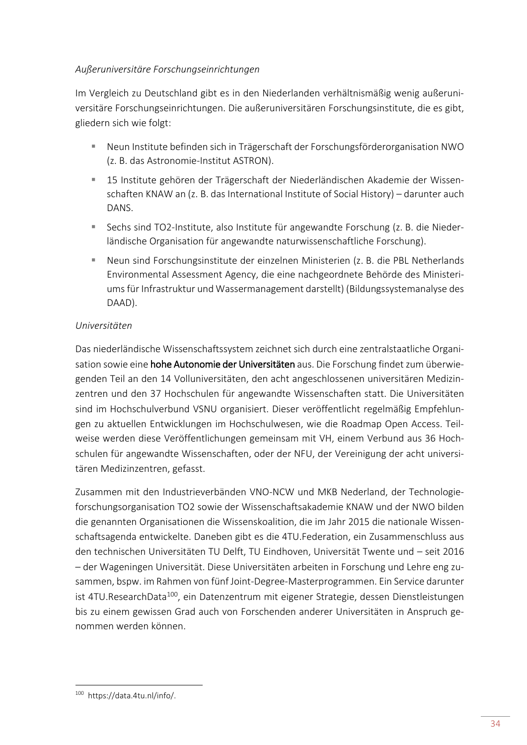*Außeruniversitäre Forschungseinrichtungen*

Im Vergleich zu Deutschland gibt es in den Niederlanden verhältnismäßig wenig außeruniversitäre Forschungseinrichtungen. Die außeruniversitären Forschungsinstitute, die es gibt, gliedern sich wie folgt:

- Neun Institute befinden sich in Trägerschaft der Forschungsförderorganisation NWO (z. B. das Astronomie-Institut ASTRON).
- 15 Institute gehören der Trägerschaft der Niederländischen Akademie der Wissenschaften KNAW an (z. B. das International Institute of Social History) – darunter auch DANS.
- Sechs sind TO2-Institute, also Institute für angewandte Forschung (z. B. die Niederländische Organisation für angewandte naturwissenschaftliche Forschung).
- Neun sind Forschungsinstitute der einzelnen Ministerien (z. B. die PBL Netherlands Environmental Assessment Agency, die eine nachgeordnete Behörde des Ministeriums für Infrastruktur und Wassermanagement darstellt) (Bildungssystemanalyse des DAAD).

*Universitäten*

Das niederländische Wissenschaftssystem zeichnet sich durch eine zentralstaatliche Organisation sowie eine **hohe Autonomie der Universitäten** aus. Die Forschung findet zum überwiegenden Teil an den 14 Volluniversitäten, den acht angeschlossenen universitären Medizinzentren und den 37 Hochschulen für angewandte Wissenschaften statt. Die Universitäten sind im Hochschulverbund VSNU organisiert. Dieser veröffentlicht regelmäßig Empfehlungen zu aktuellen Entwicklungen im Hochschulwesen, wie die Roadmap Open Access. Teilweise werden diese Veröffentlichungen gemeinsam mit VH, einem Verbund aus 36 Hochschulen für angewandte Wissenschaften, oder der NFU, der Vereinigung der acht universitären Medizinzentren, gefasst.

Zusammen mit den Industrieverbänden VNO-NCW und MKB Nederland, der Technologieforschungsorganisation TO2 sowie der Wissenschaftsakademie KNAW und der NWO bilden die genannten Organisationen die Wissenskoalition, die im Jahr 2015 die nationale Wissenschaftsagenda entwickelte. Daneben gibt es die 4TU.Federation, ein Zusammenschluss aus den technischen Universitäten TU Delft, TU Eindhoven, Universität Twente und – seit 2016 – der Wageningen Universität. Diese Universitäten arbeiten in Forschung und Lehre eng zusammen, bspw. im Rahmen von fünf Joint-Degree-Masterprogrammen. Ein Service darunter ist 4TU.ResearchData[100], ein Datenzentrum mit eigener Strategie, dessen Dienstleistungen bis zu einem gewissen Grad auch von Forschenden anderer Universitäten in Anspruch genommen werden können.

[100] https://data.4tu.nl/info/.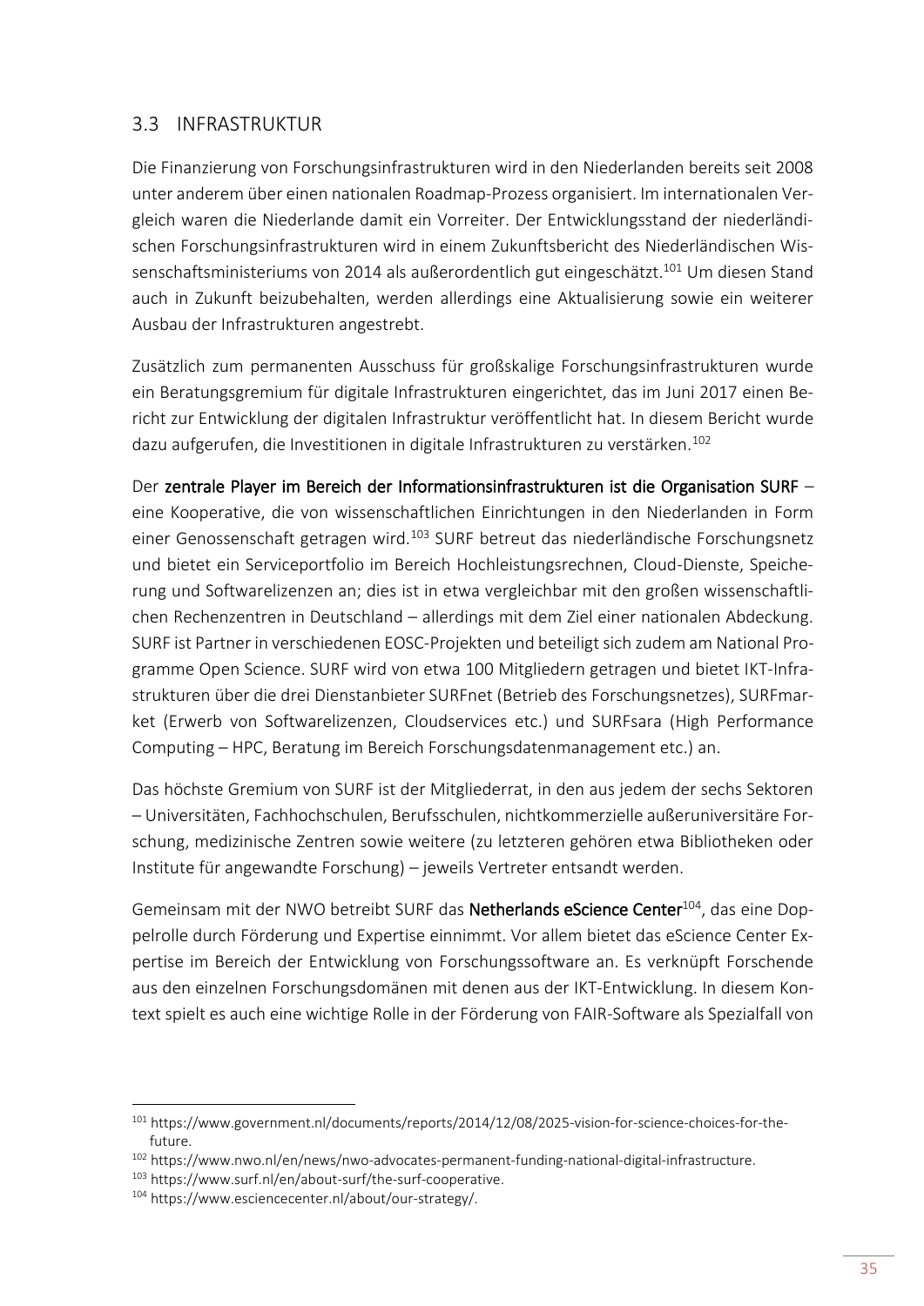## 3.3 INFRASTRUKTUR

Die Finanzierung von Forschungsinfrastrukturen wird in den Niederlanden bereits seit 2008 unter anderem über einen nationalen Roadmap-Prozess organisiert. Im internationalen Vergleich waren die Niederlande damit ein Vorreiter. Der Entwicklungsstand der niederländischen Forschungsinfrastrukturen wird in einem Zukunftsbericht des Niederländischen Wissenschaftsministeriums von 2014 als außerordentlich gut eingeschätzt.[101] Um diesen Stand auch in Zukunft beizubehalten, werden allerdings eine Aktualisierung sowie ein weiterer Ausbau der Infrastrukturen angestrebt.

Zusätzlich zum permanenten Ausschuss für großskalige Forschungsinfrastrukturen wurde ein Beratungsgremium für digitale Infrastrukturen eingerichtet, das im Juni 2017 einen Bericht zur Entwicklung der digitalen Infrastruktur veröffentlicht hat. In diesem Bericht wurde dazu aufgerufen, die Investitionen in digitale Infrastrukturen zu verstärken.[102]

Der **zentrale Player im Bereich der Informationsinfrastrukturen ist die Organisation SURF** – eine Kooperative, die von wissenschaftlichen Einrichtungen in den Niederlanden in Form einer Genossenschaft getragen wird.[103] SURF betreut das niederländische Forschungsnetz und bietet ein Serviceportfolio im Bereich Hochleistungsrechnen, Cloud-Dienste, Speicherung und Softwarelizenzen an; dies ist in etwa vergleichbar mit den großen wissenschaftlichen Rechenzentren in Deutschland – allerdings mit dem Ziel einer nationalen Abdeckung. SURF ist Partner in verschiedenen EOSC-Projekten und beteiligt sich zudem am National Programme Open Science. SURF wird von etwa 100 Mitgliedern getragen und bietet IKT-Infrastrukturen über die drei Dienstanbieter SURFnet (Betrieb des Forschungsnetzes), SURFmarket (Erwerb von Softwarelizenzen, Cloudservices etc.) und SURFsara (High Performance Computing – HPC, Beratung im Bereich Forschungsdatenmanagement etc.) an.

Das höchste Gremium von SURF ist der Mitgliederrat, in den aus jedem der sechs Sektoren – Universitäten, Fachhochschulen, Berufsschulen, nichtkommerzielle außeruniversitäre Forschung, medizinische Zentren sowie weitere (zu letzteren gehören etwa Bibliotheken oder Institute für angewandte Forschung) – jeweils Vertreter entsandt werden.

Gemeinsam mit der NWO betreibt SURF das **Netherlands eScience Center**[104], das eine Doppelrolle durch Förderung und Expertise einnimmt. Vor allem bietet das eScience Center Expertise im Bereich der Entwicklung von Forschungssoftware an. Es verknüpft Forschende aus den einzelnen Forschungsdomänen mit denen aus der IKT-Entwicklung. In diesem Kontext spielt es auch eine wichtige Rolle in der Förderung von FAIR-Software als Spezialfall von

---

[101] https://www.government.nl/documents/reports/2014/12/08/2025-vision-for-science-choices-for-the-future.

[102] https://www.nwo.nl/en/news/nwo-advocates-permanent-funding-national-digital-infrastructure.

[103] https://www.surf.nl/en/about-surf/the-surf-cooperative.

[104] https://www.esciencecenter.nl/about/our-strategy/.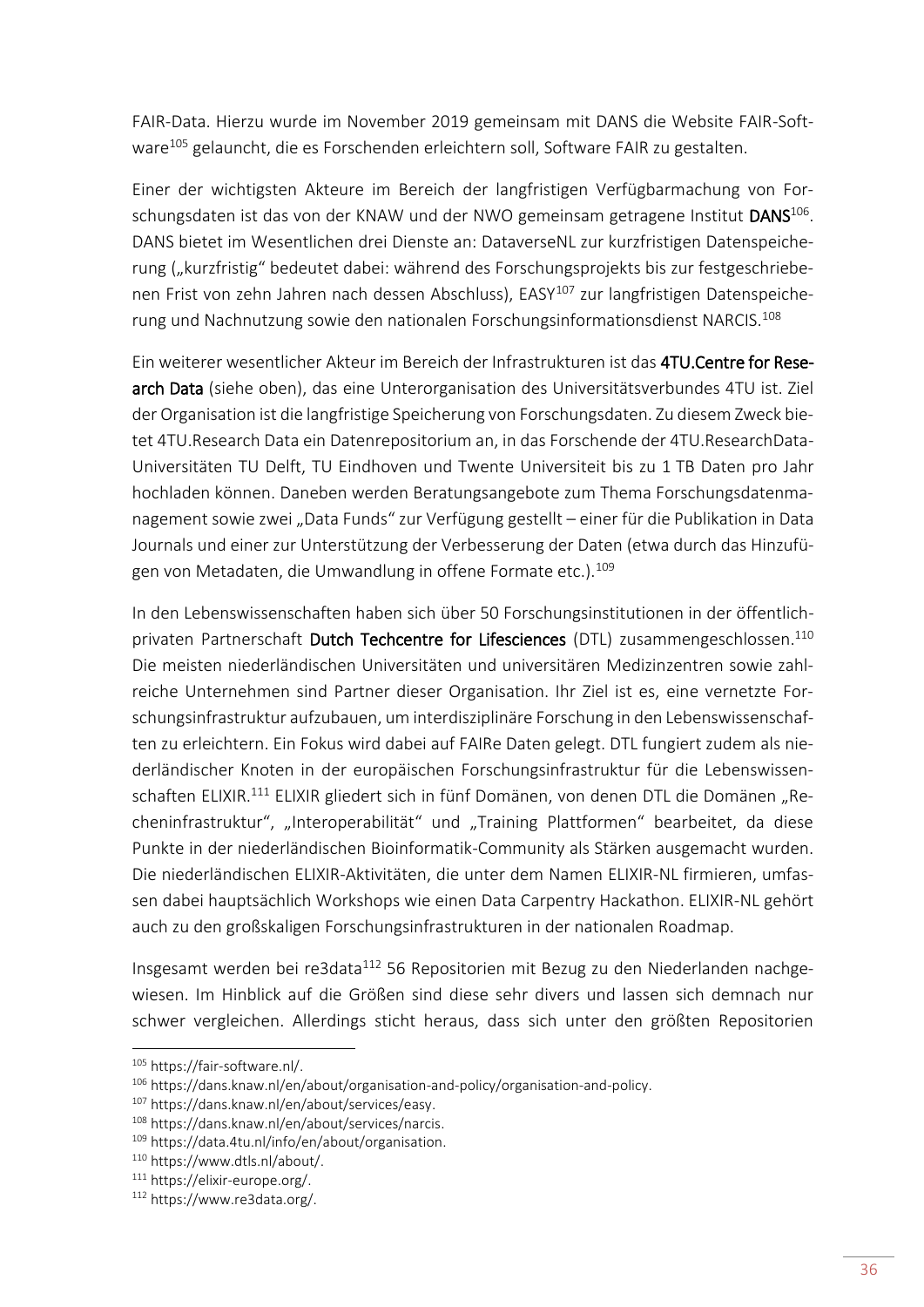FAIR-Data. Hierzu wurde im November 2019 gemeinsam mit DANS die Website FAIR-Software[105] gelauncht, die es Forschenden erleichtern soll, Software FAIR zu gestalten.

Einer der wichtigsten Akteure im Bereich der langfristigen Verfügbarmachung von Forschungsdaten ist das von der KNAW und der NWO gemeinsam getragene Institut **DANS**[106]. DANS bietet im Wesentlichen drei Dienste an: DataverseNL zur kurzfristigen Datenspeicherung („kurzfristig" bedeutet dabei: während des Forschungsprojekts bis zur festgeschriebenen Frist von zehn Jahren nach dessen Abschluss), EASY[107] zur langfristigen Datenspeicherung und Nachnutzung sowie den nationalen Forschungsinformationsdienst NARCIS.[108]

Ein weiterer wesentlicher Akteur im Bereich der Infrastrukturen ist das **4TU.Centre for Research Data** (siehe oben), das eine Unterorganisation des Universitätsverbundes 4TU ist. Ziel der Organisation ist die langfristige Speicherung von Forschungsdaten. Zu diesem Zweck bietet 4TU.Research Data ein Datenrepositorium an, in das Forschende der 4TU.ResearchData-Universitäten TU Delft, TU Eindhoven und Twente Universiteit bis zu 1 TB Daten pro Jahr hochladen können. Daneben werden Beratungsangebote zum Thema Forschungsdatenmanagement sowie zwei „Data Funds" zur Verfügung gestellt – einer für die Publikation in Data Journals und einer zur Unterstützung der Verbesserung der Daten (etwa durch das Hinzufügen von Metadaten, die Umwandlung in offene Formate etc.).[109]

In den Lebenswissenschaften haben sich über 50 Forschungsinstitutionen in der öffentlich-privaten Partnerschaft **Dutch Techcentre for Lifesciences** (DTL) zusammengeschlossen.[110] Die meisten niederländischen Universitäten und universitären Medizinzentren sowie zahlreiche Unternehmen sind Partner dieser Organisation. Ihr Ziel ist es, eine vernetzte Forschungsinfrastruktur aufzubauen, um interdisziplinäre Forschung in den Lebenswissenschaften zu erleichtern. Ein Fokus wird dabei auf FAIRe Daten gelegt. DTL fungiert zudem als niederländischer Knoten in der europäischen Forschungsinfrastruktur für die Lebenswissenschaften ELIXIR.[111] ELIXIR gliedert sich in fünf Domänen, von denen DTL die Domänen „Recheninfrastruktur", „Interoperabilität" und „Training Plattformen" bearbeitet, da diese Punkte in der niederländischen Bioinformatik-Community als Stärken ausgemacht wurden. Die niederländischen ELIXIR-Aktivitäten, die unter dem Namen ELIXIR-NL firmieren, umfassen dabei hauptsächlich Workshops wie einen Data Carpentry Hackathon. ELIXIR-NL gehört auch zu den großskaligen Forschungsinfrastrukturen in der nationalen Roadmap.

Insgesamt werden bei re3data[112] 56 Repositorien mit Bezug zu den Niederlanden nachgewiesen. Im Hinblick auf die Größen sind diese sehr divers und lassen sich demnach nur schwer vergleichen. Allerdings sticht heraus, dass sich unter den größten Repositorien

---

[105] https://fair-software.nl/.
[106] https://dans.knaw.nl/en/about/organisation-and-policy/organisation-and-policy.
[107] https://dans.knaw.nl/en/about/services/easy.
[108] https://dans.knaw.nl/en/about/services/narcis.
[109] https://data.4tu.nl/info/en/about/organisation.
[110] https://www.dtls.nl/about/.
[111] https://elixir-europe.org/.
[112] https://www.re3data.org/.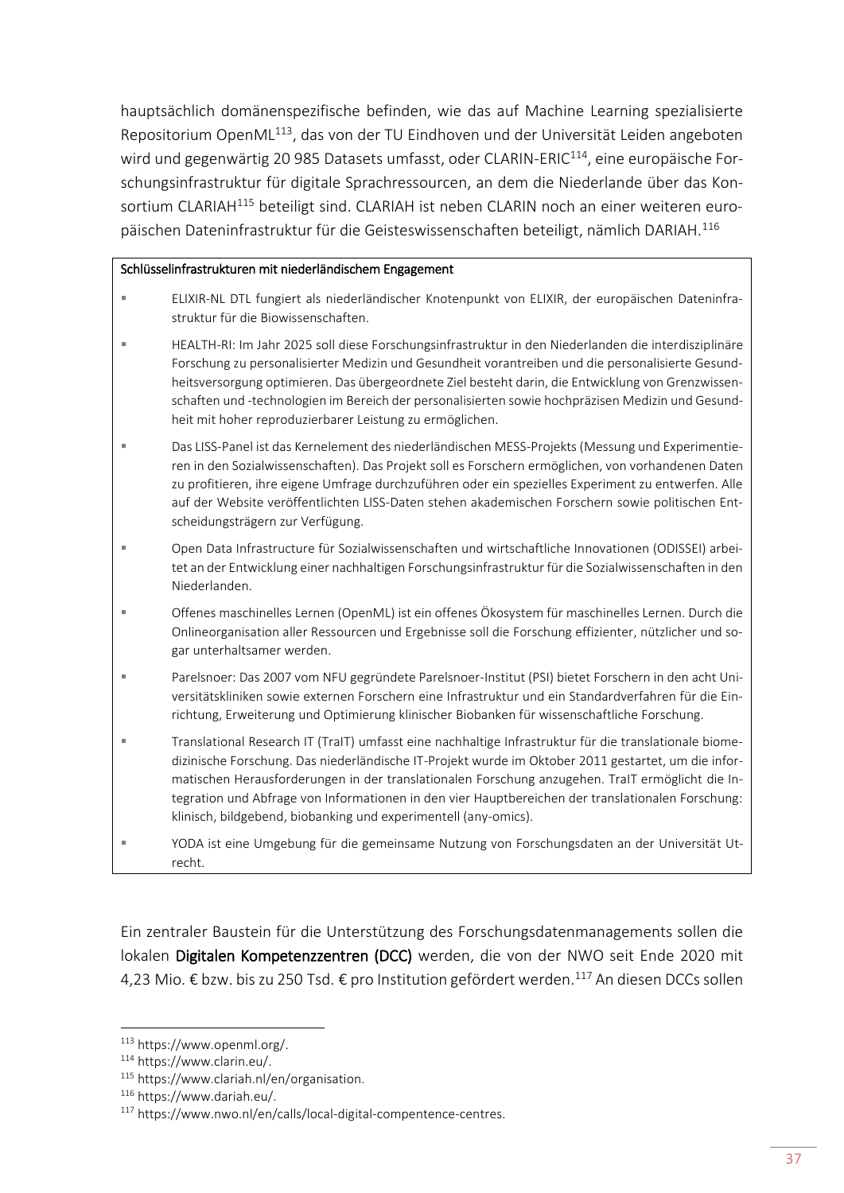hauptsächlich domänenspezifische befinden, wie das auf Machine Learning spezialisierte Repositorium OpenML[113], das von der TU Eindhoven und der Universität Leiden angeboten wird und gegenwärtig 20 985 Datasets umfasst, oder CLARIN-ERIC[114], eine europäische Forschungsinfrastruktur für digitale Sprachressourcen, an dem die Niederlande über das Konsortium CLARIAH[115] beteiligt sind. CLARIAH ist neben CLARIN noch an einer weiteren europäischen Dateninfrastruktur für die Geisteswissenschaften beteiligt, nämlich DARIAH.[116]

**Schlüsselinfrastrukturen mit niederländischem Engagement**

- ELIXIR-NL DTL fungiert als niederländischer Knotenpunkt von ELIXIR, der europäischen Dateninfrastruktur für die Biowissenschaften.
- HEALTH-RI: Im Jahr 2025 soll diese Forschungsinfrastruktur in den Niederlanden die interdisziplinäre Forschung zu personalisierter Medizin und Gesundheit vorantreiben und die personalisierte Gesundheitsversorgung optimieren. Das übergeordnete Ziel besteht darin, die Entwicklung von Grenzwissenschaften und -technologien im Bereich der personalisierten sowie hochpräzisen Medizin und Gesundheit mit hoher reproduzierbarer Leistung zu ermöglichen.
- Das LISS-Panel ist das Kernelement des niederländischen MESS-Projekts (Messung und Experimentieren in den Sozialwissenschaften). Das Projekt soll es Forschern ermöglichen, von vorhandenen Daten zu profitieren, ihre eigene Umfrage durchzuführen oder ein spezielles Experiment zu entwerfen. Alle auf der Website veröffentlichten LISS-Daten stehen akademischen Forschern sowie politischen Entscheidungsträgern zur Verfügung.
- Open Data Infrastructure für Sozialwissenschaften und wirtschaftliche Innovationen (ODISSEI) arbeitet an der Entwicklung einer nachhaltigen Forschungsinfrastruktur für die Sozialwissenschaften in den Niederlanden.
- Offenes maschinelles Lernen (OpenML) ist ein offenes Ökosystem für maschinelles Lernen. Durch die Onlineorganisation aller Ressourcen und Ergebnisse soll die Forschung effizienter, nützlicher und sogar unterhaltsamer werden.
- Parelsnoer: Das 2007 vom NFU gegründete Parelsnoer-Institut (PSI) bietet Forschern in den acht Universitätskliniken sowie externen Forschern eine Infrastruktur und ein Standardverfahren für die Einrichtung, Erweiterung und Optimierung klinischer Biobanken für wissenschaftliche Forschung.
- Translational Research IT (TraIT) umfasst eine nachhaltige Infrastruktur für die translationale biomedizinische Forschung. Das niederländische IT-Projekt wurde im Oktober 2011 gestartet, um die informatischen Herausforderungen in der translationalen Forschung anzugehen. TraIT ermöglicht die Integration und Abfrage von Informationen in den vier Hauptbereichen der translationalen Forschung: klinisch, bildgebend, biobanking und experimentell (any-omics).
- YODA ist eine Umgebung für die gemeinsame Nutzung von Forschungsdaten an der Universität Utrecht.

Ein zentraler Baustein für die Unterstützung des Forschungsdatenmanagements sollen die lokalen **Digitalen Kompetenzzentren (DCC)** werden, die von der NWO seit Ende 2020 mit 4,23 Mio. € bzw. bis zu 250 Tsd. € pro Institution gefördert werden.[117] An diesen DCCs sollen

[113] https://www.openml.org/.
[114] https://www.clarin.eu/.
[115] https://www.clariah.nl/en/organisation.
[116] https://www.dariah.eu/.
[117] https://www.nwo.nl/en/calls/local-digital-compentence-centres.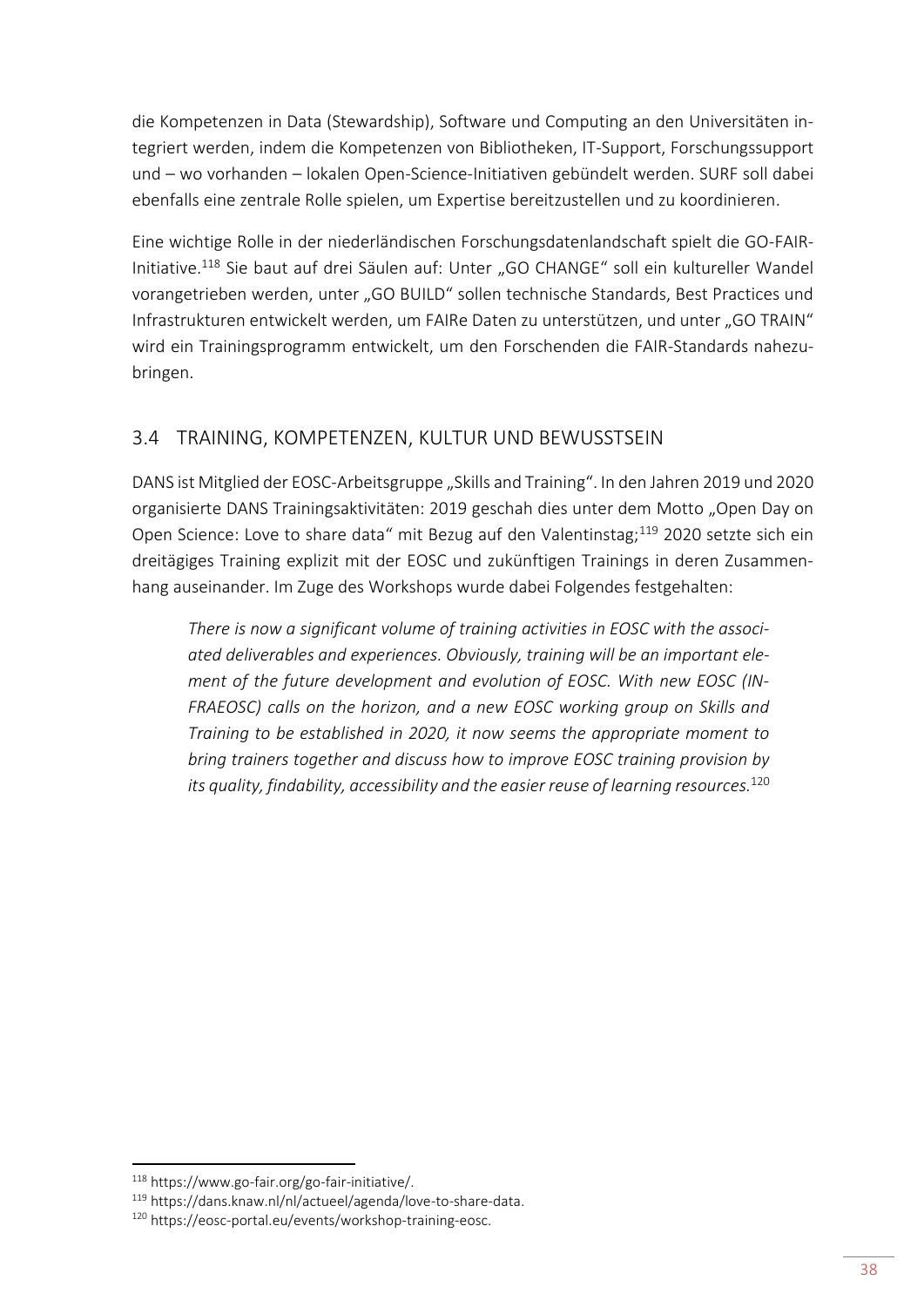die Kompetenzen in Data (Stewardship), Software und Computing an den Universitäten integriert werden, indem die Kompetenzen von Bibliotheken, IT-Support, Forschungssupport und – wo vorhanden – lokalen Open-Science-Initiativen gebündelt werden. SURF soll dabei ebenfalls eine zentrale Rolle spielen, um Expertise bereitzustellen und zu koordinieren.

Eine wichtige Rolle in der niederländischen Forschungsdatenlandschaft spielt die GO-FAIR-Initiative.[118] Sie baut auf drei Säulen auf: Unter „GO CHANGE" soll ein kultureller Wandel vorangetrieben werden, unter „GO BUILD" sollen technische Standards, Best Practices und Infrastrukturen entwickelt werden, um FAIRe Daten zu unterstützen, und unter „GO TRAIN" wird ein Trainingsprogramm entwickelt, um den Forschenden die FAIR-Standards nahezubringen.

## 3.4 TRAINING, KOMPETENZEN, KULTUR UND BEWUSSTSEIN

DANS ist Mitglied der EOSC-Arbeitsgruppe „Skills and Training". In den Jahren 2019 und 2020 organisierte DANS Trainingsaktivitäten: 2019 geschah dies unter dem Motto „Open Day on Open Science: Love to share data" mit Bezug auf den Valentinstag;[119] 2020 setzte sich ein dreitägiges Training explizit mit der EOSC und zukünftigen Trainings in deren Zusammenhang auseinander. Im Zuge des Workshops wurde dabei Folgendes festgehalten:

> *There is now a significant volume of training activities in EOSC with the associated deliverables and experiences. Obviously, training will be an important element of the future development and evolution of EOSC. With new EOSC (INFRAEOSC) calls on the horizon, and a new EOSC working group on Skills and Training to be established in 2020, it now seems the appropriate moment to bring trainers together and discuss how to improve EOSC training provision by its quality, findability, accessibility and the easier reuse of learning resources.*[120]

---

[118] https://www.go-fair.org/go-fair-initiative/.

[119] https://dans.knaw.nl/nl/actueel/agenda/love-to-share-data.

[120] https://eosc-portal.eu/events/workshop-training-eosc.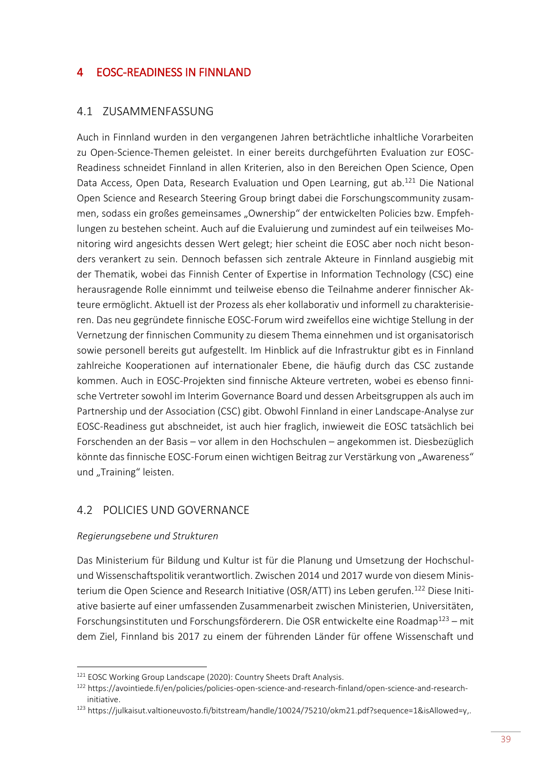# 4 EOSC-READINESS IN FINNLAND

## 4.1 ZUSAMMENFASSUNG

Auch in Finnland wurden in den vergangenen Jahren beträchtliche inhaltliche Vorarbeiten zu Open-Science-Themen geleistet. In einer bereits durchgeführten Evaluation zur EOSC-Readiness schneidet Finnland in allen Kriterien, also in den Bereichen Open Science, Open Data Access, Open Data, Research Evaluation und Open Learning, gut ab.[121] Die National Open Science and Research Steering Group bringt dabei die Forschungscommunity zusammen, sodass ein großes gemeinsames „Ownership" der entwickelten Policies bzw. Empfehlungen zu bestehen scheint. Auch auf die Evaluierung und zumindest auf ein teilweises Monitoring wird angesichts dessen Wert gelegt; hier scheint die EOSC aber noch nicht besonders verankert zu sein. Dennoch befassen sich zentrale Akteure in Finnland ausgiebig mit der Thematik, wobei das Finnish Center of Expertise in Information Technology (CSC) eine herausragende Rolle einnimmt und teilweise ebenso die Teilnahme anderer finnischer Akteure ermöglicht. Aktuell ist der Prozess als eher kollaborativ und informell zu charakterisieren. Das neu gegründete finnische EOSC-Forum wird zweifellos eine wichtige Stellung in der Vernetzung der finnischen Community zu diesem Thema einnehmen und ist organisatorisch sowie personell bereits gut aufgestellt. Im Hinblick auf die Infrastruktur gibt es in Finnland zahlreiche Kooperationen auf internationaler Ebene, die häufig durch das CSC zustande kommen. Auch in EOSC-Projekten sind finnische Akteure vertreten, wobei es ebenso finnische Vertreter sowohl im Interim Governance Board und dessen Arbeitsgruppen als auch im Partnership und der Association (CSC) gibt. Obwohl Finnland in einer Landscape-Analyse zur EOSC-Readiness gut abschneidet, ist auch hier fraglich, inwieweit die EOSC tatsächlich bei Forschenden an der Basis – vor allem in den Hochschulen – angekommen ist. Diesbezüglich könnte das finnische EOSC-Forum einen wichtigen Beitrag zur Verstärkung von „Awareness" und „Training" leisten.

## 4.2 POLICIES UND GOVERNANCE

*Regierungsebene und Strukturen*

Das Ministerium für Bildung und Kultur ist für die Planung und Umsetzung der Hochschul- und Wissenschaftspolitik verantwortlich. Zwischen 2014 und 2017 wurde von diesem Ministerium die Open Science and Research Initiative (OSR/ATT) ins Leben gerufen.[122] Diese Initiative basierte auf einer umfassenden Zusammenarbeit zwischen Ministerien, Universitäten, Forschungsinstituten und Forschungsförderern. Die OSR entwickelte eine Roadmap[123] – mit dem Ziel, Finnland bis 2017 zu einem der führenden Länder für offene Wissenschaft und

---

[121] EOSC Working Group Landscape (2020): Country Sheets Draft Analysis.

[122] https://avointiede.fi/en/policies/policies-open-science-and-research-finland/open-science-and-research-initiative.

[123] https://julkaisut.valtioneuvosto.fi/bitstream/handle/10024/75210/okm21.pdf?sequence=1&isAllowed=y,.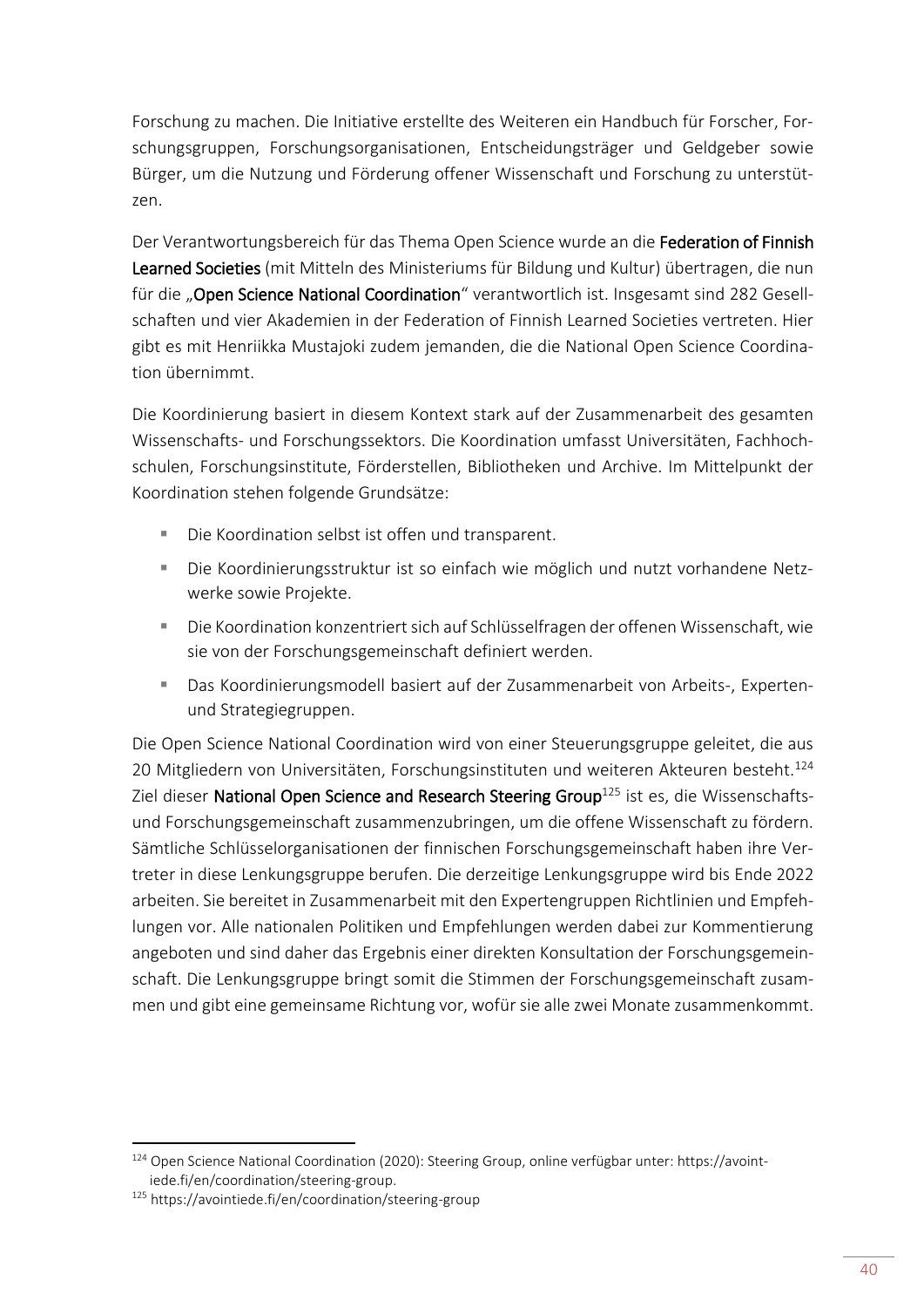Forschung zu machen. Die Initiative erstellte des Weiteren ein Handbuch für Forscher, Forschungsgruppen, Forschungsorganisationen, Entscheidungsträger und Geldgeber sowie Bürger, um die Nutzung und Förderung offener Wissenschaft und Forschung zu unterstützen.

Der Verantwortungsbereich für das Thema Open Science wurde an die **Federation of Finnish Learned Societies** (mit Mitteln des Ministeriums für Bildung und Kultur) übertragen, die nun für die „**Open Science National Coordination**“ verantwortlich ist. Insgesamt sind 282 Gesellschaften und vier Akademien in der Federation of Finnish Learned Societies vertreten. Hier gibt es mit Henriikka Mustajoki zudem jemanden, die die National Open Science Coordination übernimmt.

Die Koordinierung basiert in diesem Kontext stark auf der Zusammenarbeit des gesamten Wissenschafts- und Forschungssektors. Die Koordination umfasst Universitäten, Fachhochschulen, Forschungsinstitute, Förderstellen, Bibliotheken und Archive. Im Mittelpunkt der Koordination stehen folgende Grundsätze:

- Die Koordination selbst ist offen und transparent.
- Die Koordinierungsstruktur ist so einfach wie möglich und nutzt vorhandene Netzwerke sowie Projekte.
- Die Koordination konzentriert sich auf Schlüsselfragen der offenen Wissenschaft, wie sie von der Forschungsgemeinschaft definiert werden.
- Das Koordinierungsmodell basiert auf der Zusammenarbeit von Arbeits-, Experten- und Strategiegruppen.

Die Open Science National Coordination wird von einer Steuerungsgruppe geleitet, die aus 20 Mitgliedern von Universitäten, Forschungsinstituten und weiteren Akteuren besteht.[124] Ziel dieser **National Open Science and Research Steering Group**[125] ist es, die Wissenschafts- und Forschungsgemeinschaft zusammenzubringen, um die offene Wissenschaft zu fördern. Sämtliche Schlüsselorganisationen der finnischen Forschungsgemeinschaft haben ihre Vertreter in diese Lenkungsgruppe berufen. Die derzeitige Lenkungsgruppe wird bis Ende 2022 arbeiten. Sie bereitet in Zusammenarbeit mit den Expertengruppen Richtlinien und Empfehlungen vor. Alle nationalen Politiken und Empfehlungen werden dabei zur Kommentierung angeboten und sind daher das Ergebnis einer direkten Konsultation der Forschungsgemeinschaft. Die Lenkungsgruppe bringt somit die Stimmen der Forschungsgemeinschaft zusammen und gibt eine gemeinsame Richtung vor, wofür sie alle zwei Monate zusammenkommt.

---

[124] Open Science National Coordination (2020): Steering Group, online verfügbar unter: https://avointiede.fi/en/coordination/steering-group.

[125] https://avointiede.fi/en/coordination/steering-group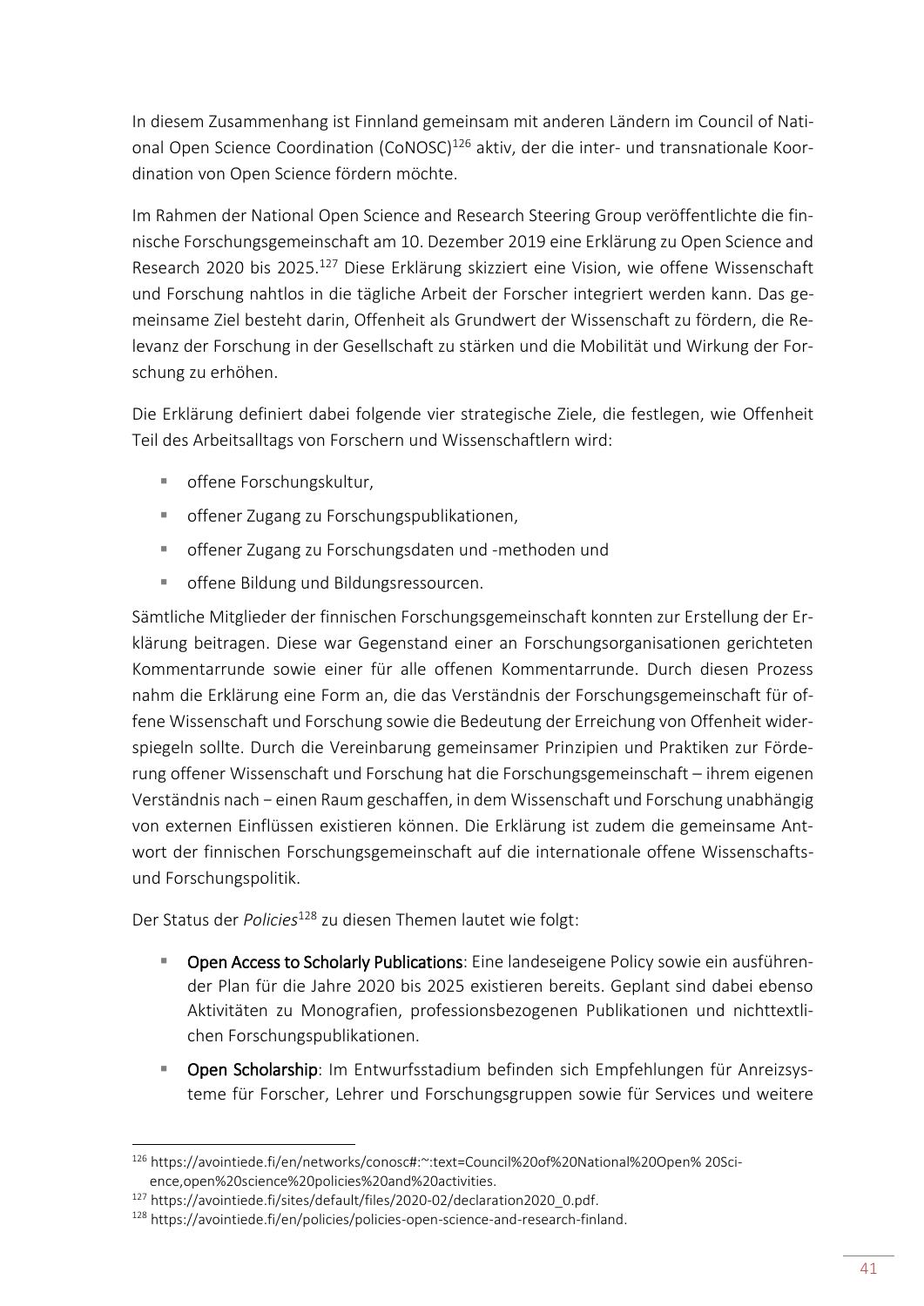In diesem Zusammenhang ist Finnland gemeinsam mit anderen Ländern im Council of National Open Science Coordination (CoNOSC)[126] aktiv, der die inter- und transnationale Koordination von Open Science fördern möchte.

Im Rahmen der National Open Science and Research Steering Group veröffentlichte die finnische Forschungsgemeinschaft am 10. Dezember 2019 eine Erklärung zu Open Science and Research 2020 bis 2025.[127] Diese Erklärung skizziert eine Vision, wie offene Wissenschaft und Forschung nahtlos in die tägliche Arbeit der Forscher integriert werden kann. Das gemeinsame Ziel besteht darin, Offenheit als Grundwert der Wissenschaft zu fördern, die Relevanz der Forschung in der Gesellschaft zu stärken und die Mobilität und Wirkung der Forschung zu erhöhen.

Die Erklärung definiert dabei folgende vier strategische Ziele, die festlegen, wie Offenheit Teil des Arbeitsalltags von Forschern und Wissenschaftlern wird:

- offene Forschungskultur,
- offener Zugang zu Forschungspublikationen,
- offener Zugang zu Forschungsdaten und -methoden und
- offene Bildung und Bildungsressourcen.

Sämtliche Mitglieder der finnischen Forschungsgemeinschaft konnten zur Erstellung der Erklärung beitragen. Diese war Gegenstand einer an Forschungsorganisationen gerichteten Kommentarrunde sowie einer für alle offenen Kommentarrunde. Durch diesen Prozess nahm die Erklärung eine Form an, die das Verständnis der Forschungsgemeinschaft für offene Wissenschaft und Forschung sowie die Bedeutung der Erreichung von Offenheit widerspiegeln sollte. Durch die Vereinbarung gemeinsamer Prinzipien und Praktiken zur Förderung offener Wissenschaft und Forschung hat die Forschungsgemeinschaft – ihrem eigenen Verständnis nach – einen Raum geschaffen, in dem Wissenschaft und Forschung unabhängig von externen Einflüssen existieren können. Die Erklärung ist zudem die gemeinsame Antwort der finnischen Forschungsgemeinschaft auf die internationale offene Wissenschafts- und Forschungspolitik.

Der Status der *Policies*[128] zu diesen Themen lautet wie folgt:

- Open Access to Scholarly Publications: Eine landeseigene Policy sowie ein ausführender Plan für die Jahre 2020 bis 2025 existieren bereits. Geplant sind dabei ebenso Aktivitäten zu Monografien, professionsbezogenen Publikationen und nichttextlichen Forschungspublikationen.
- Open Scholarship: Im Entwurfsstadium befinden sich Empfehlungen für Anreizsysteme für Forscher, Lehrer und Forschungsgruppen sowie für Services und weitere

[126] https://avointiede.fi/en/networks/conosc#:~:text=Council%20of%20National%20Open% 20Science,open%20science%20policies%20and%20activities.

[127] https://avointiede.fi/sites/default/files/2020-02/declaration2020_0.pdf.

[128] https://avointiede.fi/en/policies/policies-open-science-and-research-finland.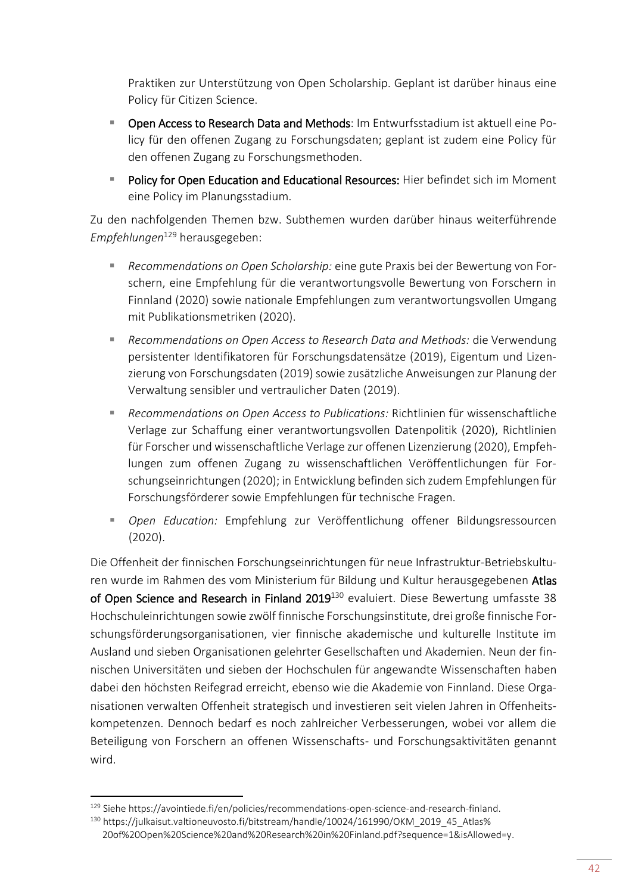Praktiken zur Unterstützung von Open Scholarship. Geplant ist darüber hinaus eine Policy für Citizen Science.

- **Open Access to Research Data and Methods**: Im Entwurfsstadium ist aktuell eine Policy für den offenen Zugang zu Forschungsdaten; geplant ist zudem eine Policy für den offenen Zugang zu Forschungsmethoden.
- **Policy for Open Education and Educational Resources:** Hier befindet sich im Moment eine Policy im Planungsstadium.

Zu den nachfolgenden Themen bzw. Subthemen wurden darüber hinaus weiterführende *Empfehlungen*[129] herausgegeben:

- *Recommendations on Open Scholarship:* eine gute Praxis bei der Bewertung von Forschern, eine Empfehlung für die verantwortungsvolle Bewertung von Forschern in Finnland (2020) sowie nationale Empfehlungen zum verantwortungsvollen Umgang mit Publikationsmetriken (2020).
- *Recommendations on Open Access to Research Data and Methods:* die Verwendung persistenter Identifikatoren für Forschungsdatensätze (2019), Eigentum und Lizenzierung von Forschungsdaten (2019) sowie zusätzliche Anweisungen zur Planung der Verwaltung sensibler und vertraulicher Daten (2019).
- *Recommendations on Open Access to Publications:* Richtlinien für wissenschaftliche Verlage zur Schaffung einer verantwortungsvollen Datenpolitik (2020), Richtlinien für Forscher und wissenschaftliche Verlage zur offenen Lizenzierung (2020), Empfehlungen zum offenen Zugang zu wissenschaftlichen Veröffentlichungen für Forschungseinrichtungen (2020); in Entwicklung befinden sich zudem Empfehlungen für Forschungsförderer sowie Empfehlungen für technische Fragen.
- *Open Education:* Empfehlung zur Veröffentlichung offener Bildungsressourcen (2020).

Die Offenheit der finnischen Forschungseinrichtungen für neue Infrastruktur-Betriebskulturen wurde im Rahmen des vom Ministerium für Bildung und Kultur herausgegebenen **Atlas of Open Science and Research in Finland 2019**[130] evaluiert. Diese Bewertung umfasste 38 Hochschuleinrichtungen sowie zwölf finnische Forschungsinstitute, drei große finnische Forschungsförderungsorganisationen, vier finnische akademische und kulturelle Institute im Ausland und sieben Organisationen gelehrter Gesellschaften und Akademien. Neun der finnischen Universitäten und sieben der Hochschulen für angewandte Wissenschaften haben dabei den höchsten Reifegrad erreicht, ebenso wie die Akademie von Finnland. Diese Organisationen verwalten Offenheit strategisch und investieren seit vielen Jahren in Offenheitskompetenzen. Dennoch bedarf es noch zahlreicher Verbesserungen, wobei vor allem die Beteiligung von Forschern an offenen Wissenschafts- und Forschungsaktivitäten genannt wird.

---

[129] Siehe https://avointiede.fi/en/policies/recommendations-open-science-and-research-finland.

[130] https://julkaisut.valtioneuvosto.fi/bitstream/handle/10024/161990/OKM_2019_45_Atlas%20of%20Open%20Science%20and%20Research%20in%20Finland.pdf?sequence=1&isAllowed=y.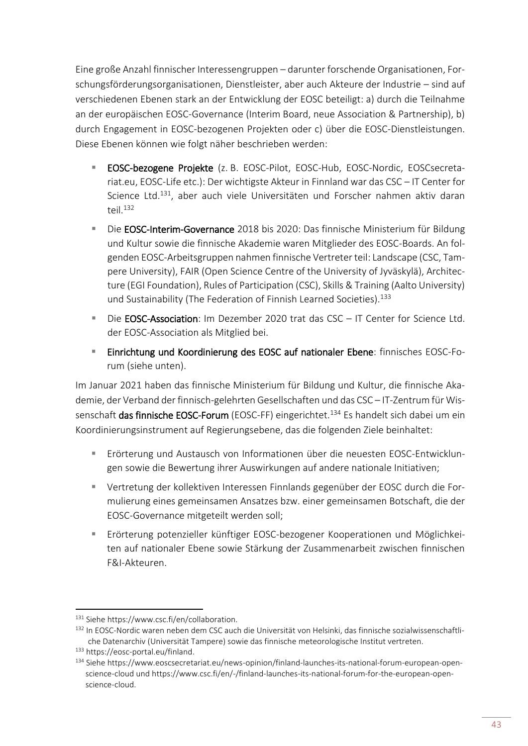Eine große Anzahl finnischer Interessengruppen – darunter forschende Organisationen, Forschungsförderungsorganisationen, Dienstleister, aber auch Akteure der Industrie – sind auf verschiedenen Ebenen stark an der Entwicklung der EOSC beteiligt: a) durch die Teilnahme an der europäischen EOSC-Governance (Interim Board, neue Association & Partnership), b) durch Engagement in EOSC-bezogenen Projekten oder c) über die EOSC-Dienstleistungen. Diese Ebenen können wie folgt näher beschrieben werden:

- **EOSC-bezogene Projekte** (z. B. EOSC-Pilot, EOSC-Hub, EOSC-Nordic, EOSCsecretariat.eu, EOSC-Life etc.): Der wichtigste Akteur in Finnland war das CSC – IT Center for Science Ltd.[131], aber auch viele Universitäten und Forscher nahmen aktiv daran teil.[132]
- Die **EOSC-Interim-Governance** 2018 bis 2020: Das finnische Ministerium für Bildung und Kultur sowie die finnische Akademie waren Mitglieder des EOSC-Boards. An folgenden EOSC-Arbeitsgruppen nahmen finnische Vertreter teil: Landscape (CSC, Tampere University), FAIR (Open Science Centre of the University of Jyväskylä), Architecture (EGI Foundation), Rules of Participation (CSC), Skills & Training (Aalto University) und Sustainability (The Federation of Finnish Learned Societies).[133]
- Die **EOSC-Association**: Im Dezember 2020 trat das CSC – IT Center for Science Ltd. der EOSC-Association als Mitglied bei.
- **Einrichtung und Koordinierung des EOSC auf nationaler Ebene**: finnisches EOSC-Forum (siehe unten).

Im Januar 2021 haben das finnische Ministerium für Bildung und Kultur, die finnische Akademie, der Verband der finnisch-gelehrten Gesellschaften und das CSC – IT-Zentrum für Wissenschaft **das finnische EOSC-Forum** (EOSC-FF) eingerichtet.[134] Es handelt sich dabei um ein Koordinierungsinstrument auf Regierungsebene, das die folgenden Ziele beinhaltet:

- Erörterung und Austausch von Informationen über die neuesten EOSC-Entwicklungen sowie die Bewertung ihrer Auswirkungen auf andere nationale Initiativen;
- Vertretung der kollektiven Interessen Finnlands gegenüber der EOSC durch die Formulierung eines gemeinsamen Ansatzes bzw. einer gemeinsamen Botschaft, die der EOSC-Governance mitgeteilt werden soll;
- Erörterung potenzieller künftiger EOSC-bezogener Kooperationen und Möglichkeiten auf nationaler Ebene sowie Stärkung der Zusammenarbeit zwischen finnischen F&I-Akteuren.

---

[131] Siehe https://www.csc.fi/en/collaboration.

[132] In EOSC-Nordic waren neben dem CSC auch die Universität von Helsinki, das finnische sozialwissenschaftliche Datenarchiv (Universität Tampere) sowie das finnische meteorologische Institut vertreten.

[133] https://eosc-portal.eu/finland.

[134] Siehe https://www.eoscsecretariat.eu/news-opinion/finland-launches-its-national-forum-european-open-science-cloud und https://www.csc.fi/en/-/finland-launches-its-national-forum-for-the-european-open-science-cloud.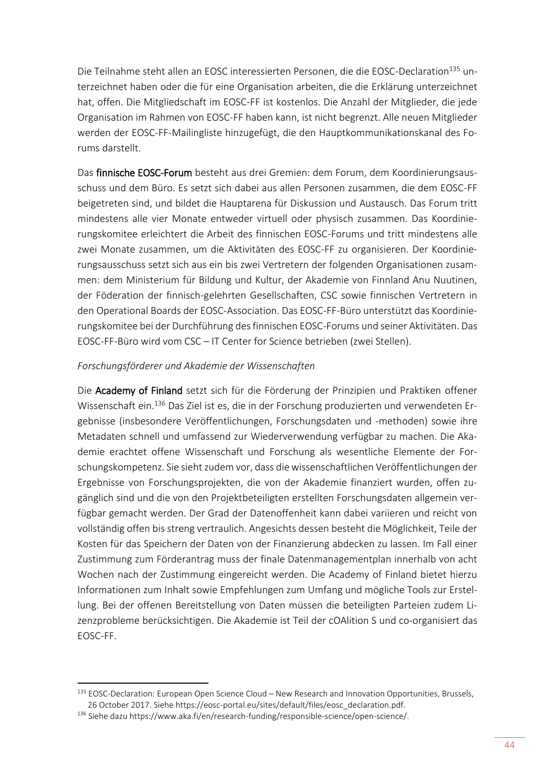Die Teilnahme steht allen an EOSC interessierten Personen, die die EOSC-Declaration[135] unterzeichnet haben oder die für eine Organisation arbeiten, die die Erklärung unterzeichnet hat, offen. Die Mitgliedschaft im EOSC-FF ist kostenlos. Die Anzahl der Mitglieder, die jede Organisation im Rahmen von EOSC-FF haben kann, ist nicht begrenzt. Alle neuen Mitglieder werden der EOSC-FF-Mailingliste hinzugefügt, die den Hauptkommunikationskanal des Forums darstellt.

Das **finnische EOSC-Forum** besteht aus drei Gremien: dem Forum, dem Koordinierungsausschuss und dem Büro. Es setzt sich dabei aus allen Personen zusammen, die dem EOSC-FF beigetreten sind, und bildet die Hauptarena für Diskussion und Austausch. Das Forum tritt mindestens alle vier Monate entweder virtuell oder physisch zusammen. Das Koordinierungskomitee erleichtert die Arbeit des finnischen EOSC-Forums und tritt mindestens alle zwei Monate zusammen, um die Aktivitäten des EOSC-FF zu organisieren. Der Koordinierungsausschuss setzt sich aus ein bis zwei Vertretern der folgenden Organisationen zusammen: dem Ministerium für Bildung und Kultur, der Akademie von Finnland Anu Nuutinen, der Föderation der finnisch-gelehrten Gesellschaften, CSC sowie finnischen Vertretern in den Operational Boards der EOSC-Association. Das EOSC-FF-Büro unterstützt das Koordinierungskomitee bei der Durchführung des finnischen EOSC-Forums und seiner Aktivitäten. Das EOSC-FF-Büro wird vom CSC – IT Center for Science betrieben (zwei Stellen).

*Forschungsförderer und Akademie der Wissenschaften*

Die **Academy of Finland** setzt sich für die Förderung der Prinzipien und Praktiken offener Wissenschaft ein.[136] Das Ziel ist es, die in der Forschung produzierten und verwendeten Ergebnisse (insbesondere Veröffentlichungen, Forschungsdaten und -methoden) sowie ihre Metadaten schnell und umfassend zur Wiederverwendung verfügbar zu machen. Die Akademie erachtet offene Wissenschaft und Forschung als wesentliche Elemente der Forschungskompetenz. Sie sieht zudem vor, dass die wissenschaftlichen Veröffentlichungen der Ergebnisse von Forschungsprojekten, die von der Akademie finanziert wurden, offen zugänglich sind und die von den Projektbeteiligten erstellten Forschungsdaten allgemein verfügbar gemacht werden. Der Grad der Datenoffenheit kann dabei variieren und reicht von vollständig offen bis streng vertraulich. Angesichts dessen besteht die Möglichkeit, Teile der Kosten für das Speichern der Daten von der Finanzierung abdecken zu lassen. Im Fall einer Zustimmung zum Förderantrag muss der finale Datenmanagementplan innerhalb von acht Wochen nach der Zustimmung eingereicht werden. Die Academy of Finland bietet hierzu Informationen zum Inhalt sowie Empfehlungen zum Umfang und mögliche Tools zur Erstellung. Bei der offenen Bereitstellung von Daten müssen die beteiligten Parteien zudem Lizenzprobleme berücksichtigen. Die Akademie ist Teil der cOAlition S und co-organisiert das EOSC-FF.

---

[135] EOSC-Declaration: European Open Science Cloud – New Research and Innovation Opportunities, Brussels, 26 October 2017. Siehe https://eosc-portal.eu/sites/default/files/eosc_declaration.pdf.

[136] Siehe dazu https://www.aka.fi/en/research-funding/responsible-science/open-science/.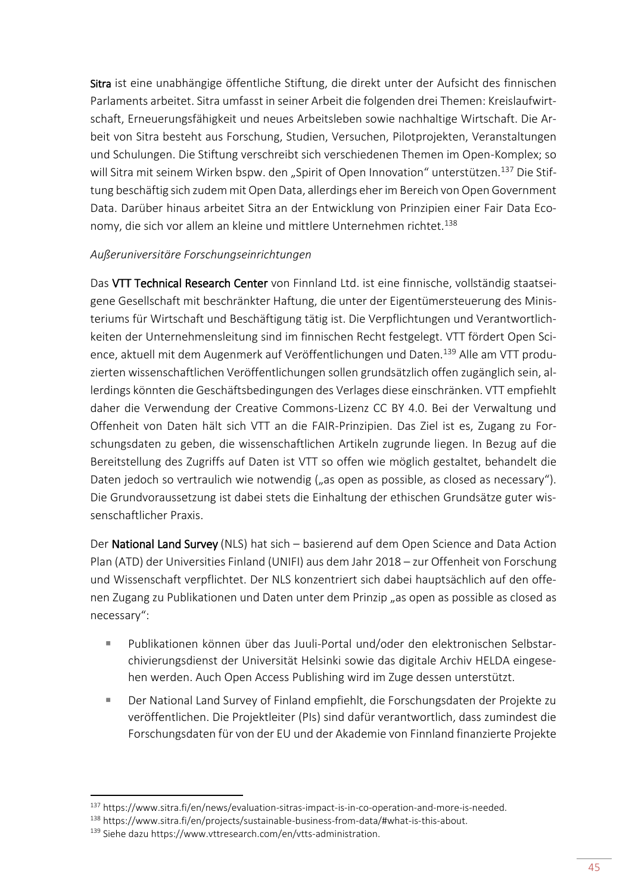**Sitra** ist eine unabhängige öffentliche Stiftung, die direkt unter der Aufsicht des finnischen Parlaments arbeitet. Sitra umfasst in seiner Arbeit die folgenden drei Themen: Kreislaufwirtschaft, Erneuerungsfähigkeit und neues Arbeitsleben sowie nachhaltige Wirtschaft. Die Arbeit von Sitra besteht aus Forschung, Studien, Versuchen, Pilotprojekten, Veranstaltungen und Schulungen. Die Stiftung verschreibt sich verschiedenen Themen im Open-Komplex; so will Sitra mit seinem Wirken bspw. den „Spirit of Open Innovation" unterstützen.[137] Die Stiftung beschäftig sich zudem mit Open Data, allerdings eher im Bereich von Open Government Data. Darüber hinaus arbeitet Sitra an der Entwicklung von Prinzipien einer Fair Data Economy, die sich vor allem an kleine und mittlere Unternehmen richtet.[138]

*Außeruniversitäre Forschungseinrichtungen*

Das **VTT Technical Research Center** von Finnland Ltd. ist eine finnische, vollständig staatseigene Gesellschaft mit beschränkter Haftung, die unter der Eigentümersteuerung des Ministeriums für Wirtschaft und Beschäftigung tätig ist. Die Verpflichtungen und Verantwortlichkeiten der Unternehmensleitung sind im finnischen Recht festgelegt. VTT fördert Open Science, aktuell mit dem Augenmerk auf Veröffentlichungen und Daten.[139] Alle am VTT produzierten wissenschaftlichen Veröffentlichungen sollen grundsätzlich offen zugänglich sein, allerdings könnten die Geschäftsbedingungen des Verlages diese einschränken. VTT empfiehlt daher die Verwendung der Creative Commons-Lizenz CC BY 4.0. Bei der Verwaltung und Offenheit von Daten hält sich VTT an die FAIR-Prinzipien. Das Ziel ist es, Zugang zu Forschungsdaten zu geben, die wissenschaftlichen Artikeln zugrunde liegen. In Bezug auf die Bereitstellung des Zugriffs auf Daten ist VTT so offen wie möglich gestaltet, behandelt die Daten jedoch so vertraulich wie notwendig („as open as possible, as closed as necessary"). Die Grundvoraussetzung ist dabei stets die Einhaltung der ethischen Grundsätze guter wissenschaftlicher Praxis.

Der **National Land Survey** (NLS) hat sich – basierend auf dem Open Science and Data Action Plan (ATD) der Universities Finland (UNIFI) aus dem Jahr 2018 – zur Offenheit von Forschung und Wissenschaft verpflichtet. Der NLS konzentriert sich dabei hauptsächlich auf den offenen Zugang zu Publikationen und Daten unter dem Prinzip „as open as possible as closed as necessary":

- Publikationen können über das Juuli-Portal und/oder den elektronischen Selbstarchivierungsdienst der Universität Helsinki sowie das digitale Archiv HELDA eingesehen werden. Auch Open Access Publishing wird im Zuge dessen unterstützt.
- Der National Land Survey of Finland empfiehlt, die Forschungsdaten der Projekte zu veröffentlichen. Die Projektleiter (PIs) sind dafür verantwortlich, dass zumindest die Forschungsdaten für von der EU und der Akademie von Finnland finanzierte Projekte

---

[137] https://www.sitra.fi/en/news/evaluation-sitras-impact-is-in-co-operation-and-more-is-needed.

[138] https://www.sitra.fi/en/projects/sustainable-business-from-data/#what-is-this-about.

[139] Siehe dazu https://www.vttresearch.com/en/vtts-administration.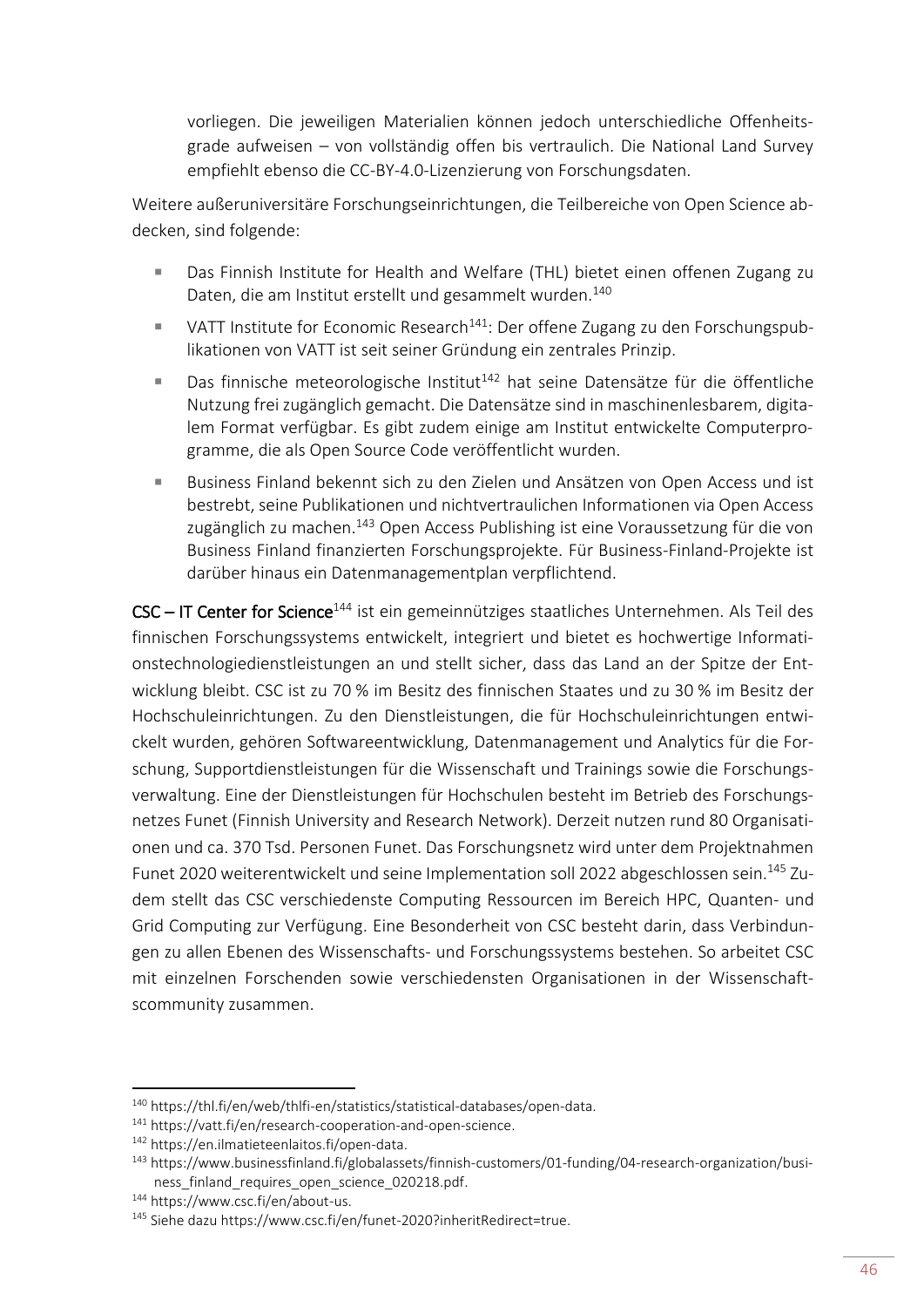vorliegen. Die jeweiligen Materialien können jedoch unterschiedliche Offenheitsgrade aufweisen – von vollständig offen bis vertraulich. Die National Land Survey empfiehlt ebenso die CC-BY-4.0-Lizenzierung von Forschungsdaten.

Weitere außeruniversitäre Forschungseinrichtungen, die Teilbereiche von Open Science abdecken, sind folgende:

- Das Finnish Institute for Health and Welfare (THL) bietet einen offenen Zugang zu Daten, die am Institut erstellt und gesammelt wurden.[140]
- VATT Institute for Economic Research[141]: Der offene Zugang zu den Forschungspublikationen von VATT ist seit seiner Gründung ein zentrales Prinzip.
- Das finnische meteorologische Institut[142] hat seine Datensätze für die öffentliche Nutzung frei zugänglich gemacht. Die Datensätze sind in maschinenlesbarem, digitalem Format verfügbar. Es gibt zudem einige am Institut entwickelte Computerprogramme, die als Open Source Code veröffentlicht wurden.
- Business Finland bekennt sich zu den Zielen und Ansätzen von Open Access und ist bestrebt, seine Publikationen und nichtvertraulichen Informationen via Open Access zugänglich zu machen.[143] Open Access Publishing ist eine Voraussetzung für die von Business Finland finanzierten Forschungsprojekte. Für Business-Finland-Projekte ist darüber hinaus ein Datenmanagementplan verpflichtend.

**CSC – IT Center for Science**[144] ist ein gemeinnütziges staatliches Unternehmen. Als Teil des finnischen Forschungssystems entwickelt, integriert und bietet es hochwertige Informationstechnologiedienstleistungen an und stellt sicher, dass das Land an der Spitze der Entwicklung bleibt. CSC ist zu 70 % im Besitz des finnischen Staates und zu 30 % im Besitz der Hochschuleinrichtungen. Zu den Dienstleistungen, die für Hochschuleinrichtungen entwickelt wurden, gehören Softwareentwicklung, Datenmanagement und Analytics für die Forschung, Supportdienstleistungen für die Wissenschaft und Trainings sowie die Forschungsverwaltung. Eine der Dienstleistungen für Hochschulen besteht im Betrieb des Forschungsnetzes Funet (Finnish University and Research Network). Derzeit nutzen rund 80 Organisationen und ca. 370 Tsd. Personen Funet. Das Forschungsnetz wird unter dem Projektnahmen Funet 2020 weiterentwickelt und seine Implementation soll 2022 abgeschlossen sein.[145] Zudem stellt das CSC verschiedenste Computing Ressourcen im Bereich HPC, Quanten- und Grid Computing zur Verfügung. Eine Besonderheit von CSC besteht darin, dass Verbindungen zu allen Ebenen des Wissenschafts- und Forschungssystems bestehen. So arbeitet CSC mit einzelnen Forschenden sowie verschiedensten Organisationen in der Wissenschaftscommunity zusammen.

---

[140] https://thl.fi/en/web/thlfi-en/statistics/statistical-databases/open-data.

[141] https://vatt.fi/en/research-cooperation-and-open-science.

[142] https://en.ilmatieteenlaitos.fi/open-data.

[143] https://www.businessfinland.fi/globalassets/finnish-customers/01-funding/04-research-organization/business_finland_requires_open_science_020218.pdf.

[144] https://www.csc.fi/en/about-us.

[145] Siehe dazu https://www.csc.fi/en/funet-2020?inheritRedirect=true.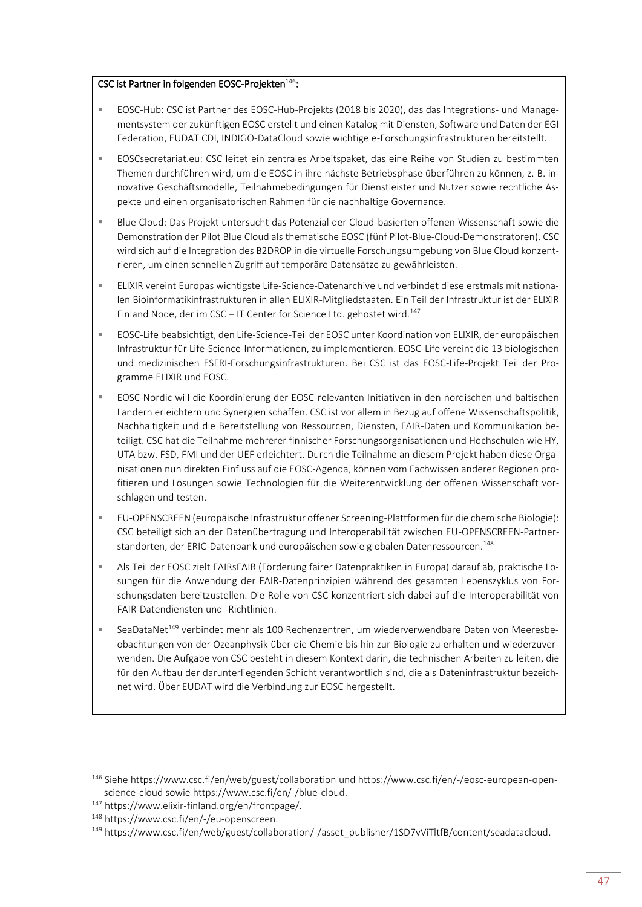CSC ist Partner in folgenden EOSC-Projekten[146]:

- EOSC-Hub: CSC ist Partner des EOSC-Hub-Projekts (2018 bis 2020), das das Integrations- und Managementsystem der zukünftigen EOSC erstellt und einen Katalog mit Diensten, Software und Daten der EGI Federation, EUDAT CDI, INDIGO-DataCloud sowie wichtige e-Forschungsinfrastrukturen bereitstellt.
- EOSCsecretariat.eu: CSC leitet ein zentrales Arbeitspaket, das eine Reihe von Studien zu bestimmten Themen durchführen wird, um die EOSC in ihre nächste Betriebsphase überführen zu können, z. B. innovative Geschäftsmodelle, Teilnahmebedingungen für Dienstleister und Nutzer sowie rechtliche Aspekte und einen organisatorischen Rahmen für die nachhaltige Governance.
- Blue Cloud: Das Projekt untersucht das Potenzial der Cloud-basierten offenen Wissenschaft sowie die Demonstration der Pilot Blue Cloud als thematische EOSC (fünf Pilot-Blue-Cloud-Demonstratoren). CSC wird sich auf die Integration des B2DROP in die virtuelle Forschungsumgebung von Blue Cloud konzentrieren, um einen schnellen Zugriff auf temporäre Datensätze zu gewährleisten.
- ELIXIR vereint Europas wichtigste Life-Science-Datenarchive und verbindet diese erstmals mit nationalen Bioinformatikinfrastrukturen in allen ELIXIR-Mitgliedstaaten. Ein Teil der Infrastruktur ist der ELIXIR Finland Node, der im CSC – IT Center for Science Ltd. gehostet wird.[147]
- EOSC-Life beabsichtigt, den Life-Science-Teil der EOSC unter Koordination von ELIXIR, der europäischen Infrastruktur für Life-Science-Informationen, zu implementieren. EOSC-Life vereint die 13 biologischen und medizinischen ESFRI-Forschungsinfrastrukturen. Bei CSC ist das EOSC-Life-Projekt Teil der Programme ELIXIR und EOSC.
- EOSC-Nordic will die Koordinierung der EOSC-relevanten Initiativen in den nordischen und baltischen Ländern erleichtern und Synergien schaffen. CSC ist vor allem in Bezug auf offene Wissenschaftspolitik, Nachhaltigkeit und die Bereitstellung von Ressourcen, Diensten, FAIR-Daten und Kommunikation beteiligt. CSC hat die Teilnahme mehrerer finnischer Forschungsorganisationen und Hochschulen wie HY, UTA bzw. FSD, FMI und der UEF erleichtert. Durch die Teilnahme an diesem Projekt haben diese Organisationen nun direkten Einfluss auf die EOSC-Agenda, können vom Fachwissen anderer Regionen profitieren und Lösungen sowie Technologien für die Weiterentwicklung der offenen Wissenschaft vorschlagen und testen.
- EU-OPENSCREEN (europäische Infrastruktur offener Screening-Plattformen für die chemische Biologie): CSC beteiligt sich an der Datenübertragung und Interoperabilität zwischen EU-OPENSCREEN-Partnerstandorten, der ERIC-Datenbank und europäischen sowie globalen Datenressourcen.[148]
- Als Teil der EOSC zielt FAIRsFAIR (Förderung fairer Datenpraktiken in Europa) darauf ab, praktische Lösungen für die Anwendung der FAIR-Datenprinzipien während des gesamten Lebenszyklus von Forschungsdaten bereitzustellen. Die Rolle von CSC konzentriert sich dabei auf die Interoperabilität von FAIR-Datendiensten und -Richtlinien.
- SeaDataNet[149] verbindet mehr als 100 Rechenzentren, um wiederverwendbare Daten von Meeresbeobachtungen von der Ozeanphysik über die Chemie bis hin zur Biologie zu erhalten und wiederzuverwenden. Die Aufgabe von CSC besteht in diesem Kontext darin, die technischen Arbeiten zu leiten, die für den Aufbau der darunterliegenden Schicht verantwortlich sind, die als Dateninfrastruktur bezeichnet wird. Über EUDAT wird die Verbindung zur EOSC hergestellt.

---

[146] Siehe https://www.csc.fi/en/web/guest/collaboration und https://www.csc.fi/en/-/eosc-european-open-science-cloud sowie https://www.csc.fi/en/-/blue-cloud.

[147] https://www.elixir-finland.org/en/frontpage/.

[148] https://www.csc.fi/en/-/eu-openscreen.

[149] https://www.csc.fi/en/web/guest/collaboration/-/asset_publisher/1SD7vViTltfB/content/seadatacloud.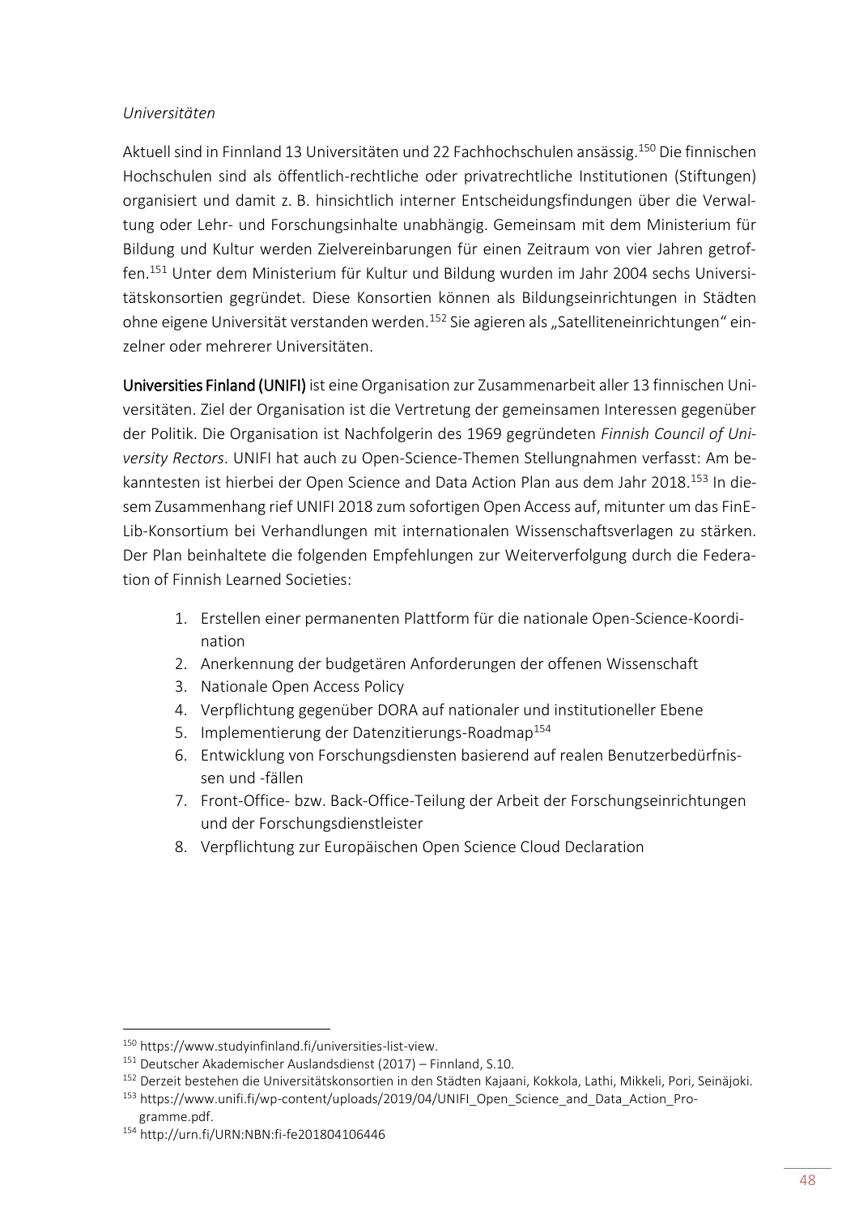*Universitäten*

Aktuell sind in Finnland 13 Universitäten und 22 Fachhochschulen ansässig.[150] Die finnischen Hochschulen sind als öffentlich-rechtliche oder privatrechtliche Institutionen (Stiftungen) organisiert und damit z. B. hinsichtlich interner Entscheidungsfindungen über die Verwaltung oder Lehr- und Forschungsinhalte unabhängig. Gemeinsam mit dem Ministerium für Bildung und Kultur werden Zielvereinbarungen für einen Zeitraum von vier Jahren getroffen.[151] Unter dem Ministerium für Kultur und Bildung wurden im Jahr 2004 sechs Universitätskonsortien gegründet. Diese Konsortien können als Bildungseinrichtungen in Städten ohne eigene Universität verstanden werden.[152] Sie agieren als „Satelliteneinrichtungen" einzelner oder mehrerer Universitäten.

**Universities Finland (UNIFI)** ist eine Organisation zur Zusammenarbeit aller 13 finnischen Universitäten. Ziel der Organisation ist die Vertretung der gemeinsamen Interessen gegenüber der Politik. Die Organisation ist Nachfolgerin des 1969 gegründeten *Finnish Council of University Rectors*. UNIFI hat auch zu Open-Science-Themen Stellungnahmen verfasst: Am bekanntesten ist hierbei der Open Science and Data Action Plan aus dem Jahr 2018.[153] In diesem Zusammenhang rief UNIFI 2018 zum sofortigen Open Access auf, mitunter um das FinELib-Konsortium bei Verhandlungen mit internationalen Wissenschaftsverlagen zu stärken. Der Plan beinhaltete die folgenden Empfehlungen zur Weiterverfolgung durch die Federation of Finnish Learned Societies:

1. Erstellen einer permanenten Plattform für die nationale Open-Science-Koordination
2. Anerkennung der budgetären Anforderungen der offenen Wissenschaft
3. Nationale Open Access Policy
4. Verpflichtung gegenüber DORA auf nationaler und institutioneller Ebene
5. Implementierung der Datenzitierungs-Roadmap[154]
6. Entwicklung von Forschungsdiensten basierend auf realen Benutzerbedürfnissen und -fällen
7. Front-Office- bzw. Back-Office-Teilung der Arbeit der Forschungseinrichtungen und der Forschungsdienstleister
8. Verpflichtung zur Europäischen Open Science Cloud Declaration

---

[150] https://www.studyinfinland.fi/universities-list-view.

[151] Deutscher Akademischer Auslandsdienst (2017) – Finnland, S.10.

[152] Derzeit bestehen die Universitätskonsortien in den Städten Kajaani, Kokkola, Lathi, Mikkeli, Pori, Seinäjoki.

[153] https://www.unifi.fi/wp-content/uploads/2019/04/UNIFI_Open_Science_and_Data_Action_Programme.pdf.

[154] http://urn.fi/URN:NBN:fi-fe201804106446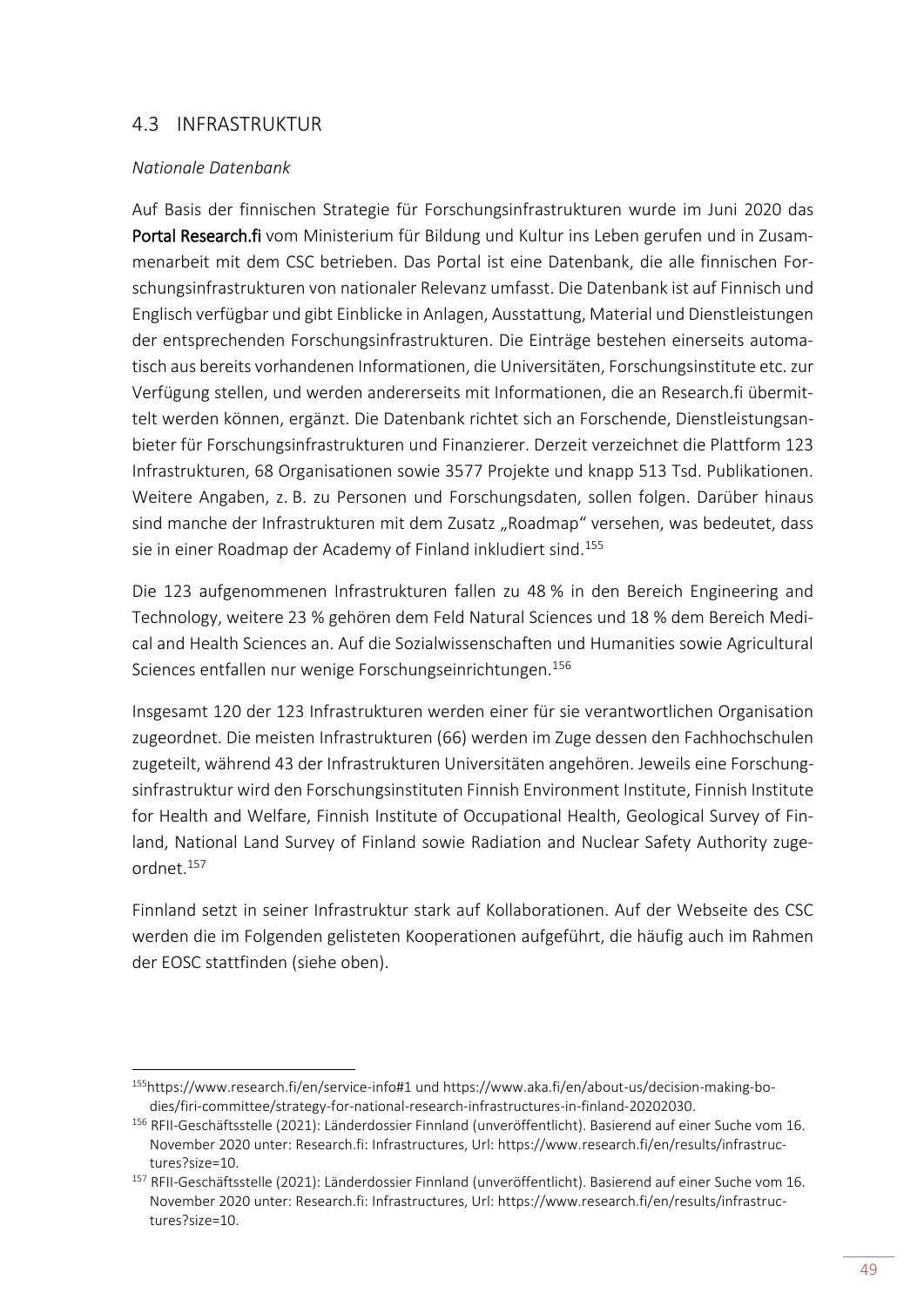## 4.3 INFRASTRUKTUR

*Nationale Datenbank*

Auf Basis der finnischen Strategie für Forschungsinfrastrukturen wurde im Juni 2020 das **Portal Research.fi** vom Ministerium für Bildung und Kultur ins Leben gerufen und in Zusammenarbeit mit dem CSC betrieben. Das Portal ist eine Datenbank, die alle finnischen Forschungsinfrastrukturen von nationaler Relevanz umfasst. Die Datenbank ist auf Finnisch und Englisch verfügbar und gibt Einblicke in Anlagen, Ausstattung, Material und Dienstleistungen der entsprechenden Forschungsinfrastrukturen. Die Einträge bestehen einerseits automatisch aus bereits vorhandenen Informationen, die Universitäten, Forschungsinstitute etc. zur Verfügung stellen, und werden andererseits mit Informationen, die an Research.fi übermittelt werden können, ergänzt. Die Datenbank richtet sich an Forschende, Dienstleistungsanbieter für Forschungsinfrastrukturen und Finanzierer. Derzeit verzeichnet die Plattform 123 Infrastrukturen, 68 Organisationen sowie 3577 Projekte und knapp 513 Tsd. Publikationen. Weitere Angaben, z. B. zu Personen und Forschungsdaten, sollen folgen. Darüber hinaus sind manche der Infrastrukturen mit dem Zusatz „Roadmap" versehen, was bedeutet, dass sie in einer Roadmap der Academy of Finland inkludiert sind.[155]

Die 123 aufgenommenen Infrastrukturen fallen zu 48 % in den Bereich Engineering and Technology, weitere 23 % gehören dem Feld Natural Sciences und 18 % dem Bereich Medical and Health Sciences an. Auf die Sozialwissenschaften und Humanities sowie Agricultural Sciences entfallen nur wenige Forschungseinrichtungen.[156]

Insgesamt 120 der 123 Infrastrukturen werden einer für sie verantwortlichen Organisation zugeordnet. Die meisten Infrastrukturen (66) werden im Zuge dessen den Fachhochschulen zugeteilt, während 43 der Infrastrukturen Universitäten angehören. Jeweils eine Forschungsinfrastruktur wird den Forschungsinstituten Finnish Environment Institute, Finnish Institute for Health and Welfare, Finnish Institute of Occupational Health, Geological Survey of Finland, National Land Survey of Finland sowie Radiation and Nuclear Safety Authority zugeordnet.[157]

Finnland setzt in seiner Infrastruktur stark auf Kollaborationen. Auf der Webseite des CSC werden die im Folgenden gelisteten Kooperationen aufgeführt, die häufig auch im Rahmen der EOSC stattfinden (siehe oben).

---

[155] https://www.research.fi/en/service-info#1 und https://www.aka.fi/en/about-us/decision-making-bodies/firi-committee/strategy-for-national-research-infrastructures-in-finland-20202030.

[156] RFII-Geschäftsstelle (2021): Länderdossier Finnland (unveröffentlicht). Basierend auf einer Suche vom 16. November 2020 unter: Research.fi: Infrastructures, Url: https://www.research.fi/en/results/infrastructures?size=10.

[157] RFII-Geschäftsstelle (2021): Länderdossier Finnland (unveröffentlicht). Basierend auf einer Suche vom 16. November 2020 unter: Research.fi: Infrastructures, Url: https://www.research.fi/en/results/infrastructures?size=10.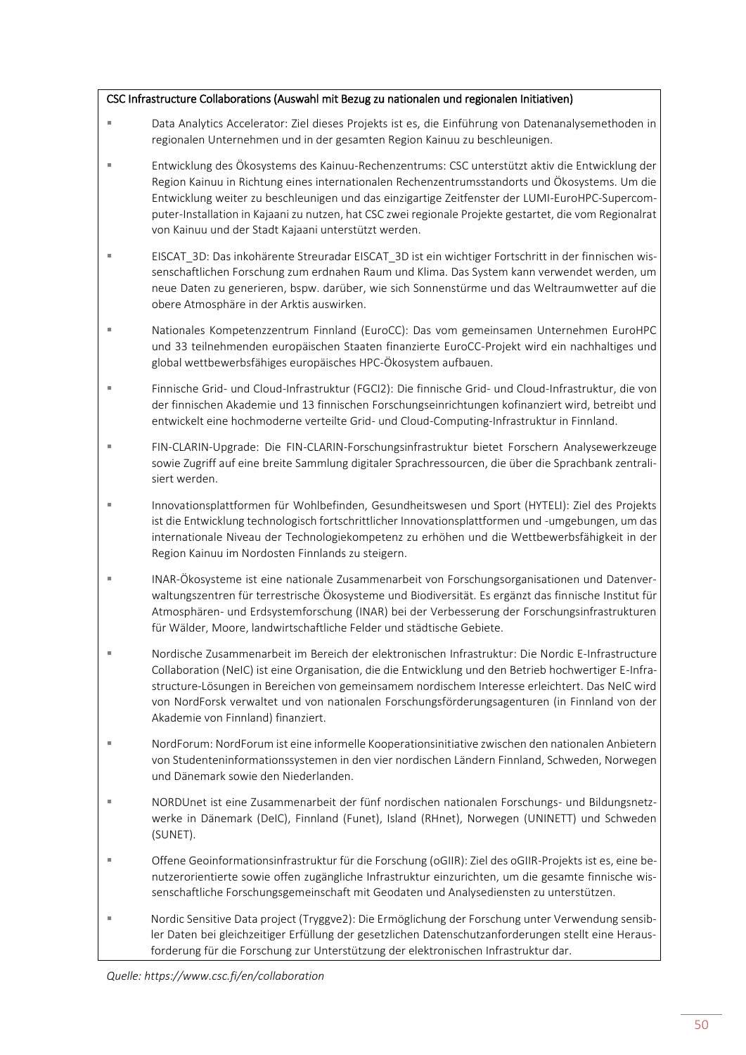CSC Infrastructure Collaborations (Auswahl mit Bezug zu nationalen und regionalen Initiativen)

- Data Analytics Accelerator: Ziel dieses Projekts ist es, die Einführung von Datenanalysemethoden in regionalen Unternehmen und in der gesamten Region Kainuu zu beschleunigen.
- Entwicklung des Ökosystems des Kainuu-Rechenzentrums: CSC unterstützt aktiv die Entwicklung der Region Kainuu in Richtung eines internationalen Rechenzentrumsstandorts und Ökosystems. Um die Entwicklung weiter zu beschleunigen und das einzigartige Zeitfenster der LUMI-EuroHPC-Supercomputer-Installation in Kajaani zu nutzen, hat CSC zwei regionale Projekte gestartet, die vom Regionalrat von Kainuu und der Stadt Kajaani unterstützt werden.
- EISCAT_3D: Das inkohärente Streuradar EISCAT_3D ist ein wichtiger Fortschritt in der finnischen wissenschaftlichen Forschung zum erdnahen Raum und Klima. Das System kann verwendet werden, um neue Daten zu generieren, bspw. darüber, wie sich Sonnenstürme und das Weltraumwetter auf die obere Atmosphäre in der Arktis auswirken.
- Nationales Kompetenzzentrum Finnland (EuroCC): Das vom gemeinsamen Unternehmen EuroHPC und 33 teilnehmenden europäischen Staaten finanzierte EuroCC-Projekt wird ein nachhaltiges und global wettbewerbsfähiges europäisches HPC-Ökosystem aufbauen.
- Finnische Grid- und Cloud-Infrastruktur (FGCI2): Die finnische Grid- und Cloud-Infrastruktur, die von der finnischen Akademie und 13 finnischen Forschungseinrichtungen kofinanziert wird, betreibt und entwickelt eine hochmoderne verteilte Grid- und Cloud-Computing-Infrastruktur in Finnland.
- FIN-CLARIN-Upgrade: Die FIN-CLARIN-Forschungsinfrastruktur bietet Forschern Analysewerkzeuge sowie Zugriff auf eine breite Sammlung digitaler Sprachressourcen, die über die Sprachbank zentralisiert werden.
- Innovationsplattformen für Wohlbefinden, Gesundheitswesen und Sport (HYTELI): Ziel des Projekts ist die Entwicklung technologisch fortschrittlicher Innovationsplattformen und -umgebungen, um das internationale Niveau der Technologiekompetenz zu erhöhen und die Wettbewerbsfähigkeit in der Region Kainuu im Nordosten Finnlands zu steigern.
- INAR-Ökosysteme ist eine nationale Zusammenarbeit von Forschungsorganisationen und Datenverwaltungszentren für terrestrische Ökosysteme und Biodiversität. Es ergänzt das finnische Institut für Atmosphären- und Erdsystemforschung (INAR) bei der Verbesserung der Forschungsinfrastrukturen für Wälder, Moore, landwirtschaftliche Felder und städtische Gebiete.
- Nordische Zusammenarbeit im Bereich der elektronischen Infrastruktur: Die Nordic E-Infrastructure Collaboration (NeIC) ist eine Organisation, die die Entwicklung und den Betrieb hochwertiger E-Infrastructure-Lösungen in Bereichen von gemeinsamem nordischem Interesse erleichtert. Das NeIC wird von NordForsk verwaltet und von nationalen Forschungsförderungsagenturen (in Finnland von der Akademie von Finnland) finanziert.
- NordForum: NordForum ist eine informelle Kooperationsinitiative zwischen den nationalen Anbietern von Studenteninformationssystemen in den vier nordischen Ländern Finnland, Schweden, Norwegen und Dänemark sowie den Niederlanden.
- NORDUnet ist eine Zusammenarbeit der fünf nordischen nationalen Forschungs- und Bildungsnetzwerke in Dänemark (DeIC), Finnland (Funet), Island (RHnet), Norwegen (UNINETT) und Schweden (SUNET).
- Offene Geoinformationsinfrastruktur für die Forschung (oGIIR): Ziel des oGIIR-Projekts ist es, eine benutzerorientierte sowie offen zugängliche Infrastruktur einzurichten, um die gesamte finnische wissenschaftliche Forschungsgemeinschaft mit Geodaten und Analysediensten zu unterstützen.
- Nordic Sensitive Data project (Tryggve2): Die Ermöglichung der Forschung unter Verwendung sensibler Daten bei gleichzeitiger Erfüllung der gesetzlichen Datenschutzanforderungen stellt eine Herausforderung für die Forschung zur Unterstützung der elektronischen Infrastruktur dar.

*Quelle: https://www.csc.fi/en/collaboration*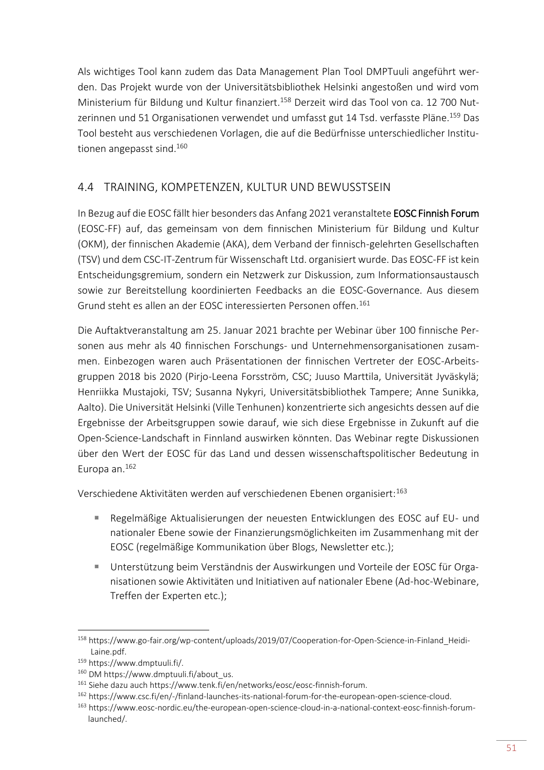Als wichtiges Tool kann zudem das Data Management Plan Tool DMPTuuli angeführt werden. Das Projekt wurde von der Universitätsbibliothek Helsinki angestoßen und wird vom Ministerium für Bildung und Kultur finanziert.[158] Derzeit wird das Tool von ca. 12 700 Nutzerinnen und 51 Organisationen verwendet und umfasst gut 14 Tsd. verfasste Pläne.[159] Das Tool besteht aus verschiedenen Vorlagen, die auf die Bedürfnisse unterschiedlicher Institutionen angepasst sind.[160]

## 4.4 TRAINING, KOMPETENZEN, KULTUR UND BEWUSSTSEIN

In Bezug auf die EOSC fällt hier besonders das Anfang 2021 veranstaltete **EOSC Finnish Forum** (EOSC-FF) auf, das gemeinsam von dem finnischen Ministerium für Bildung und Kultur (OKM), der finnischen Akademie (AKA), dem Verband der finnisch-gelehrten Gesellschaften (TSV) und dem CSC-IT-Zentrum für Wissenschaft Ltd. organisiert wurde. Das EOSC-FF ist kein Entscheidungsgremium, sondern ein Netzwerk zur Diskussion, zum Informationsaustausch sowie zur Bereitstellung koordinierten Feedbacks an die EOSC-Governance. Aus diesem Grund steht es allen an der EOSC interessierten Personen offen.[161]

Die Auftaktveranstaltung am 25. Januar 2021 brachte per Webinar über 100 finnische Personen aus mehr als 40 finnischen Forschungs- und Unternehmensorganisationen zusammen. Einbezogen waren auch Präsentationen der finnischen Vertreter der EOSC-Arbeitsgruppen 2018 bis 2020 (Pirjo-Leena Forsström, CSC; Juuso Marttila, Universität Jyväskylä; Henriikka Mustajoki, TSV; Susanna Nykyri, Universitätsbibliothek Tampere; Anne Sunikka, Aalto). Die Universität Helsinki (Ville Tenhunen) konzentrierte sich angesichts dessen auf die Ergebnisse der Arbeitsgruppen sowie darauf, wie sich diese Ergebnisse in Zukunft auf die Open-Science-Landschaft in Finnland auswirken könnten. Das Webinar regte Diskussionen über den Wert der EOSC für das Land und dessen wissenschaftspolitischer Bedeutung in Europa an.[162]

Verschiedene Aktivitäten werden auf verschiedenen Ebenen organisiert:[163]

- Regelmäßige Aktualisierungen der neuesten Entwicklungen des EOSC auf EU- und nationaler Ebene sowie der Finanzierungsmöglichkeiten im Zusammenhang mit der EOSC (regelmäßige Kommunikation über Blogs, Newsletter etc.);
- Unterstützung beim Verständnis der Auswirkungen und Vorteile der EOSC für Organisationen sowie Aktivitäten und Initiativen auf nationaler Ebene (Ad-hoc-Webinare, Treffen der Experten etc.);

---

[158] https://www.go-fair.org/wp-content/uploads/2019/07/Cooperation-for-Open-Science-in-Finland_Heidi-Laine.pdf.

[159] https://www.dmptuuli.fi/.

[160] DM https://www.dmptuuli.fi/about_us.

[161] Siehe dazu auch https://www.tenk.fi/en/networks/eosc/eosc-finnish-forum.

[162] https://www.csc.fi/en/-/finland-launches-its-national-forum-for-the-european-open-science-cloud.

[163] https://www.eosc-nordic.eu/the-european-open-science-cloud-in-a-national-context-eosc-finnish-forum-launched/.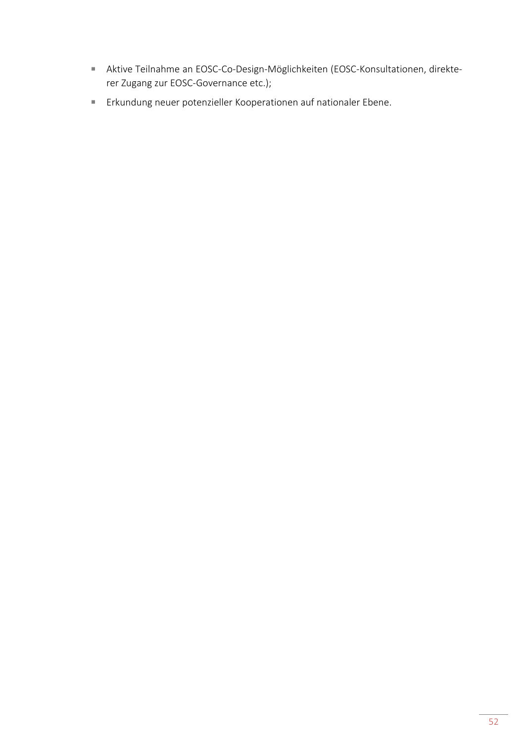- Aktive Teilnahme an EOSC-Co-Design-Möglichkeiten (EOSC-Konsultationen, direkterer Zugang zur EOSC-Governance etc.);
- Erkundung neuer potenzieller Kooperationen auf nationaler Ebene.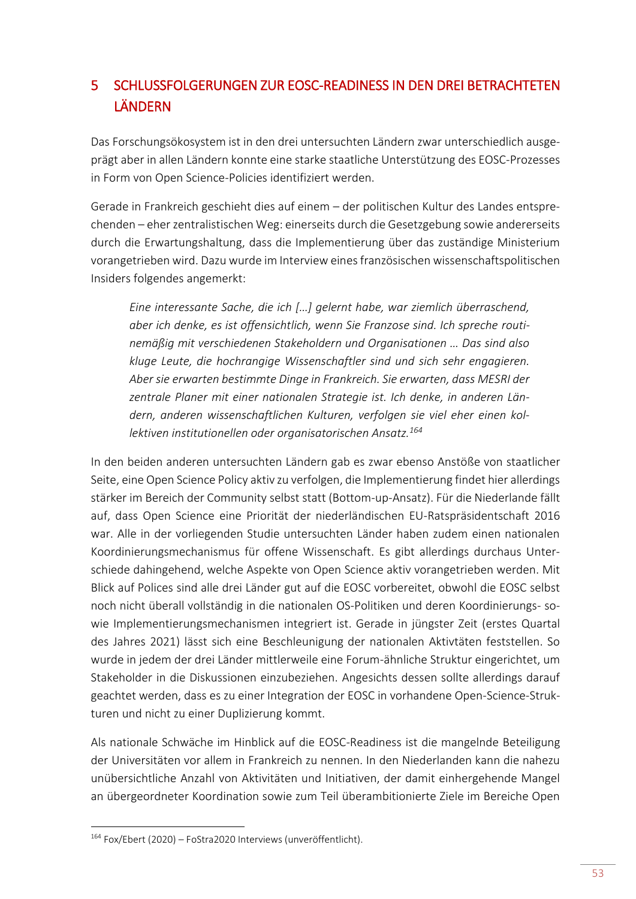# 5 SCHLUSSFOLGERUNGEN ZUR EOSC-READINESS IN DEN DREI BETRACHTETEN LÄNDERN

Das Forschungsökosystem ist in den drei untersuchten Ländern zwar unterschiedlich ausgeprägt aber in allen Ländern konnte eine starke staatliche Unterstützung des EOSC-Prozesses in Form von Open Science-Policies identifiziert werden.

Gerade in Frankreich geschieht dies auf einem – der politischen Kultur des Landes entsprechenden – eher zentralistischen Weg: einerseits durch die Gesetzgebung sowie andererseits durch die Erwartungshaltung, dass die Implementierung über das zuständige Ministerium vorangetrieben wird. Dazu wurde im Interview eines französischen wissenschaftspolitischen Insiders folgendes angemerkt:

> *Eine interessante Sache, die ich […] gelernt habe, war ziemlich überraschend, aber ich denke, es ist offensichtlich, wenn Sie Franzose sind. Ich spreche routinemäßig mit verschiedenen Stakeholdern und Organisationen … Das sind also kluge Leute, die hochrangige Wissenschaftler sind und sich sehr engagieren. Aber sie erwarten bestimmte Dinge in Frankreich. Sie erwarten, dass MESRI der zentrale Planer mit einer nationalen Strategie ist. Ich denke, in anderen Ländern, anderen wissenschaftlichen Kulturen, verfolgen sie viel eher einen kollektiven institutionellen oder organisatorischen Ansatz.*[164]

In den beiden anderen untersuchten Ländern gab es zwar ebenso Anstöße von staatlicher Seite, eine Open Science Policy aktiv zu verfolgen, die Implementierung findet hier allerdings stärker im Bereich der Community selbst statt (Bottom-up-Ansatz). Für die Niederlande fällt auf, dass Open Science eine Priorität der niederländischen EU-Ratspräsidentschaft 2016 war. Alle in der vorliegenden Studie untersuchten Länder haben zudem einen nationalen Koordinierungsmechanismus für offene Wissenschaft. Es gibt allerdings durchaus Unterschiede dahingehend, welche Aspekte von Open Science aktiv vorangetrieben werden. Mit Blick auf Polices sind alle drei Länder gut auf die EOSC vorbereitet, obwohl die EOSC selbst noch nicht überall vollständig in die nationalen OS-Politiken und deren Koordinierungs- sowie Implementierungsmechanismen integriert ist. Gerade in jüngster Zeit (erstes Quartal des Jahres 2021) lässt sich eine Beschleunigung der nationalen Aktivtäten feststellen. So wurde in jedem der drei Länder mittlerweile eine Forum-ähnliche Struktur eingerichtet, um Stakeholder in die Diskussionen einzubeziehen. Angesichts dessen sollte allerdings darauf geachtet werden, dass es zu einer Integration der EOSC in vorhandene Open-Science-Strukturen und nicht zu einer Duplizierung kommt.

Als nationale Schwäche im Hinblick auf die EOSC-Readiness ist die mangelnde Beteiligung der Universitäten vor allem in Frankreich zu nennen. In den Niederlanden kann die nahezu unübersichtliche Anzahl von Aktivitäten und Initiativen, der damit einhergehende Mangel an übergeordneter Koordination sowie zum Teil überambitionierte Ziele im Bereiche Open

---

[164] Fox/Ebert (2020) – FoStra2020 Interviews (unveröffentlicht).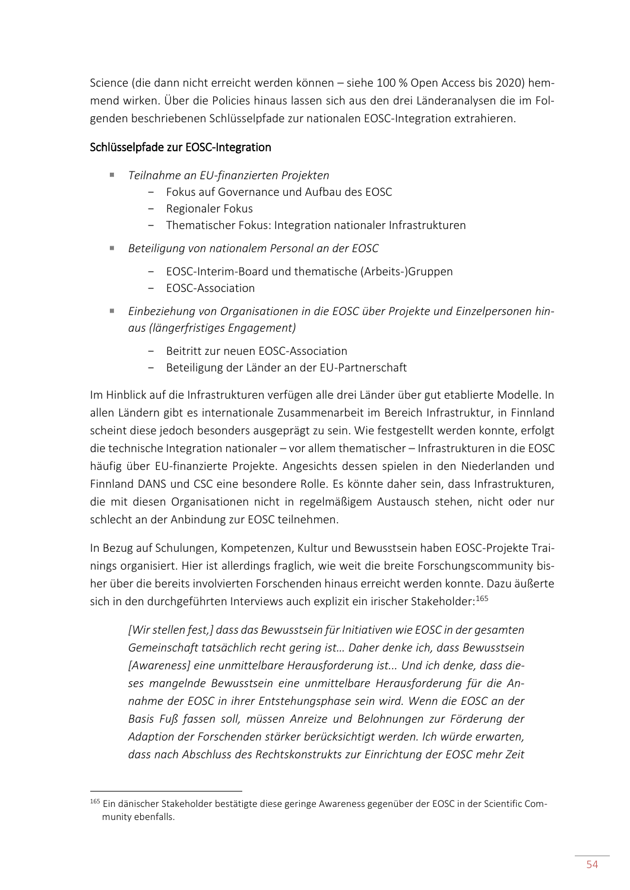Science (die dann nicht erreicht werden können – siehe 100 % Open Access bis 2020) hemmend wirken. Über die Policies hinaus lassen sich aus den drei Länderanalysen die im Folgenden beschriebenen Schlüsselpfade zur nationalen EOSC-Integration extrahieren.

#### Schlüsselpfade zur EOSC-Integration

- *Teilnahme an EU-finanzierten Projekten*
  - Fokus auf Governance und Aufbau des EOSC
  - Regionaler Fokus
  - Thematischer Fokus: Integration nationaler Infrastrukturen
- *Beteiligung von nationalem Personal an der EOSC*
  - EOSC-Interim-Board und thematische (Arbeits-)Gruppen
  - EOSC-Association
- *Einbeziehung von Organisationen in die EOSC über Projekte und Einzelpersonen hinaus (längerfristiges Engagement)*
  - Beitritt zur neuen EOSC-Association
  - Beteiligung der Länder an der EU-Partnerschaft

Im Hinblick auf die Infrastrukturen verfügen alle drei Länder über gut etablierte Modelle. In allen Ländern gibt es internationale Zusammenarbeit im Bereich Infrastruktur, in Finnland scheint diese jedoch besonders ausgeprägt zu sein. Wie festgestellt werden konnte, erfolgt die technische Integration nationaler – vor allem thematischer – Infrastrukturen in die EOSC häufig über EU-finanzierte Projekte. Angesichts dessen spielen in den Niederlanden und Finnland DANS und CSC eine besondere Rolle. Es könnte daher sein, dass Infrastrukturen, die mit diesen Organisationen nicht in regelmäßigem Austausch stehen, nicht oder nur schlecht an der Anbindung zur EOSC teilnehmen.

In Bezug auf Schulungen, Kompetenzen, Kultur und Bewusstsein haben EOSC-Projekte Trainings organisiert. Hier ist allerdings fraglich, wie weit die breite Forschungscommunity bisher über die bereits involvierten Forschenden hinaus erreicht werden konnte. Dazu äußerte sich in den durchgeführten Interviews auch explizit ein irischer Stakeholder:[165]

> *[Wir stellen fest,] dass das Bewusstsein für Initiativen wie EOSC in der gesamten Gemeinschaft tatsächlich recht gering ist… Daher denke ich, dass Bewusstsein [Awareness] eine unmittelbare Herausforderung ist... Und ich denke, dass dieses mangelnde Bewusstsein eine unmittelbare Herausforderung für die Annahme der EOSC in ihrer Entstehungsphase sein wird. Wenn die EOSC an der Basis Fuß fassen soll, müssen Anreize und Belohnungen zur Förderung der Adaption der Forschenden stärker berücksichtigt werden. Ich würde erwarten, dass nach Abschluss des Rechtskonstrukts zur Einrichtung der EOSC mehr Zeit*

[165] Ein dänischer Stakeholder bestätigte diese geringe Awareness gegenüber der EOSC in der Scientific Community ebenfalls.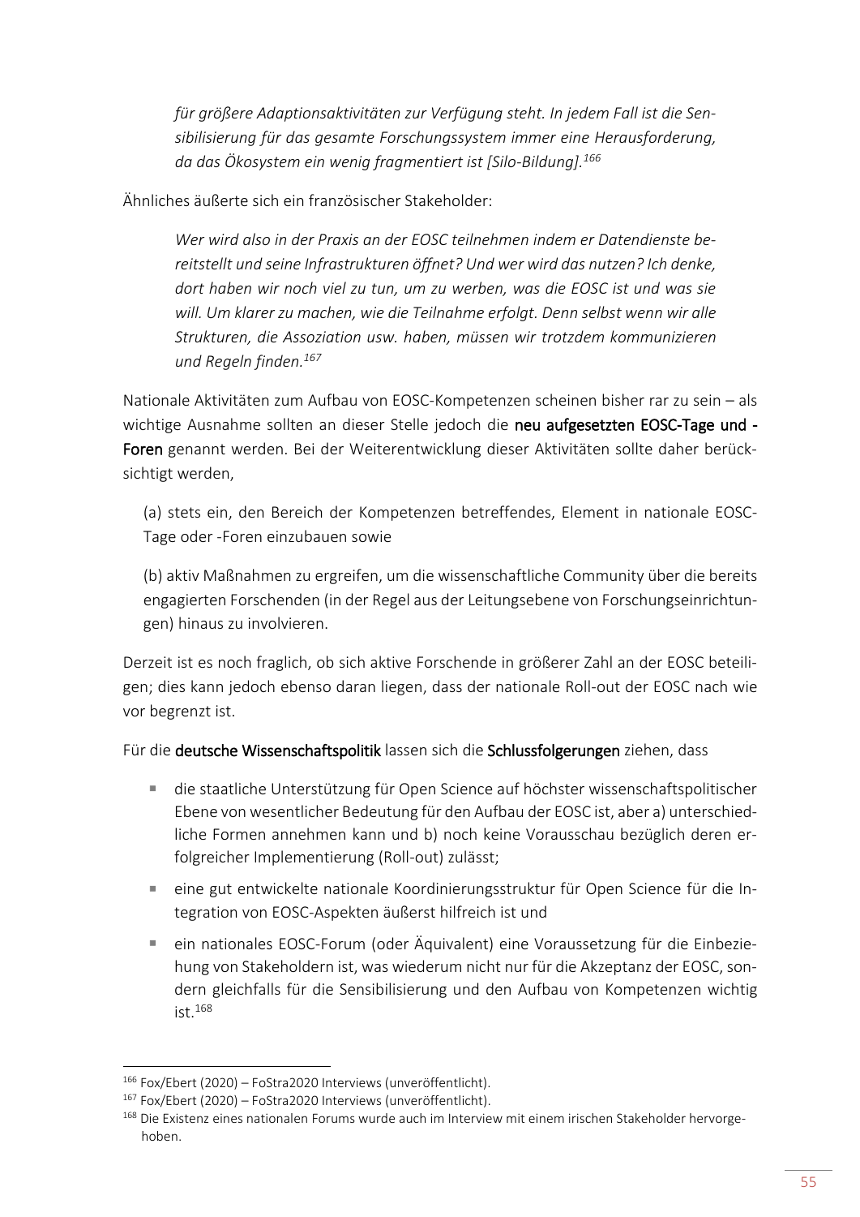*für größere Adaptionsaktivitäten zur Verfügung steht. In jedem Fall ist die Sensibilisierung für das gesamte Forschungssystem immer eine Herausforderung, da das Ökosystem ein wenig fragmentiert ist [Silo-Bildung].*[166]

Ähnliches äußerte sich ein französischer Stakeholder:

> *Wer wird also in der Praxis an der EOSC teilnehmen indem er Datendienste bereitstellt und seine Infrastrukturen öffnet? Und wer wird das nutzen? Ich denke, dort haben wir noch viel zu tun, um zu werben, was die EOSC ist und was sie will. Um klarer zu machen, wie die Teilnahme erfolgt. Denn selbst wenn wir alle Strukturen, die Assoziation usw. haben, müssen wir trotzdem kommunizieren und Regeln finden.*[167]

Nationale Aktivitäten zum Aufbau von EOSC-Kompetenzen scheinen bisher rar zu sein – als wichtige Ausnahme sollten an dieser Stelle jedoch die **neu aufgesetzten EOSC-Tage und -Foren** genannt werden. Bei der Weiterentwicklung dieser Aktivitäten sollte daher berücksichtigt werden,

(a) stets ein, den Bereich der Kompetenzen betreffendes, Element in nationale EOSC-Tage oder -Foren einzubauen sowie

(b) aktiv Maßnahmen zu ergreifen, um die wissenschaftliche Community über die bereits engagierten Forschenden (in der Regel aus der Leitungsebene von Forschungseinrichtungen) hinaus zu involvieren.

Derzeit ist es noch fraglich, ob sich aktive Forschende in größerer Zahl an der EOSC beteiligen; dies kann jedoch ebenso daran liegen, dass der nationale Roll-out der EOSC nach wie vor begrenzt ist.

Für die **deutsche Wissenschaftspolitik** lassen sich die **Schlussfolgerungen** ziehen, dass

- die staatliche Unterstützung für Open Science auf höchster wissenschaftspolitischer Ebene von wesentlicher Bedeutung für den Aufbau der EOSC ist, aber a) unterschiedliche Formen annehmen kann und b) noch keine Vorausschau bezüglich deren erfolgreicher Implementierung (Roll-out) zulässt;
- eine gut entwickelte nationale Koordinierungsstruktur für Open Science für die Integration von EOSC-Aspekten äußerst hilfreich ist und
- ein nationales EOSC-Forum (oder Äquivalent) eine Voraussetzung für die Einbeziehung von Stakeholdern ist, was wiederum nicht nur für die Akzeptanz der EOSC, sondern gleichfalls für die Sensibilisierung und den Aufbau von Kompetenzen wichtig ist.[168]

---

[166] Fox/Ebert (2020) – FoStra2020 Interviews (unveröffentlicht).

[167] Fox/Ebert (2020) – FoStra2020 Interviews (unveröffentlicht).

[168] Die Existenz eines nationalen Forums wurde auch im Interview mit einem irischen Stakeholder hervorgehoben.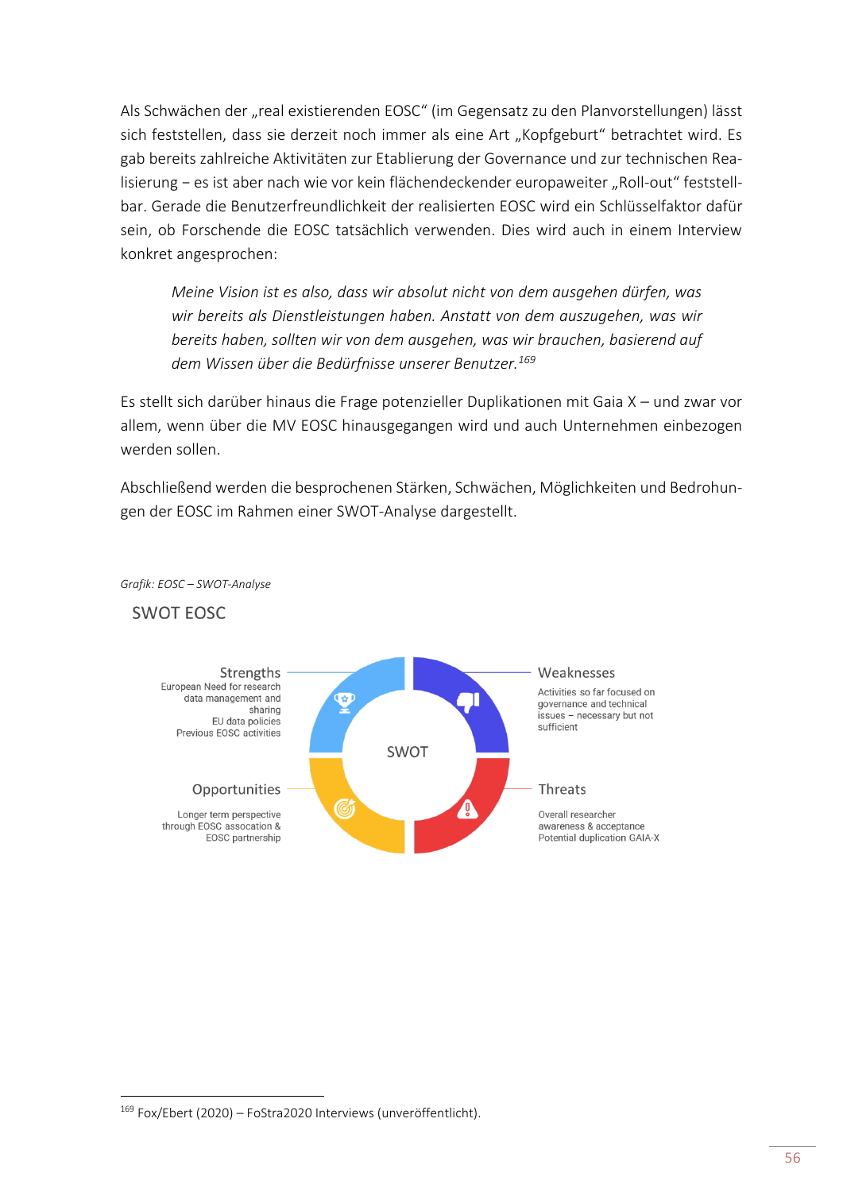Als Schwächen der „real existierenden EOSC“ (im Gegensatz zu den Planvorstellungen) lässt sich feststellen, dass sie derzeit noch immer als eine Art „Kopfgeburt“ betrachtet wird. Es gab bereits zahlreiche Aktivitäten zur Etablierung der Governance und zur technischen Realisierung – es ist aber nach wie vor kein flächendeckender europaweiter „Roll-out“ feststellbar. Gerade die Benutzerfreundlichkeit der realisierten EOSC wird ein Schlüsselfaktor dafür sein, ob Forschende die EOSC tatsächlich verwenden. Dies wird auch in einem Interview konkret angesprochen:

> *Meine Vision ist es also, dass wir absolut nicht von dem ausgehen dürfen, was wir bereits als Dienstleistungen haben. Anstatt von dem auszugehen, was wir bereits haben, sollten wir von dem ausgehen, was wir brauchen, basierend auf dem Wissen über die Bedürfnisse unserer Benutzer.*[169]

Es stellt sich darüber hinaus die Frage potenzieller Duplikationen mit Gaia X – und zwar vor allem, wenn über die MV EOSC hinausgegangen wird und auch Unternehmen einbezogen werden sollen.

Abschließend werden die besprochenen Stärken, Schwächen, Möglichkeiten und Bedrohungen der EOSC im Rahmen einer SWOT-Analyse dargestellt.

*Grafik: EOSC – SWOT-Analyse*

SWOT EOSC

| | |
|---|---|
| **Strengths**<br>European Need for research data management and sharing<br>EU data policies<br>Previous EOSC activities | **Weaknesses**<br>Activities so far focused on governance and technical issues – necessary but not sufficient |
| **Opportunities**<br>Longer term perspective through EOSC assocation & EOSC partnership | **Threats**<br>Overall researcher awareness & acceptance<br>Potential duplication GAIA-X |

---

[169] Fox/Ebert (2020) – FoStra2020 Interviews (unveröffentlicht).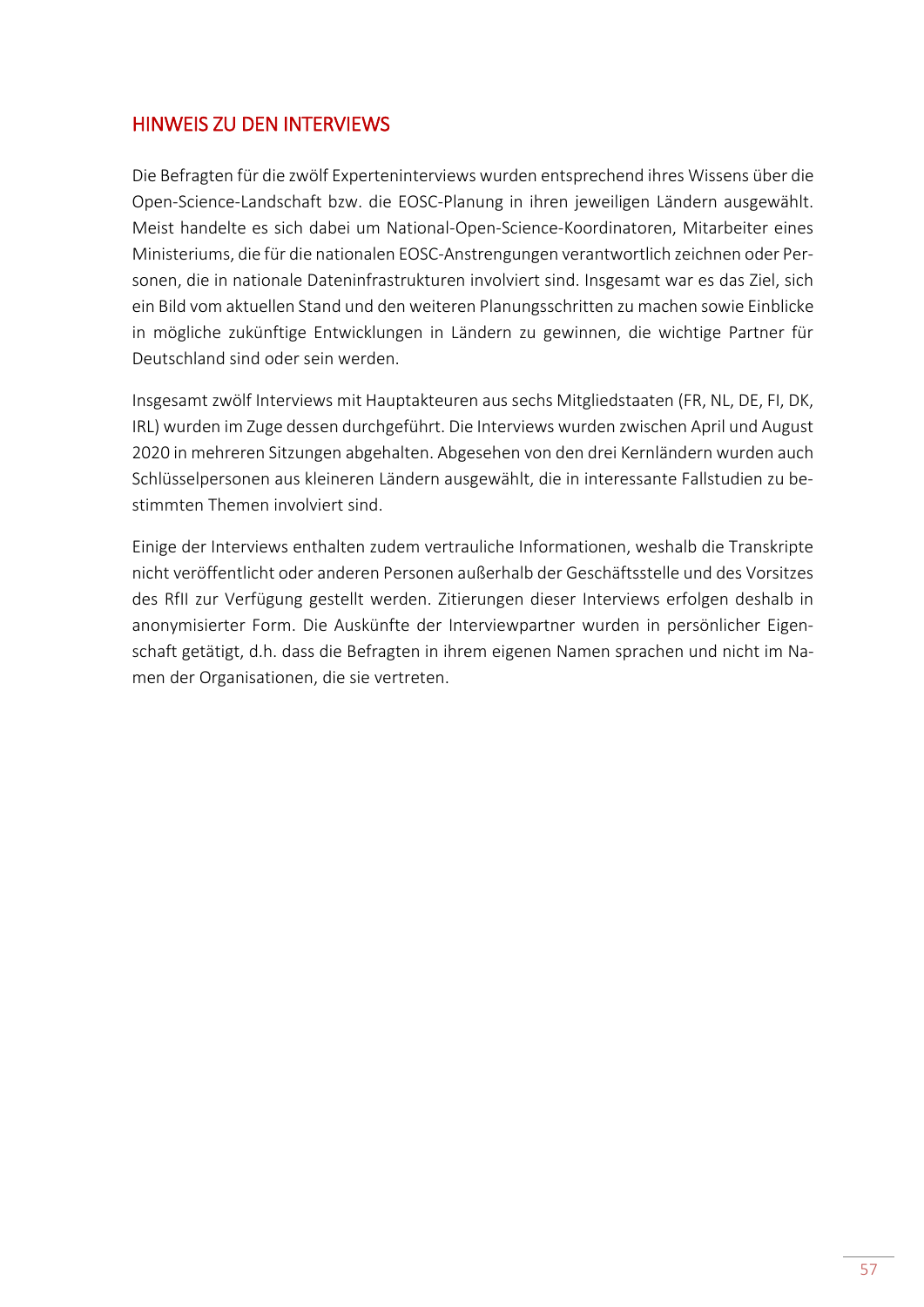## HINWEIS ZU DEN INTERVIEWS

Die Befragten für die zwölf Experteninterviews wurden entsprechend ihres Wissens über die Open-Science-Landschaft bzw. die EOSC-Planung in ihren jeweiligen Ländern ausgewählt. Meist handelte es sich dabei um National-Open-Science-Koordinatoren, Mitarbeiter eines Ministeriums, die für die nationalen EOSC-Anstrengungen verantwortlich zeichnen oder Personen, die in nationale Dateninfrastrukturen involviert sind. Insgesamt war es das Ziel, sich ein Bild vom aktuellen Stand und den weiteren Planungsschritten zu machen sowie Einblicke in mögliche zukünftige Entwicklungen in Ländern zu gewinnen, die wichtige Partner für Deutschland sind oder sein werden.

Insgesamt zwölf Interviews mit Hauptakteuren aus sechs Mitgliedstaaten (FR, NL, DE, FI, DK, IRL) wurden im Zuge dessen durchgeführt. Die Interviews wurden zwischen April und August 2020 in mehreren Sitzungen abgehalten. Abgesehen von den drei Kernländern wurden auch Schlüsselpersonen aus kleineren Ländern ausgewählt, die in interessante Fallstudien zu bestimmten Themen involviert sind.

Einige der Interviews enthalten zudem vertrauliche Informationen, weshalb die Transkripte nicht veröffentlicht oder anderen Personen außerhalb der Geschäftsstelle und des Vorsitzes des RfII zur Verfügung gestellt werden. Zitierungen dieser Interviews erfolgen deshalb in anonymisierter Form. Die Auskünfte der Interviewpartner wurden in persönlicher Eigenschaft getätigt, d.h. dass die Befragten in ihrem eigenen Namen sprachen und nicht im Namen der Organisationen, die sie vertreten.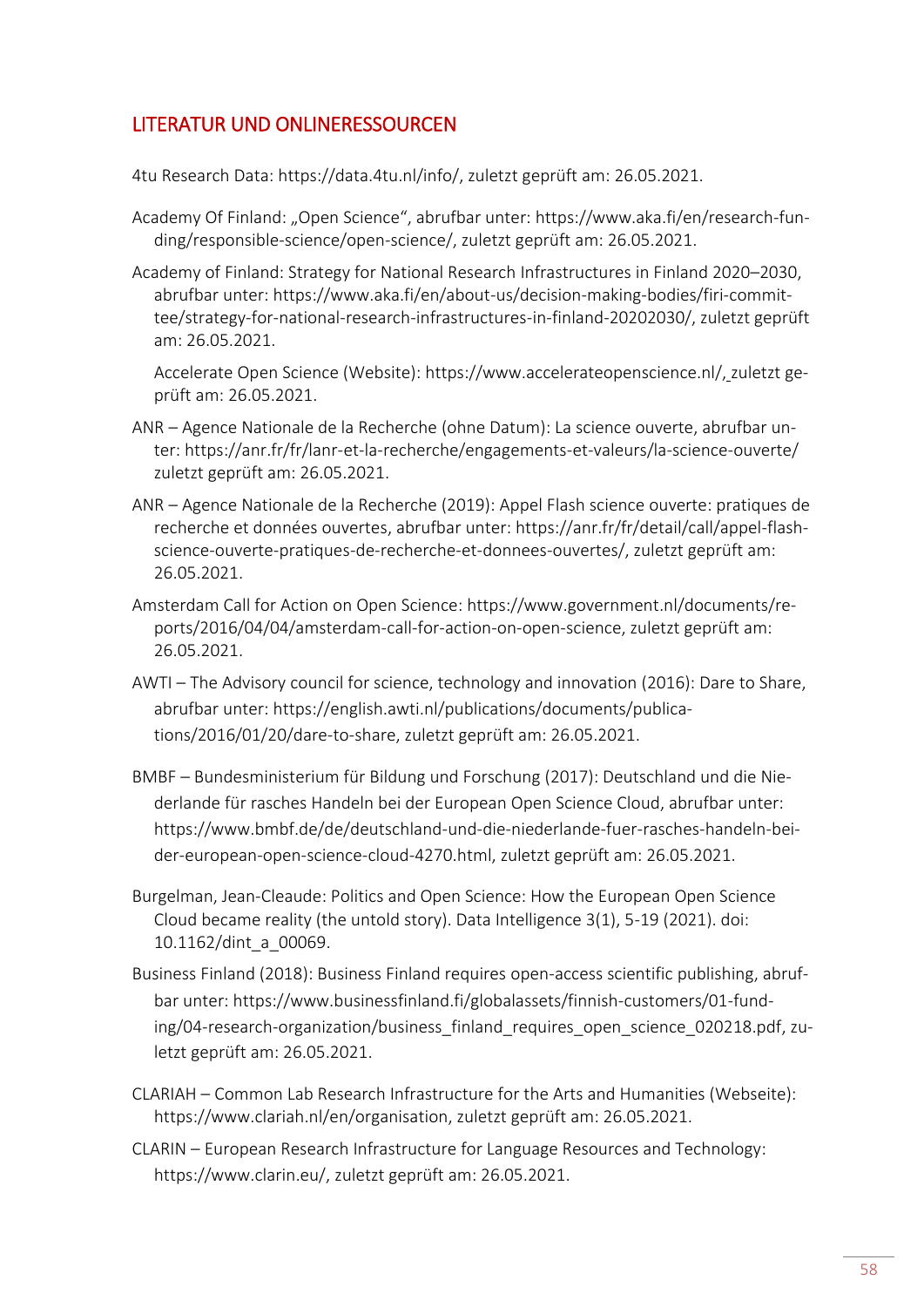## LITERATUR UND ONLINERESSOURCEN

4tu Research Data: https://data.4tu.nl/info/, zuletzt geprüft am: 26.05.2021.

Academy Of Finland: „Open Science“, abrufbar unter: https://www.aka.fi/en/research-funding/responsible-science/open-science/, zuletzt geprüft am: 26.05.2021.

Academy of Finland: Strategy for National Research Infrastructures in Finland 2020–2030, abrufbar unter: https://www.aka.fi/en/about-us/decision-making-bodies/firi-committee/strategy-for-national-research-infrastructures-in-finland-20202030/, zuletzt geprüft am: 26.05.2021.

Accelerate Open Science (Website): https://www.accelerateopenscience.nl/, zuletzt geprüft am: 26.05.2021.

ANR – Agence Nationale de la Recherche (ohne Datum): La science ouverte, abrufbar unter: https://anr.fr/fr/lanr-et-la-recherche/engagements-et-valeurs/la-science-ouverte/ zuletzt geprüft am: 26.05.2021.

ANR – Agence Nationale de la Recherche (2019): Appel Flash science ouverte: pratiques de recherche et données ouvertes, abrufbar unter: https://anr.fr/fr/detail/call/appel-flash-science-ouverte-pratiques-de-recherche-et-donnees-ouvertes/, zuletzt geprüft am: 26.05.2021.

Amsterdam Call for Action on Open Science: https://www.government.nl/documents/reports/2016/04/04/amsterdam-call-for-action-on-open-science, zuletzt geprüft am: 26.05.2021.

AWTI – The Advisory council for science, technology and innovation (2016): Dare to Share, abrufbar unter: https://english.awti.nl/publications/documents/publications/2016/01/20/dare-to-share, zuletzt geprüft am: 26.05.2021.

BMBF – Bundesministerium für Bildung und Forschung (2017): Deutschland und die Niederlande für rasches Handeln bei der European Open Science Cloud, abrufbar unter: https://www.bmbf.de/de/deutschland-und-die-niederlande-fuer-rasches-handeln-bei-der-european-open-science-cloud-4270.html, zuletzt geprüft am: 26.05.2021.

Burgelman, Jean-Cleaude: Politics and Open Science: How the European Open Science Cloud became reality (the untold story). Data Intelligence 3(1), 5-19 (2021). doi: 10.1162/dint_a_00069.

Business Finland (2018): Business Finland requires open-access scientific publishing, abrufbar unter: https://www.businessfinland.fi/globalassets/finnish-customers/01-funding/04-research-organization/business_finland_requires_open_science_020218.pdf, zuletzt geprüft am: 26.05.2021.

CLARIAH – Common Lab Research Infrastructure for the Arts and Humanities (Webseite): https://www.clariah.nl/en/organisation, zuletzt geprüft am: 26.05.2021.

CLARIN – European Research Infrastructure for Language Resources and Technology: https://www.clarin.eu/, zuletzt geprüft am: 26.05.2021.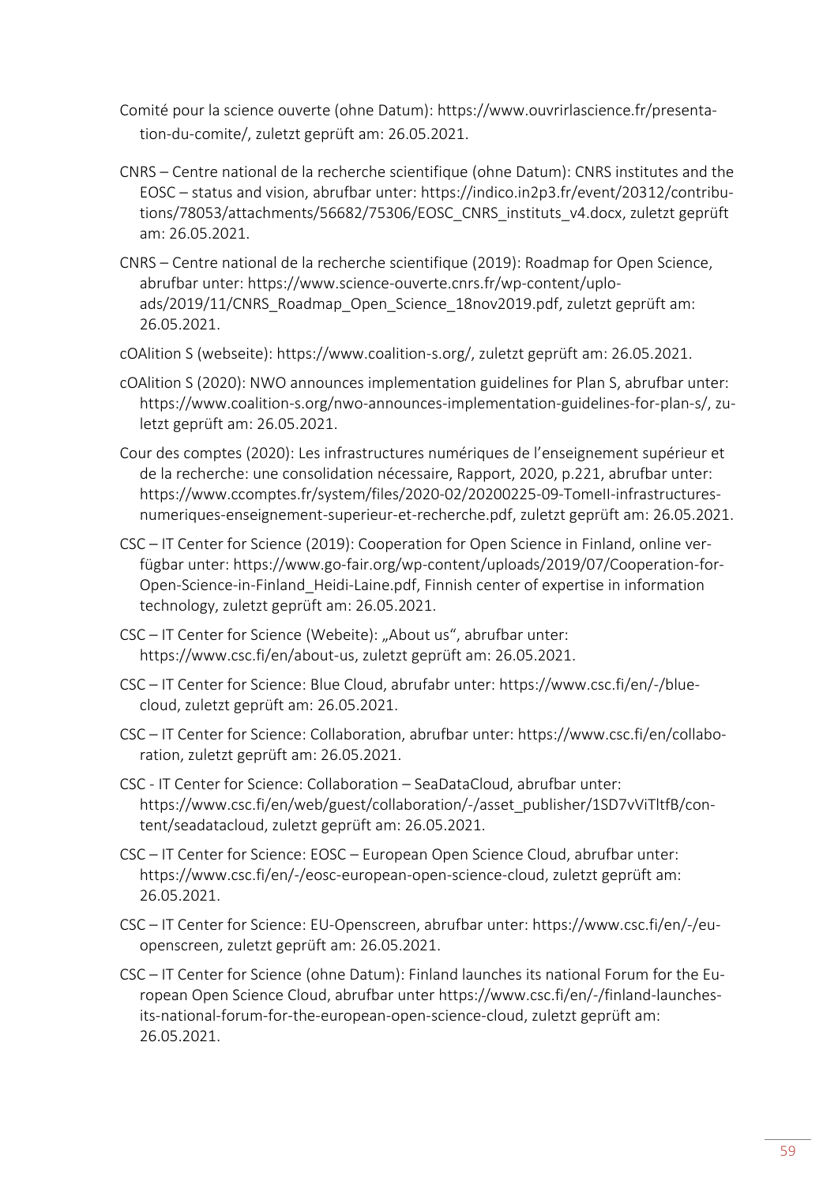Comité pour la science ouverte (ohne Datum): https://www.ouvrirlascience.fr/presentation-du-comite/, zuletzt geprüft am: 26.05.2021.

CNRS – Centre national de la recherche scientifique (ohne Datum): CNRS institutes and the EOSC – status and vision, abrufbar unter: https://indico.in2p3.fr/event/20312/contributions/78053/attachments/56682/75306/EOSC_CNRS_instituts_v4.docx, zuletzt geprüft am: 26.05.2021.

CNRS – Centre national de la recherche scientifique (2019): Roadmap for Open Science, abrufbar unter: https://www.science-ouverte.cnrs.fr/wp-content/uploads/2019/11/CNRS_Roadmap_Open_Science_18nov2019.pdf, zuletzt geprüft am: 26.05.2021.

cOAlition S (webseite): https://www.coalition-s.org/, zuletzt geprüft am: 26.05.2021.

cOAlition S (2020): NWO announces implementation guidelines for Plan S, abrufbar unter: https://www.coalition-s.org/nwo-announces-implementation-guidelines-for-plan-s/, zuletzt geprüft am: 26.05.2021.

Cour des comptes (2020): Les infrastructures numériques de l'enseignement supérieur et de la recherche: une consolidation nécessaire, Rapport, 2020, p.221, abrufbar unter: https://www.ccomptes.fr/system/files/2020-02/20200225-09-TomeII-infrastructures-numeriques-enseignement-superieur-et-recherche.pdf, zuletzt geprüft am: 26.05.2021.

CSC – IT Center for Science (2019): Cooperation for Open Science in Finland, online verfügbar unter: https://www.go-fair.org/wp-content/uploads/2019/07/Cooperation-for-Open-Science-in-Finland_Heidi-Laine.pdf, Finnish center of expertise in information technology, zuletzt geprüft am: 26.05.2021.

CSC – IT Center for Science (Webeite): „About us", abrufbar unter: https://www.csc.fi/en/about-us, zuletzt geprüft am: 26.05.2021.

CSC – IT Center for Science: Blue Cloud, abrufabr unter: https://www.csc.fi/en/-/blue-cloud, zuletzt geprüft am: 26.05.2021.

CSC – IT Center for Science: Collaboration, abrufbar unter: https://www.csc.fi/en/collaboration, zuletzt geprüft am: 26.05.2021.

CSC - IT Center for Science: Collaboration – SeaDataCloud, abrufbar unter: https://www.csc.fi/en/web/guest/collaboration/-/asset_publisher/1SD7vViTltfB/content/seadatacloud, zuletzt geprüft am: 26.05.2021.

CSC – IT Center for Science: EOSC – European Open Science Cloud, abrufbar unter: https://www.csc.fi/en/-/eosc-european-open-science-cloud, zuletzt geprüft am: 26.05.2021.

CSC – IT Center for Science: EU-Openscreen, abrufbar unter: https://www.csc.fi/en/-/eu-openscreen, zuletzt geprüft am: 26.05.2021.

CSC – IT Center for Science (ohne Datum): Finland launches its national Forum for the European Open Science Cloud, abrufbar unter https://www.csc.fi/en/-/finland-launches-its-national-forum-for-the-european-open-science-cloud, zuletzt geprüft am: 26.05.2021.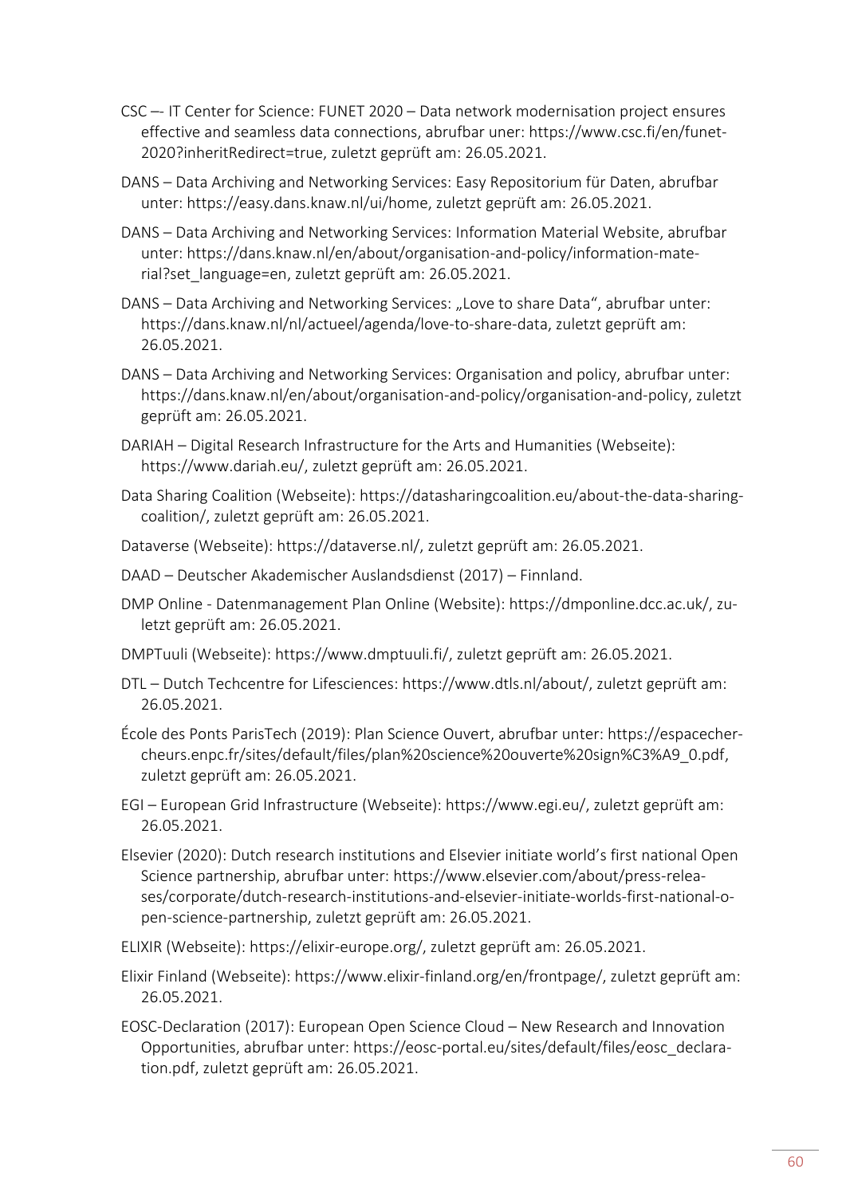CSC –- IT Center for Science: FUNET 2020 – Data network modernisation project ensures effective and seamless data connections, abrufbar uner: https://www.csc.fi/en/funet-2020?inheritRedirect=true, zuletzt geprüft am: 26.05.2021.

DANS – Data Archiving and Networking Services: Easy Repositorium für Daten, abrufbar unter: https://easy.dans.knaw.nl/ui/home, zuletzt geprüft am: 26.05.2021.

DANS – Data Archiving and Networking Services: Information Material Website, abrufbar unter: https://dans.knaw.nl/en/about/organisation-and-policy/information-material?set_language=en, zuletzt geprüft am: 26.05.2021.

DANS – Data Archiving and Networking Services: „Love to share Data", abrufbar unter: https://dans.knaw.nl/nl/actueel/agenda/love-to-share-data, zuletzt geprüft am: 26.05.2021.

DANS – Data Archiving and Networking Services: Organisation and policy, abrufbar unter: https://dans.knaw.nl/en/about/organisation-and-policy/organisation-and-policy, zuletzt geprüft am: 26.05.2021.

DARIAH – Digital Research Infrastructure for the Arts and Humanities (Webseite): https://www.dariah.eu/, zuletzt geprüft am: 26.05.2021.

Data Sharing Coalition (Webseite): https://datasharingcoalition.eu/about-the-data-sharing-coalition/, zuletzt geprüft am: 26.05.2021.

Dataverse (Webseite): https://dataverse.nl/, zuletzt geprüft am: 26.05.2021.

DAAD – Deutscher Akademischer Auslandsdienst (2017) – Finnland.

DMP Online - Datenmanagement Plan Online (Website): https://dmponline.dcc.ac.uk/, zuletzt geprüft am: 26.05.2021.

DMPTuuli (Webseite): https://www.dmptuuli.fi/, zuletzt geprüft am: 26.05.2021.

DTL – Dutch Techcentre for Lifesciences: https://www.dtls.nl/about/, zuletzt geprüft am: 26.05.2021.

École des Ponts ParisTech (2019): Plan Science Ouvert, abrufbar unter: https://espacechercheurs.enpc.fr/sites/default/files/plan%20science%20ouverte%20sign%C3%A9_0.pdf, zuletzt geprüft am: 26.05.2021.

EGI – European Grid Infrastructure (Webseite): https://www.egi.eu/, zuletzt geprüft am: 26.05.2021.

Elsevier (2020): Dutch research institutions and Elsevier initiate world's first national Open Science partnership, abrufbar unter: https://www.elsevier.com/about/press-releases/corporate/dutch-research-institutions-and-elsevier-initiate-worlds-first-national-open-science-partnership, zuletzt geprüft am: 26.05.2021.

ELIXIR (Webseite): https://elixir-europe.org/, zuletzt geprüft am: 26.05.2021.

Elixir Finland (Webseite): https://www.elixir-finland.org/en/frontpage/, zuletzt geprüft am: 26.05.2021.

EOSC-Declaration (2017): European Open Science Cloud – New Research and Innovation Opportunities, abrufbar unter: https://eosc-portal.eu/sites/default/files/eosc_declaration.pdf, zuletzt geprüft am: 26.05.2021.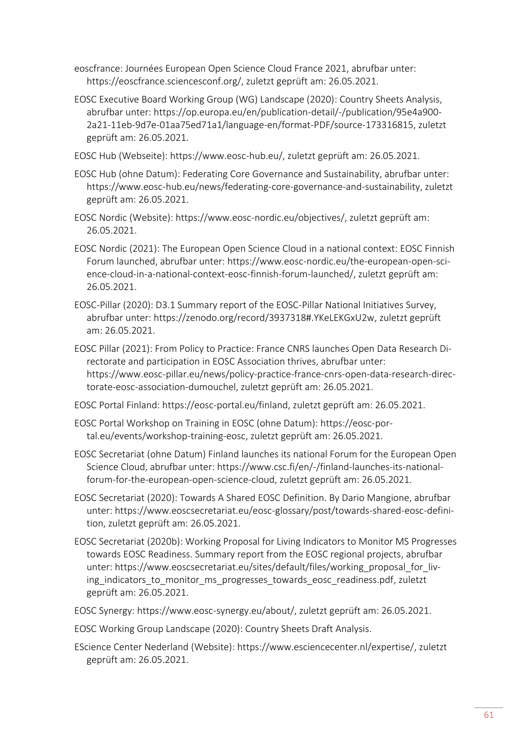eoscfrance: Journées European Open Science Cloud France 2021, abrufbar unter: https://eoscfrance.sciencesconf.org/, zuletzt geprüft am: 26.05.2021.

EOSC Executive Board Working Group (WG) Landscape (2020): Country Sheets Analysis, abrufbar unter: https://op.europa.eu/en/publication-detail/-/publication/95e4a900-2a21-11eb-9d7e-01aa75ed71a1/language-en/format-PDF/source-173316815, zuletzt geprüft am: 26.05.2021.

EOSC Hub (Webseite): https://www.eosc-hub.eu/, zuletzt geprüft am: 26.05.2021.

EOSC Hub (ohne Datum): Federating Core Governance and Sustainability, abrufbar unter: https://www.eosc-hub.eu/news/federating-core-governance-and-sustainability, zuletzt geprüft am: 26.05.2021.

EOSC Nordic (Website): https://www.eosc-nordic.eu/objectives/, zuletzt geprüft am: 26.05.2021.

EOSC Nordic (2021): The European Open Science Cloud in a national context: EOSC Finnish Forum launched, abrufbar unter: https://www.eosc-nordic.eu/the-european-open-science-cloud-in-a-national-context-eosc-finnish-forum-launched/, zuletzt geprüft am: 26.05.2021.

EOSC-Pillar (2020): D3.1 Summary report of the EOSC-Pillar National Initiatives Survey, abrufbar unter: https://zenodo.org/record/3937318#.YKeLEKGxU2w, zuletzt geprüft am: 26.05.2021.

EOSC Pillar (2021): From Policy to Practice: France CNRS launches Open Data Research Directorate and participation in EOSC Association thrives, abrufbar unter: https://www.eosc-pillar.eu/news/policy-practice-france-cnrs-open-data-research-directorate-eosc-association-dumouchel, zuletzt geprüft am: 26.05.2021.

EOSC Portal Finland: https://eosc-portal.eu/finland, zuletzt geprüft am: 26.05.2021.

EOSC Portal Workshop on Training in EOSC (ohne Datum): https://eosc-portal.eu/events/workshop-training-eosc, zuletzt geprüft am: 26.05.2021.

EOSC Secretariat (ohne Datum) Finland launches its national Forum for the European Open Science Cloud, abrufbar unter: https://www.csc.fi/en/-/finland-launches-its-national-forum-for-the-european-open-science-cloud, zuletzt geprüft am: 26.05.2021.

EOSC Secretariat (2020): Towards A Shared EOSC Definition. By Dario Mangione, abrufbar unter: https://www.eoscsecretariat.eu/eosc-glossary/post/towards-shared-eosc-definition, zuletzt geprüft am: 26.05.2021.

EOSC Secretariat (2020b): Working Proposal for Living Indicators to Monitor MS Progresses towards EOSC Readiness. Summary report from the EOSC regional projects, abrufbar unter: https://www.eoscsecretariat.eu/sites/default/files/working_proposal_for_living_indicators_to_monitor_ms_progresses_towards_eosc_readiness.pdf, zuletzt geprüft am: 26.05.2021.

EOSC Synergy: https://www.eosc-synergy.eu/about/, zuletzt geprüft am: 26.05.2021.

EOSC Working Group Landscape (2020): Country Sheets Draft Analysis.

EScience Center Nederland (Website): https://www.esciencecenter.nl/expertise/, zuletzt geprüft am: 26.05.2021.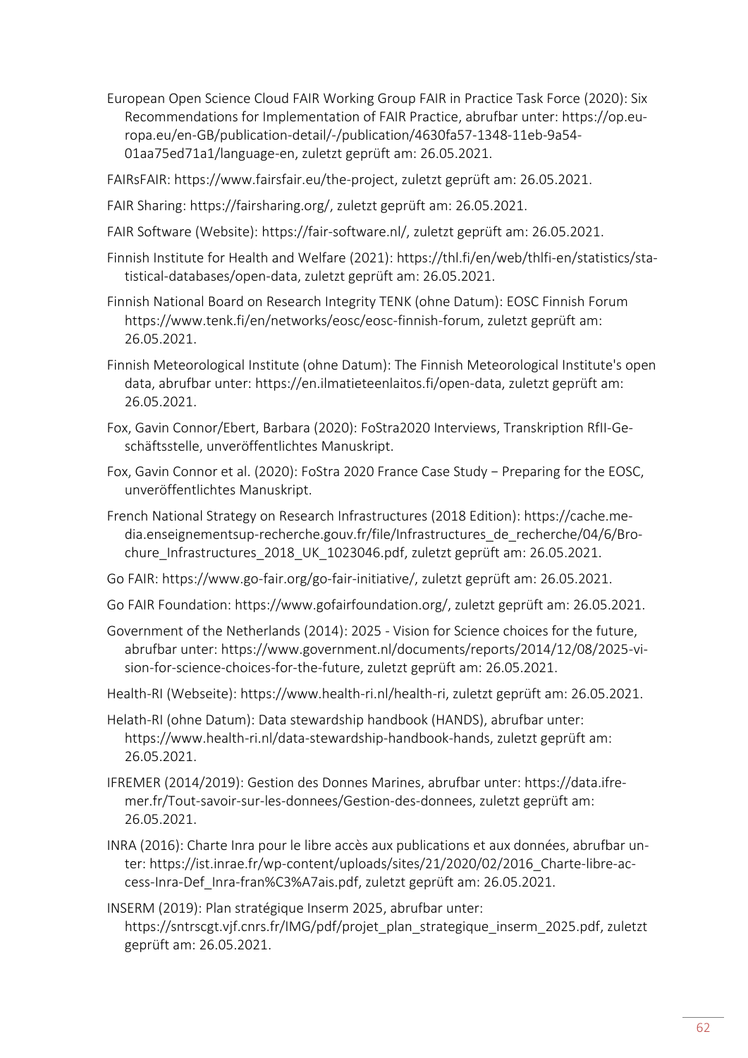European Open Science Cloud FAIR Working Group FAIR in Practice Task Force (2020): Six Recommendations for Implementation of FAIR Practice, abrufbar unter: https://op.europa.eu/en-GB/publication-detail/-/publication/4630fa57-1348-11eb-9a54-01aa75ed71a1/language-en, zuletzt geprüft am: 26.05.2021.

FAIRsFAIR: https://www.fairsfair.eu/the-project, zuletzt geprüft am: 26.05.2021.

FAIR Sharing: https://fairsharing.org/, zuletzt geprüft am: 26.05.2021.

FAIR Software (Website): https://fair-software.nl/, zuletzt geprüft am: 26.05.2021.

Finnish Institute for Health and Welfare (2021): https://thl.fi/en/web/thlfi-en/statistics/statistical-databases/open-data, zuletzt geprüft am: 26.05.2021.

Finnish National Board on Research Integrity TENK (ohne Datum): EOSC Finnish Forum https://www.tenk.fi/en/networks/eosc/eosc-finnish-forum, zuletzt geprüft am: 26.05.2021.

Finnish Meteorological Institute (ohne Datum): The Finnish Meteorological Institute's open data, abrufbar unter: https://en.ilmatieteenlaitos.fi/open-data, zuletzt geprüft am: 26.05.2021.

Fox, Gavin Connor/Ebert, Barbara (2020): FoStra2020 Interviews, Transkription RfII-Geschäftsstelle, unveröffentlichtes Manuskript.

Fox, Gavin Connor et al. (2020): FoStra 2020 France Case Study − Preparing for the EOSC, unveröffentlichtes Manuskript.

French National Strategy on Research Infrastructures (2018 Edition): https://cache.media.enseignementsup-recherche.gouv.fr/file/Infrastructures_de_recherche/04/6/Brochure_Infrastructures_2018_UK_1023046.pdf, zuletzt geprüft am: 26.05.2021.

Go FAIR: https://www.go-fair.org/go-fair-initiative/, zuletzt geprüft am: 26.05.2021.

Go FAIR Foundation: https://www.gofairfoundation.org/, zuletzt geprüft am: 26.05.2021.

Government of the Netherlands (2014): 2025 - Vision for Science choices for the future, abrufbar unter: https://www.government.nl/documents/reports/2014/12/08/2025-vision-for-science-choices-for-the-future, zuletzt geprüft am: 26.05.2021.

Health-RI (Webseite): https://www.health-ri.nl/health-ri, zuletzt geprüft am: 26.05.2021.

Helath-RI (ohne Datum): Data stewardship handbook (HANDS), abrufbar unter: https://www.health-ri.nl/data-stewardship-handbook-hands, zuletzt geprüft am: 26.05.2021.

IFREMER (2014/2019): Gestion des Donnes Marines, abrufbar unter: https://data.ifremer.fr/Tout-savoir-sur-les-donnees/Gestion-des-donnees, zuletzt geprüft am: 26.05.2021.

INRA (2016): Charte Inra pour le libre accès aux publications et aux données, abrufbar unter: https://ist.inrae.fr/wp-content/uploads/sites/21/2020/02/2016_Charte-libre-access-Inra-Def_Inra-fran%C3%A7ais.pdf, zuletzt geprüft am: 26.05.2021.

INSERM (2019): Plan stratégique Inserm 2025, abrufbar unter: https://sntrscgt.vjf.cnrs.fr/IMG/pdf/projet_plan_strategique_inserm_2025.pdf, zuletzt geprüft am: 26.05.2021.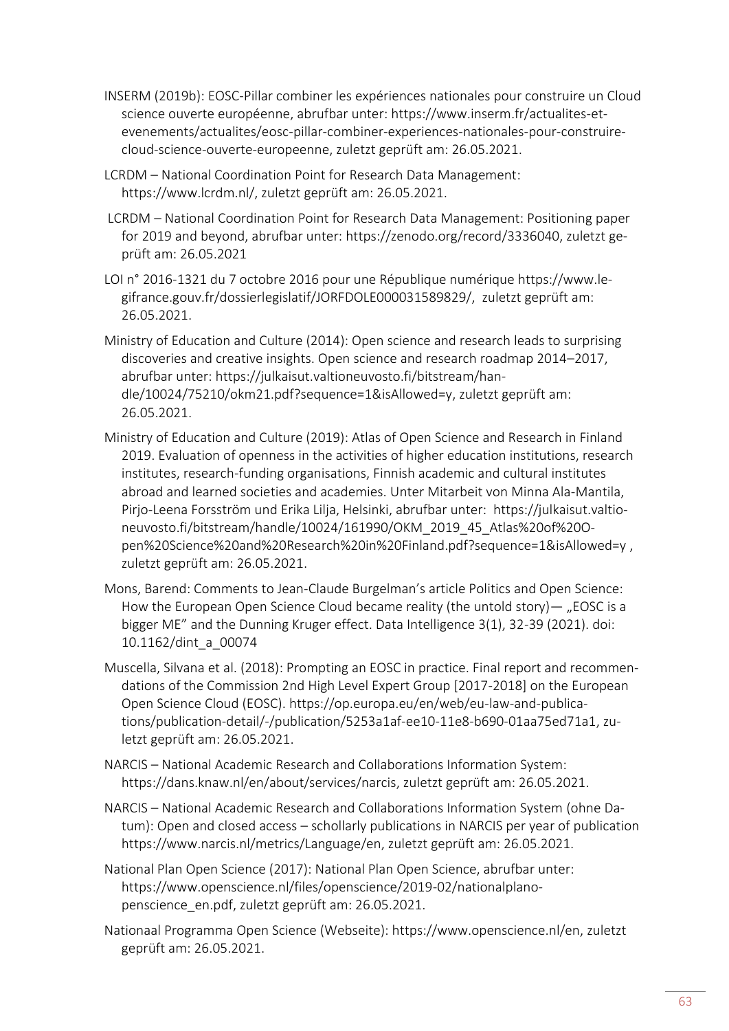INSERM (2019b): EOSC-Pillar combiner les expériences nationales pour construire un Cloud science ouverte européenne, abrufbar unter: https://www.inserm.fr/actualites-et-evenements/actualites/eosc-pillar-combiner-experiences-nationales-pour-construire-cloud-science-ouverte-europeenne, zuletzt geprüft am: 26.05.2021.

LCRDM – National Coordination Point for Research Data Management: https://www.lcrdm.nl/, zuletzt geprüft am: 26.05.2021.

LCRDM – National Coordination Point for Research Data Management: Positioning paper for 2019 and beyond, abrufbar unter: https://zenodo.org/record/3336040, zuletzt geprüft am: 26.05.2021

LOI n° 2016-1321 du 7 octobre 2016 pour une République numérique https://www.legifrance.gouv.fr/dossierlegislatif/JORFDOLE000031589829/, zuletzt geprüft am: 26.05.2021.

Ministry of Education and Culture (2014): Open science and research leads to surprising discoveries and creative insights. Open science and research roadmap 2014–2017, abrufbar unter: https://julkaisut.valtioneuvosto.fi/bitstream/handle/10024/75210/okm21.pdf?sequence=1&isAllowed=y, zuletzt geprüft am: 26.05.2021.

Ministry of Education and Culture (2019): Atlas of Open Science and Research in Finland 2019. Evaluation of openness in the activities of higher education institutions, research institutes, research-funding organisations, Finnish academic and cultural institutes abroad and learned societies and academies. Unter Mitarbeit von Minna Ala-Mantila, Pirjo-Leena Forsström und Erika Lilja, Helsinki, abrufbar unter: https://julkaisut.valtioneuvosto.fi/bitstream/handle/10024/161990/OKM_2019_45_Atlas%20of%20Open%20Science%20and%20Research%20in%20Finland.pdf?sequence=1&isAllowed=y , zuletzt geprüft am: 26.05.2021.

Mons, Barend: Comments to Jean-Claude Burgelman's article Politics and Open Science: How the European Open Science Cloud became reality (the untold story)— „EOSC is a bigger ME" and the Dunning Kruger effect. Data Intelligence 3(1), 32-39 (2021). doi: 10.1162/dint_a_00074

Muscella, Silvana et al. (2018): Prompting an EOSC in practice. Final report and recommendations of the Commission 2nd High Level Expert Group [2017-2018] on the European Open Science Cloud (EOSC). https://op.europa.eu/en/web/eu-law-and-publications/publication-detail/-/publication/5253a1af-ee10-11e8-b690-01aa75ed71a1, zuletzt geprüft am: 26.05.2021.

NARCIS – National Academic Research and Collaborations Information System: https://dans.knaw.nl/en/about/services/narcis, zuletzt geprüft am: 26.05.2021.

NARCIS – National Academic Research and Collaborations Information System (ohne Datum): Open and closed access – schollarly publications in NARCIS per year of publication https://www.narcis.nl/metrics/Language/en, zuletzt geprüft am: 26.05.2021.

National Plan Open Science (2017): National Plan Open Science, abrufbar unter: https://www.openscience.nl/files/openscience/2019-02/nationalplanopenscience_en.pdf, zuletzt geprüft am: 26.05.2021.

Nationaal Programma Open Science (Webseite): https://www.openscience.nl/en, zuletzt geprüft am: 26.05.2021.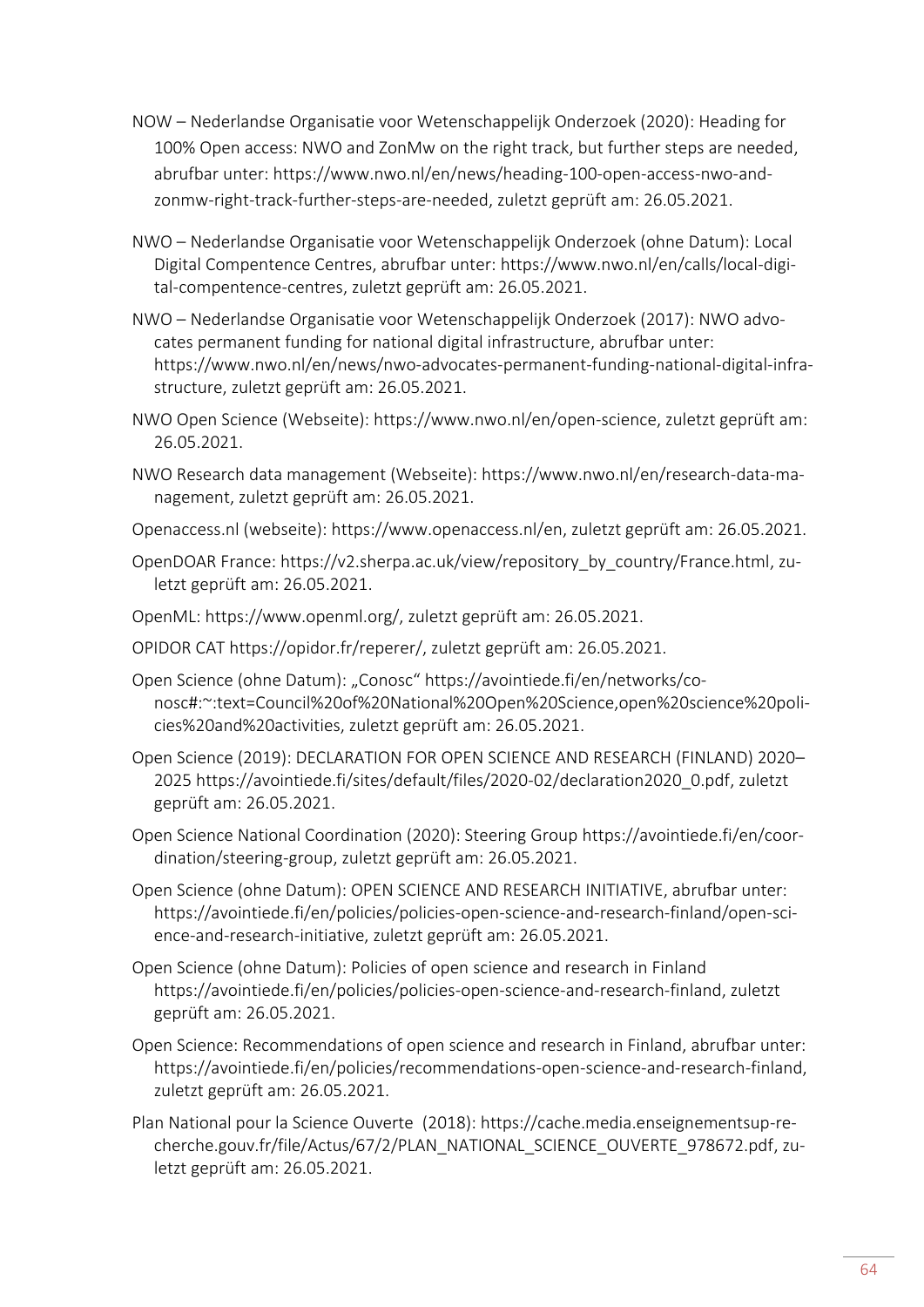NOW – Nederlandse Organisatie voor Wetenschappelijk Onderzoek (2020): Heading for 100% Open access: NWO and ZonMw on the right track, but further steps are needed, abrufbar unter: https://www.nwo.nl/en/news/heading-100-open-access-nwo-and-zonmw-right-track-further-steps-are-needed, zuletzt geprüft am: 26.05.2021.

NWO – Nederlandse Organisatie voor Wetenschappelijk Onderzoek (ohne Datum): Local Digital Compentence Centres, abrufbar unter: https://www.nwo.nl/en/calls/local-digital-compentence-centres, zuletzt geprüft am: 26.05.2021.

NWO – Nederlandse Organisatie voor Wetenschappelijk Onderzoek (2017): NWO advocates permanent funding for national digital infrastructure, abrufbar unter: https://www.nwo.nl/en/news/nwo-advocates-permanent-funding-national-digital-infrastructure, zuletzt geprüft am: 26.05.2021.

NWO Open Science (Webseite): https://www.nwo.nl/en/open-science, zuletzt geprüft am: 26.05.2021.

NWO Research data management (Webseite): https://www.nwo.nl/en/research-data-management, zuletzt geprüft am: 26.05.2021.

Openaccess.nl (webseite): https://www.openaccess.nl/en, zuletzt geprüft am: 26.05.2021.

OpenDOAR France: https://v2.sherpa.ac.uk/view/repository_by_country/France.html, zuletzt geprüft am: 26.05.2021.

OpenML: https://www.openml.org/, zuletzt geprüft am: 26.05.2021.

OPIDOR CAT https://opidor.fr/reperer/, zuletzt geprüft am: 26.05.2021.

Open Science (ohne Datum): „Conosc" https://avointiede.fi/en/networks/conosc#:~:text=Council%20of%20National%20Open%20Science,open%20science%20policies%20and%20activities, zuletzt geprüft am: 26.05.2021.

Open Science (2019): DECLARATION FOR OPEN SCIENCE AND RESEARCH (FINLAND) 2020–2025 https://avointiede.fi/sites/default/files/2020-02/declaration2020_0.pdf, zuletzt geprüft am: 26.05.2021.

Open Science National Coordination (2020): Steering Group https://avointiede.fi/en/coordination/steering-group, zuletzt geprüft am: 26.05.2021.

Open Science (ohne Datum): OPEN SCIENCE AND RESEARCH INITIATIVE, abrufbar unter: https://avointiede.fi/en/policies/policies-open-science-and-research-finland/open-science-and-research-initiative, zuletzt geprüft am: 26.05.2021.

Open Science (ohne Datum): Policies of open science and research in Finland https://avointiede.fi/en/policies/policies-open-science-and-research-finland, zuletzt geprüft am: 26.05.2021.

Open Science: Recommendations of open science and research in Finland, abrufbar unter: https://avointiede.fi/en/policies/recommendations-open-science-and-research-finland, zuletzt geprüft am: 26.05.2021.

Plan National pour la Science Ouverte (2018): https://cache.media.enseignementsup-recherche.gouv.fr/file/Actus/67/2/PLAN_NATIONAL_SCIENCE_OUVERTE_978672.pdf, zuletzt geprüft am: 26.05.2021.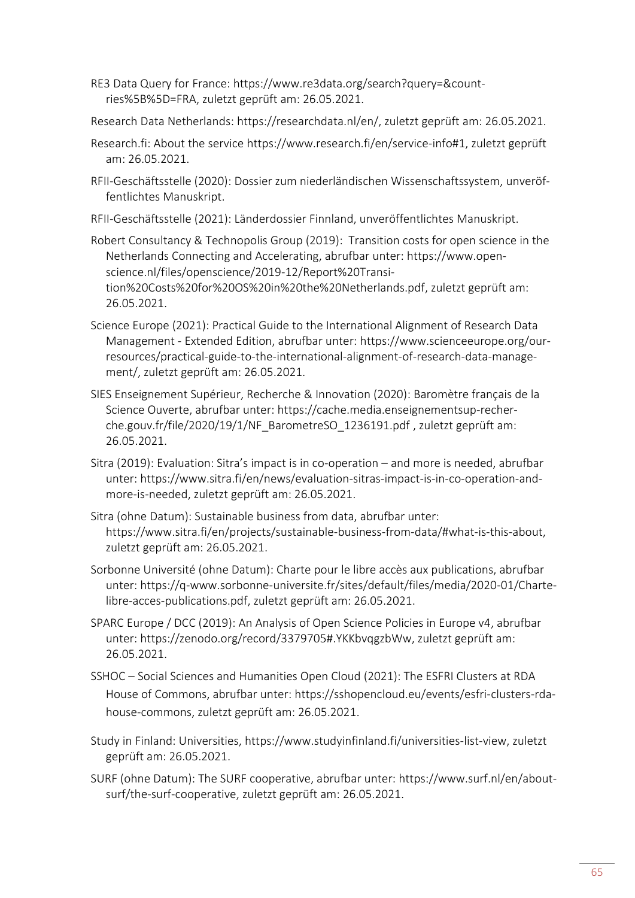RE3 Data Query for France: https://www.re3data.org/search?query=&countries%5B%5D=FRA, zuletzt geprüft am: 26.05.2021.

Research Data Netherlands: https://researchdata.nl/en/, zuletzt geprüft am: 26.05.2021.

Research.fi: About the service https://www.research.fi/en/service-info#1, zuletzt geprüft am: 26.05.2021.

RFII-Geschäftsstelle (2020): Dossier zum niederländischen Wissenschaftssystem, unveröffentlichtes Manuskript.

RFII-Geschäftsstelle (2021): Länderdossier Finnland, unveröffentlichtes Manuskript.

Robert Consultancy & Technopolis Group (2019): Transition costs for open science in the Netherlands Connecting and Accelerating, abrufbar unter: https://www.openscience.nl/files/openscience/2019-12/Report%20Transition%20Costs%20for%20OS%20in%20the%20Netherlands.pdf, zuletzt geprüft am: 26.05.2021.

Science Europe (2021): Practical Guide to the International Alignment of Research Data Management - Extended Edition, abrufbar unter: https://www.scienceeurope.org/our-resources/practical-guide-to-the-international-alignment-of-research-data-management/, zuletzt geprüft am: 26.05.2021.

SIES Enseignement Supérieur, Recherche & Innovation (2020): Baromètre français de la Science Ouverte, abrufbar unter: https://cache.media.enseignementsup-recherche.gouv.fr/file/2020/19/1/NF_BarometreSO_1236191.pdf , zuletzt geprüft am: 26.05.2021.

Sitra (2019): Evaluation: Sitra's impact is in co-operation – and more is needed, abrufbar unter: https://www.sitra.fi/en/news/evaluation-sitras-impact-is-in-co-operation-and-more-is-needed, zuletzt geprüft am: 26.05.2021.

Sitra (ohne Datum): Sustainable business from data, abrufbar unter: https://www.sitra.fi/en/projects/sustainable-business-from-data/#what-is-this-about, zuletzt geprüft am: 26.05.2021.

Sorbonne Université (ohne Datum): Charte pour le libre accès aux publications, abrufbar unter: https://q-www.sorbonne-universite.fr/sites/default/files/media/2020-01/Charte-libre-acces-publications.pdf, zuletzt geprüft am: 26.05.2021.

SPARC Europe / DCC (2019): An Analysis of Open Science Policies in Europe v4, abrufbar unter: https://zenodo.org/record/3379705#.YKKbvqgzbWw, zuletzt geprüft am: 26.05.2021.

SSHOC – Social Sciences and Humanities Open Cloud (2021): The ESFRI Clusters at RDA House of Commons, abrufbar unter: https://sshopencloud.eu/events/esfri-clusters-rda-house-commons, zuletzt geprüft am: 26.05.2021.

Study in Finland: Universities, https://www.studyinfinland.fi/universities-list-view, zuletzt geprüft am: 26.05.2021.

SURF (ohne Datum): The SURF cooperative, abrufbar unter: https://www.surf.nl/en/about-surf/the-surf-cooperative, zuletzt geprüft am: 26.05.2021.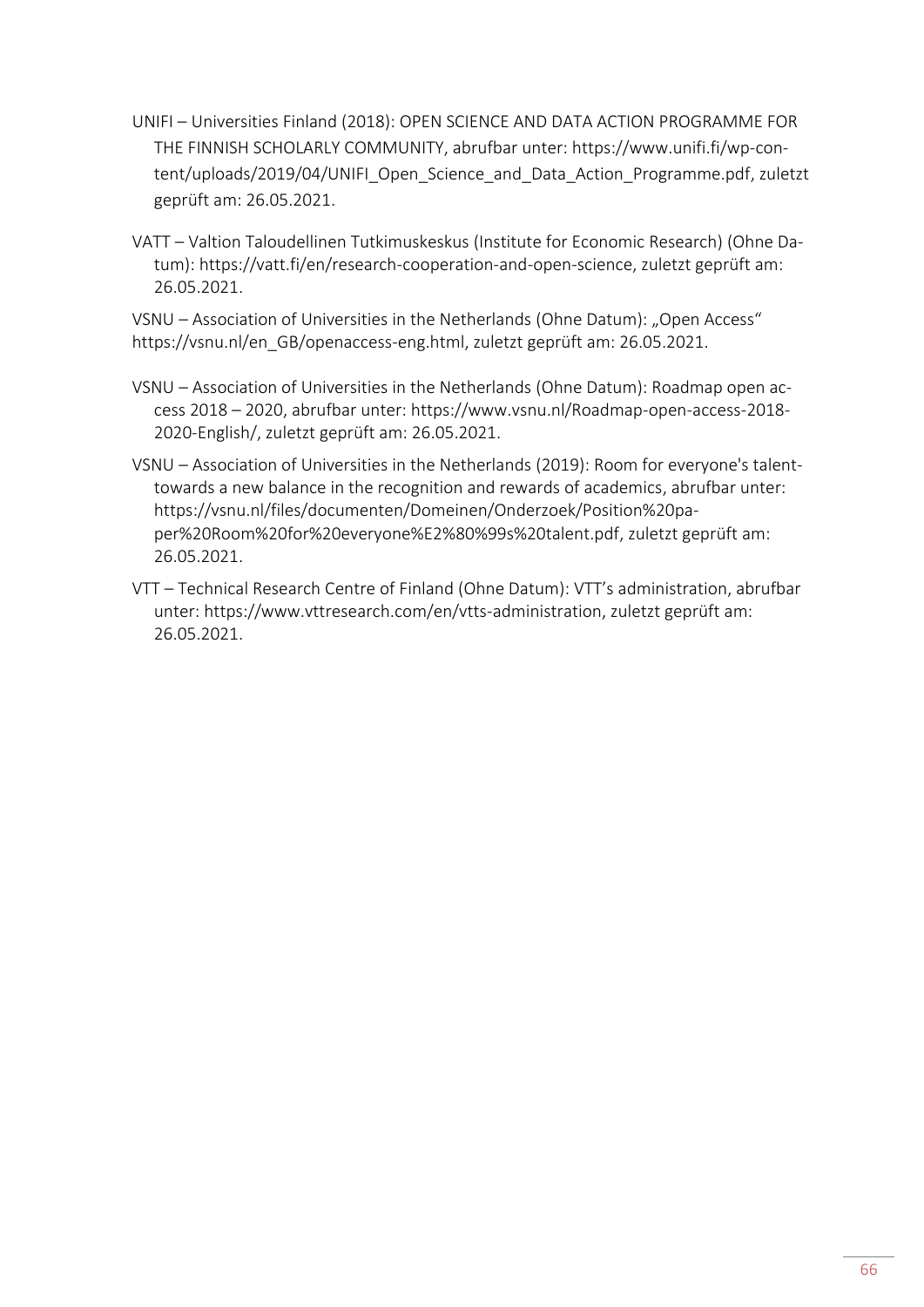UNIFI – Universities Finland (2018): OPEN SCIENCE AND DATA ACTION PROGRAMME FOR THE FINNISH SCHOLARLY COMMUNITY, abrufbar unter: https://www.unifi.fi/wp-content/uploads/2019/04/UNIFI_Open_Science_and_Data_Action_Programme.pdf, zuletzt geprüft am: 26.05.2021.

VATT – Valtion Taloudellinen Tutkimuskeskus (Institute for Economic Research) (Ohne Datum): https://vatt.fi/en/research-cooperation-and-open-science, zuletzt geprüft am: 26.05.2021.

VSNU – Association of Universities in the Netherlands (Ohne Datum): „Open Access" https://vsnu.nl/en_GB/openaccess-eng.html, zuletzt geprüft am: 26.05.2021.

VSNU – Association of Universities in the Netherlands (Ohne Datum): Roadmap open access 2018 – 2020, abrufbar unter: https://www.vsnu.nl/Roadmap-open-access-2018-2020-English/, zuletzt geprüft am: 26.05.2021.

VSNU – Association of Universities in the Netherlands (2019): Room for everyone's talent-towards a new balance in the recognition and rewards of academics, abrufbar unter: https://vsnu.nl/files/documenten/Domeinen/Onderzoek/Position%20paper%20Room%20for%20everyone%E2%80%99s%20talent.pdf, zuletzt geprüft am: 26.05.2021.

VTT – Technical Research Centre of Finland (Ohne Datum): VTT's administration, abrufbar unter: https://www.vttresearch.com/en/vtts-administration, zuletzt geprüft am: 26.05.2021.